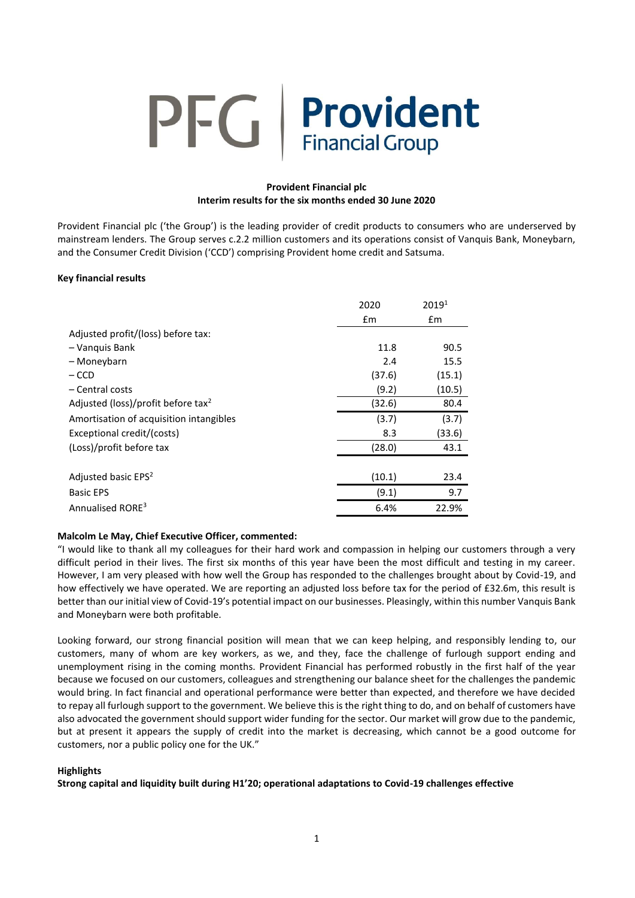# PFG | Provident Financial Group

**Provident Financial plc**
**Interim results for the six months ended 30 June 2020**

Provident Financial plc ('the Group') is the leading provider of credit products to consumers who are underserved by mainstream lenders. The Group serves c.2.2 million customers and its operations consist of Vanquis Bank, Moneybarn, and the Consumer Credit Division ('CCD') comprising Provident home credit and Satsuma.

**Key financial results**

| | 2020 | 2019[1] |
|---|---|---|
| | £m | £m |
| Adjusted profit/(loss) before tax: | | |
| – Vanquis Bank | 11.8 | 90.5 |
| – Moneybarn | 2.4 | 15.5 |
| – CCD | (37.6) | (15.1) |
| – Central costs | (9.2) | (10.5) |
| Adjusted (loss)/profit before tax[2] | (32.6) | 80.4 |
| Amortisation of acquisition intangibles | (3.7) | (3.7) |
| Exceptional credit/(costs) | 8.3 | (33.6) |
| (Loss)/profit before tax | (28.0) | 43.1 |
| | | |
| Adjusted basic EPS[2] | (10.1) | 23.4 |
| Basic EPS | (9.1) | 9.7 |
| Annualised RORE[3] | 6.4% | 22.9% |

**Malcolm Le May, Chief Executive Officer, commented:**

"I would like to thank all my colleagues for their hard work and compassion in helping our customers through a very difficult period in their lives. The first six months of this year have been the most difficult and testing in my career. However, I am very pleased with how well the Group has responded to the challenges brought about by Covid-19, and how effectively we have operated. We are reporting an adjusted loss before tax for the period of £32.6m, this result is better than our initial view of Covid-19's potential impact on our businesses. Pleasingly, within this number Vanquis Bank and Moneybarn were both profitable.

Looking forward, our strong financial position will mean that we can keep helping, and responsibly lending to, our customers, many of whom are key workers, as we, and they, face the challenge of furlough support ending and unemployment rising in the coming months. Provident Financial has performed robustly in the first half of the year because we focused on our customers, colleagues and strengthening our balance sheet for the challenges the pandemic would bring. In fact financial and operational performance were better than expected, and therefore we have decided to repay all furlough support to the government. We believe this is the right thing to do, and on behalf of customers have also advocated the government should support wider funding for the sector. Our market will grow due to the pandemic, but at present it appears the supply of credit into the market is decreasing, which cannot be a good outcome for customers, nor a public policy one for the UK."

**Highlights**

**Strong capital and liquidity built during H1'20; operational adaptations to Covid-19 challenges effective**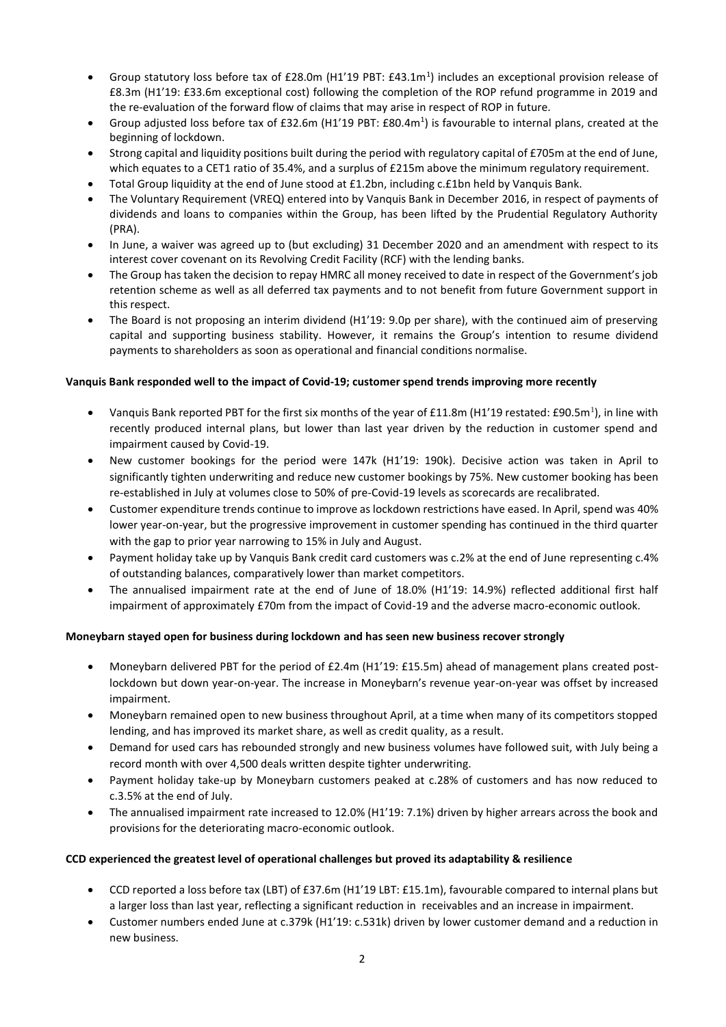- Group statutory loss before tax of £28.0m (H1'19 PBT: £43.1m[1]) includes an exceptional provision release of £8.3m (H1'19: £33.6m exceptional cost) following the completion of the ROP refund programme in 2019 and the re-evaluation of the forward flow of claims that may arise in respect of ROP in future.
- Group adjusted loss before tax of £32.6m (H1'19 PBT: £80.4m[1]) is favourable to internal plans, created at the beginning of lockdown.
- Strong capital and liquidity positions built during the period with regulatory capital of £705m at the end of June, which equates to a CET1 ratio of 35.4%, and a surplus of £215m above the minimum regulatory requirement.
- Total Group liquidity at the end of June stood at £1.2bn, including c.£1bn held by Vanquis Bank.
- The Voluntary Requirement (VREQ) entered into by Vanquis Bank in December 2016, in respect of payments of dividends and loans to companies within the Group, has been lifted by the Prudential Regulatory Authority (PRA).
- In June, a waiver was agreed up to (but excluding) 31 December 2020 and an amendment with respect to its interest cover covenant on its Revolving Credit Facility (RCF) with the lending banks.
- The Group has taken the decision to repay HMRC all money received to date in respect of the Government's job retention scheme as well as all deferred tax payments and to not benefit from future Government support in this respect.
- The Board is not proposing an interim dividend (H1'19: 9.0p per share), with the continued aim of preserving capital and supporting business stability. However, it remains the Group's intention to resume dividend payments to shareholders as soon as operational and financial conditions normalise.

**Vanquis Bank responded well to the impact of Covid-19; customer spend trends improving more recently**

- Vanquis Bank reported PBT for the first six months of the year of £11.8m (H1'19 restated: £90.5m[1]), in line with recently produced internal plans, but lower than last year driven by the reduction in customer spend and impairment caused by Covid-19.
- New customer bookings for the period were 147k (H1'19: 190k). Decisive action was taken in April to significantly tighten underwriting and reduce new customer bookings by 75%. New customer booking has been re-established in July at volumes close to 50% of pre-Covid-19 levels as scorecards are recalibrated.
- Customer expenditure trends continue to improve as lockdown restrictions have eased. In April, spend was 40% lower year-on-year, but the progressive improvement in customer spending has continued in the third quarter with the gap to prior year narrowing to 15% in July and August.
- Payment holiday take up by Vanquis Bank credit card customers was c.2% at the end of June representing c.4% of outstanding balances, comparatively lower than market competitors.
- The annualised impairment rate at the end of June of 18.0% (H1'19: 14.9%) reflected additional first half impairment of approximately £70m from the impact of Covid-19 and the adverse macro-economic outlook.

**Moneybarn stayed open for business during lockdown and has seen new business recover strongly**

- Moneybarn delivered PBT for the period of £2.4m (H1'19: £15.5m) ahead of management plans created post-lockdown but down year-on-year. The increase in Moneybarn's revenue year-on-year was offset by increased impairment.
- Moneybarn remained open to new business throughout April, at a time when many of its competitors stopped lending, and has improved its market share, as well as credit quality, as a result.
- Demand for used cars has rebounded strongly and new business volumes have followed suit, with July being a record month with over 4,500 deals written despite tighter underwriting.
- Payment holiday take-up by Moneybarn customers peaked at c.28% of customers and has now reduced to c.3.5% at the end of July.
- The annualised impairment rate increased to 12.0% (H1'19: 7.1%) driven by higher arrears across the book and provisions for the deteriorating macro-economic outlook.

**CCD experienced the greatest level of operational challenges but proved its adaptability & resilience**

- CCD reported a loss before tax (LBT) of £37.6m (H1'19 LBT: £15.1m), favourable compared to internal plans but a larger loss than last year, reflecting a significant reduction in receivables and an increase in impairment.
- Customer numbers ended June at c.379k (H1'19: c.531k) driven by lower customer demand and a reduction in new business.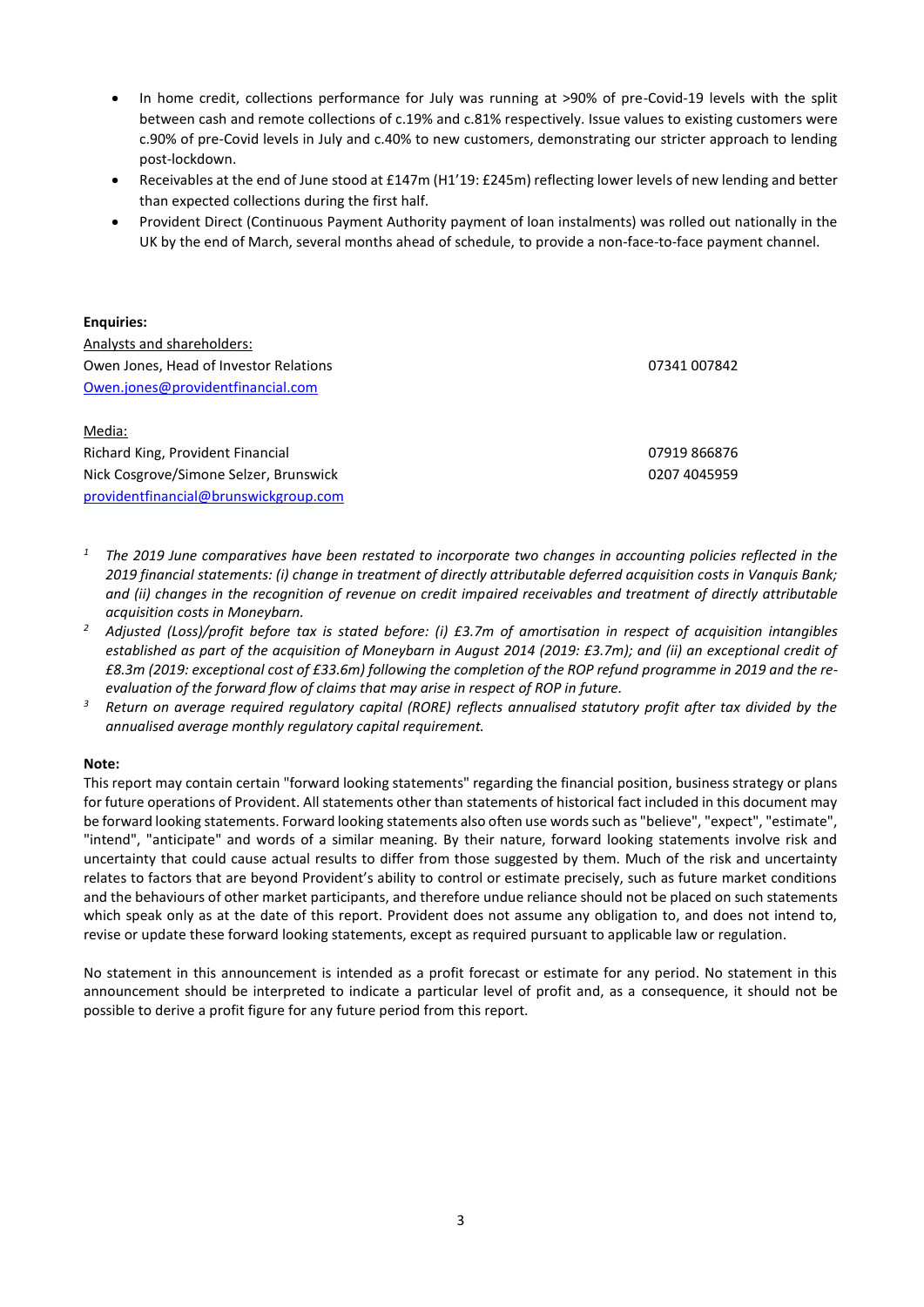- In home credit, collections performance for July was running at >90% of pre-Covid-19 levels with the split between cash and remote collections of c.19% and c.81% respectively. Issue values to existing customers were c.90% of pre-Covid levels in July and c.40% to new customers, demonstrating our stricter approach to lending post-lockdown.
- Receivables at the end of June stood at £147m (H1'19: £245m) reflecting lower levels of new lending and better than expected collections during the first half.
- Provident Direct (Continuous Payment Authority payment of loan instalments) was rolled out nationally in the UK by the end of March, several months ahead of schedule, to provide a non-face-to-face payment channel.

**Enquiries:**

Analysts and shareholders:

| | |
|---|---|
| Owen Jones, Head of Investor Relations | 07341 007842 |
| Owen.jones@providentfinancial.com | |

Media:

| | |
|---|---|
| Richard King, Provident Financial | 07919 866876 |
| Nick Cosgrove/Simone Selzer, Brunswick | 0207 4045959 |
| providentfinancial@brunswickgroup.com | |

[1] *The 2019 June comparatives have been restated to incorporate two changes in accounting policies reflected in the 2019 financial statements: (i) change in treatment of directly attributable deferred acquisition costs in Vanquis Bank; and (ii) changes in the recognition of revenue on credit impaired receivables and treatment of directly attributable acquisition costs in Moneybarn.*

[2] *Adjusted (Loss)/profit before tax is stated before: (i) £3.7m of amortisation in respect of acquisition intangibles established as part of the acquisition of Moneybarn in August 2014 (2019: £3.7m); and (ii) an exceptional credit of £8.3m (2019: exceptional cost of £33.6m) following the completion of the ROP refund programme in 2019 and the re-evaluation of the forward flow of claims that may arise in respect of ROP in future.*

[3] *Return on average required regulatory capital (RORE) reflects annualised statutory profit after tax divided by the annualised average monthly regulatory capital requirement.*

**Note:**

This report may contain certain "forward looking statements" regarding the financial position, business strategy or plans for future operations of Provident. All statements other than statements of historical fact included in this document may be forward looking statements. Forward looking statements also often use words such as "believe", "expect", "estimate", "intend", "anticipate" and words of a similar meaning. By their nature, forward looking statements involve risk and uncertainty that could cause actual results to differ from those suggested by them. Much of the risk and uncertainty relates to factors that are beyond Provident's ability to control or estimate precisely, such as future market conditions and the behaviours of other market participants, and therefore undue reliance should not be placed on such statements which speak only as at the date of this report. Provident does not assume any obligation to, and does not intend to, revise or update these forward looking statements, except as required pursuant to applicable law or regulation.

No statement in this announcement is intended as a profit forecast or estimate for any period. No statement in this announcement should be interpreted to indicate a particular level of profit and, as a consequence, it should not be possible to derive a profit figure for any future period from this report.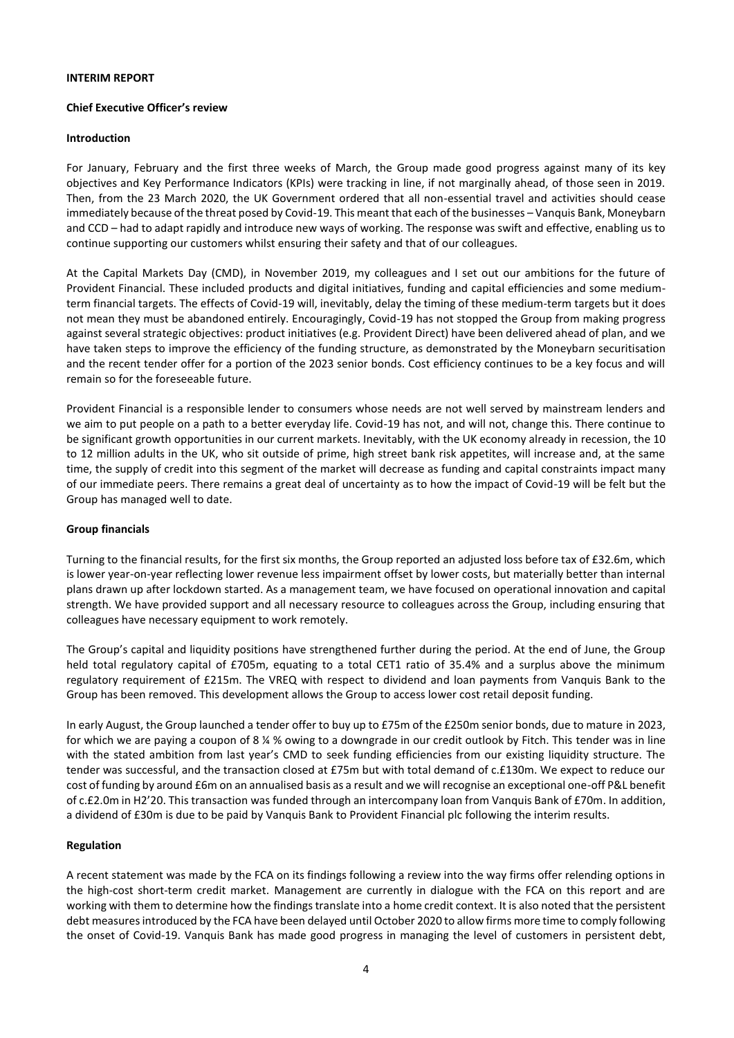**INTERIM REPORT**

**Chief Executive Officer's review**

**Introduction**

For January, February and the first three weeks of March, the Group made good progress against many of its key objectives and Key Performance Indicators (KPIs) were tracking in line, if not marginally ahead, of those seen in 2019. Then, from the 23 March 2020, the UK Government ordered that all non-essential travel and activities should cease immediately because of the threat posed by Covid-19. This meant that each of the businesses – Vanquis Bank, Moneybarn and CCD – had to adapt rapidly and introduce new ways of working. The response was swift and effective, enabling us to continue supporting our customers whilst ensuring their safety and that of our colleagues.

At the Capital Markets Day (CMD), in November 2019, my colleagues and I set out our ambitions for the future of Provident Financial. These included products and digital initiatives, funding and capital efficiencies and some medium-term financial targets. The effects of Covid-19 will, inevitably, delay the timing of these medium-term targets but it does not mean they must be abandoned entirely. Encouragingly, Covid-19 has not stopped the Group from making progress against several strategic objectives: product initiatives (e.g. Provident Direct) have been delivered ahead of plan, and we have taken steps to improve the efficiency of the funding structure, as demonstrated by the Moneybarn securitisation and the recent tender offer for a portion of the 2023 senior bonds. Cost efficiency continues to be a key focus and will remain so for the foreseeable future.

Provident Financial is a responsible lender to consumers whose needs are not well served by mainstream lenders and we aim to put people on a path to a better everyday life. Covid-19 has not, and will not, change this. There continue to be significant growth opportunities in our current markets. Inevitably, with the UK economy already in recession, the 10 to 12 million adults in the UK, who sit outside of prime, high street bank risk appetites, will increase and, at the same time, the supply of credit into this segment of the market will decrease as funding and capital constraints impact many of our immediate peers. There remains a great deal of uncertainty as to how the impact of Covid-19 will be felt but the Group has managed well to date.

**Group financials**

Turning to the financial results, for the first six months, the Group reported an adjusted loss before tax of £32.6m, which is lower year-on-year reflecting lower revenue less impairment offset by lower costs, but materially better than internal plans drawn up after lockdown started. As a management team, we have focused on operational innovation and capital strength. We have provided support and all necessary resource to colleagues across the Group, including ensuring that colleagues have necessary equipment to work remotely.

The Group's capital and liquidity positions have strengthened further during the period. At the end of June, the Group held total regulatory capital of £705m, equating to a total CET1 ratio of 35.4% and a surplus above the minimum regulatory requirement of £215m. The VREQ with respect to dividend and loan payments from Vanquis Bank to the Group has been removed. This development allows the Group to access lower cost retail deposit funding.

In early August, the Group launched a tender offer to buy up to £75m of the £250m senior bonds, due to mature in 2023, for which we are paying a coupon of 8 ¼ % owing to a downgrade in our credit outlook by Fitch. This tender was in line with the stated ambition from last year's CMD to seek funding efficiencies from our existing liquidity structure. The tender was successful, and the transaction closed at £75m but with total demand of c.£130m. We expect to reduce our cost of funding by around £6m on an annualised basis as a result and we will recognise an exceptional one-off P&L benefit of c.£2.0m in H2'20. This transaction was funded through an intercompany loan from Vanquis Bank of £70m. In addition, a dividend of £30m is due to be paid by Vanquis Bank to Provident Financial plc following the interim results.

**Regulation**

A recent statement was made by the FCA on its findings following a review into the way firms offer relending options in the high-cost short-term credit market. Management are currently in dialogue with the FCA on this report and are working with them to determine how the findings translate into a home credit context. It is also noted that the persistent debt measures introduced by the FCA have been delayed until October 2020 to allow firms more time to comply following the onset of Covid-19. Vanquis Bank has made good progress in managing the level of customers in persistent debt,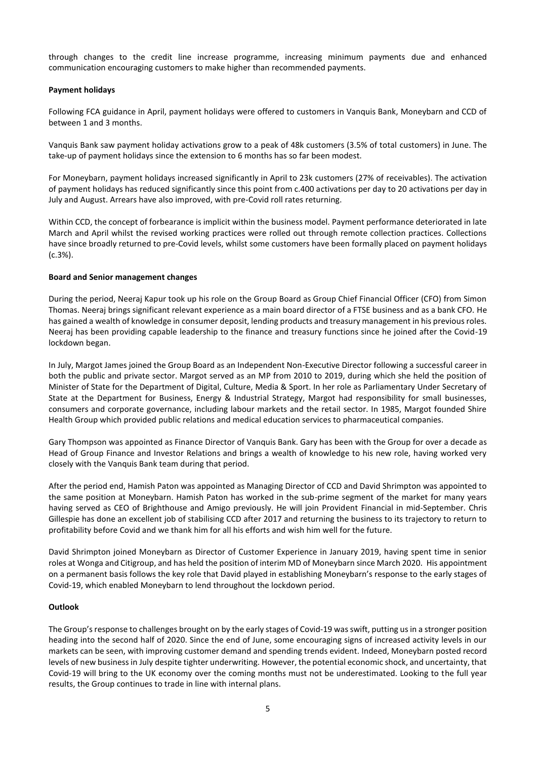through changes to the credit line increase programme, increasing minimum payments due and enhanced communication encouraging customers to make higher than recommended payments.

**Payment holidays**

Following FCA guidance in April, payment holidays were offered to customers in Vanquis Bank, Moneybarn and CCD of between 1 and 3 months.

Vanquis Bank saw payment holiday activations grow to a peak of 48k customers (3.5% of total customers) in June. The take-up of payment holidays since the extension to 6 months has so far been modest.

For Moneybarn, payment holidays increased significantly in April to 23k customers (27% of receivables). The activation of payment holidays has reduced significantly since this point from c.400 activations per day to 20 activations per day in July and August. Arrears have also improved, with pre-Covid roll rates returning.

Within CCD, the concept of forbearance is implicit within the business model. Payment performance deteriorated in late March and April whilst the revised working practices were rolled out through remote collection practices. Collections have since broadly returned to pre-Covid levels, whilst some customers have been formally placed on payment holidays (c.3%).

**Board and Senior management changes**

During the period, Neeraj Kapur took up his role on the Group Board as Group Chief Financial Officer (CFO) from Simon Thomas. Neeraj brings significant relevant experience as a main board director of a FTSE business and as a bank CFO. He has gained a wealth of knowledge in consumer deposit, lending products and treasury management in his previous roles. Neeraj has been providing capable leadership to the finance and treasury functions since he joined after the Covid-19 lockdown began.

In July, Margot James joined the Group Board as an Independent Non-Executive Director following a successful career in both the public and private sector. Margot served as an MP from 2010 to 2019, during which she held the position of Minister of State for the Department of Digital, Culture, Media & Sport. In her role as Parliamentary Under Secretary of State at the Department for Business, Energy & Industrial Strategy, Margot had responsibility for small businesses, consumers and corporate governance, including labour markets and the retail sector. In 1985, Margot founded Shire Health Group which provided public relations and medical education services to pharmaceutical companies.

Gary Thompson was appointed as Finance Director of Vanquis Bank. Gary has been with the Group for over a decade as Head of Group Finance and Investor Relations and brings a wealth of knowledge to his new role, having worked very closely with the Vanquis Bank team during that period.

After the period end, Hamish Paton was appointed as Managing Director of CCD and David Shrimpton was appointed to the same position at Moneybarn. Hamish Paton has worked in the sub-prime segment of the market for many years having served as CEO of Brighthouse and Amigo previously. He will join Provident Financial in mid-September. Chris Gillespie has done an excellent job of stabilising CCD after 2017 and returning the business to its trajectory to return to profitability before Covid and we thank him for all his efforts and wish him well for the future.

David Shrimpton joined Moneybarn as Director of Customer Experience in January 2019, having spent time in senior roles at Wonga and Citigroup, and has held the position of interim MD of Moneybarn since March 2020. His appointment on a permanent basis follows the key role that David played in establishing Moneybarn's response to the early stages of Covid-19, which enabled Moneybarn to lend throughout the lockdown period.

**Outlook**

The Group's response to challenges brought on by the early stages of Covid-19 was swift, putting us in a stronger position heading into the second half of 2020. Since the end of June, some encouraging signs of increased activity levels in our markets can be seen, with improving customer demand and spending trends evident. Indeed, Moneybarn posted record levels of new business in July despite tighter underwriting. However, the potential economic shock, and uncertainty, that Covid-19 will bring to the UK economy over the coming months must not be underestimated. Looking to the full year results, the Group continues to trade in line with internal plans.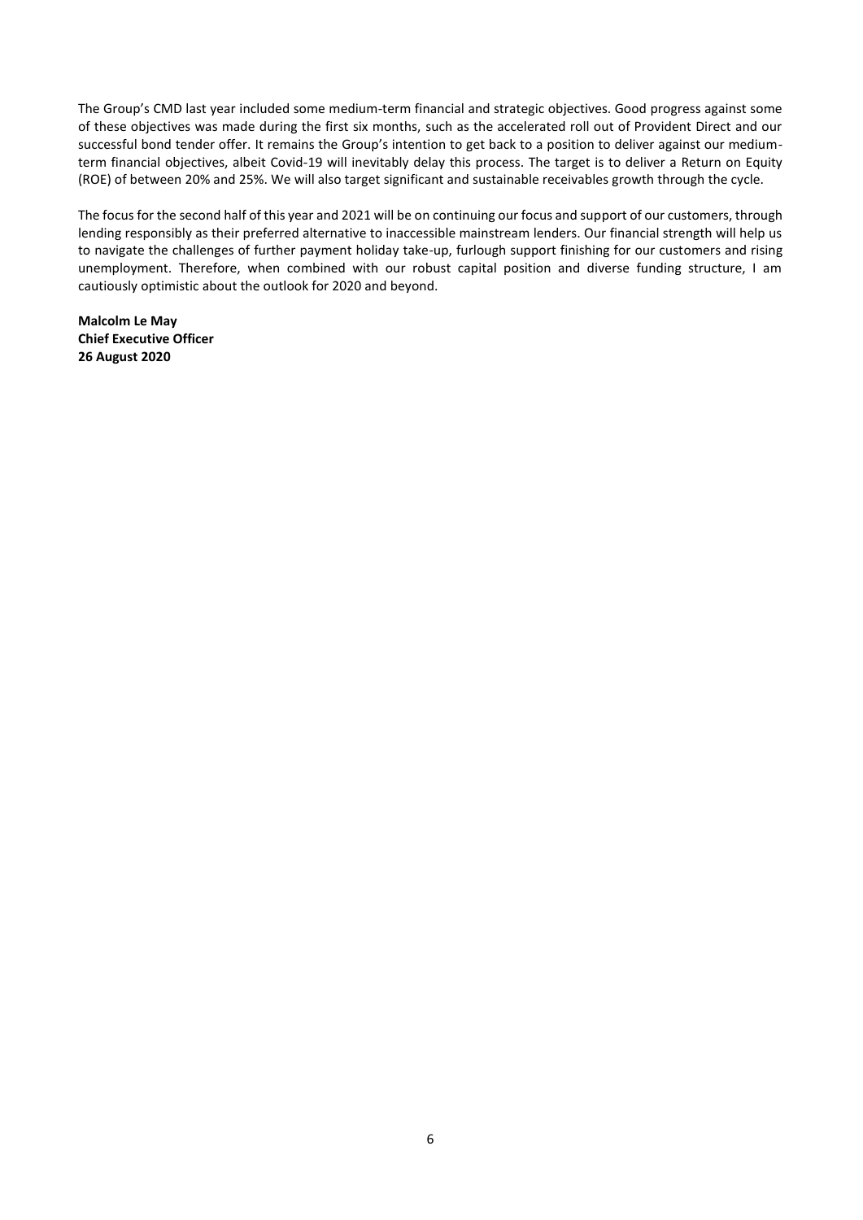The Group's CMD last year included some medium-term financial and strategic objectives. Good progress against some of these objectives was made during the first six months, such as the accelerated roll out of Provident Direct and our successful bond tender offer. It remains the Group's intention to get back to a position to deliver against our medium-term financial objectives, albeit Covid-19 will inevitably delay this process. The target is to deliver a Return on Equity (ROE) of between 20% and 25%. We will also target significant and sustainable receivables growth through the cycle.

The focus for the second half of this year and 2021 will be on continuing our focus and support of our customers, through lending responsibly as their preferred alternative to inaccessible mainstream lenders. Our financial strength will help us to navigate the challenges of further payment holiday take-up, furlough support finishing for our customers and rising unemployment. Therefore, when combined with our robust capital position and diverse funding structure, I am cautiously optimistic about the outlook for 2020 and beyond.

**Malcolm Le May**
**Chief Executive Officer**
**26 August 2020**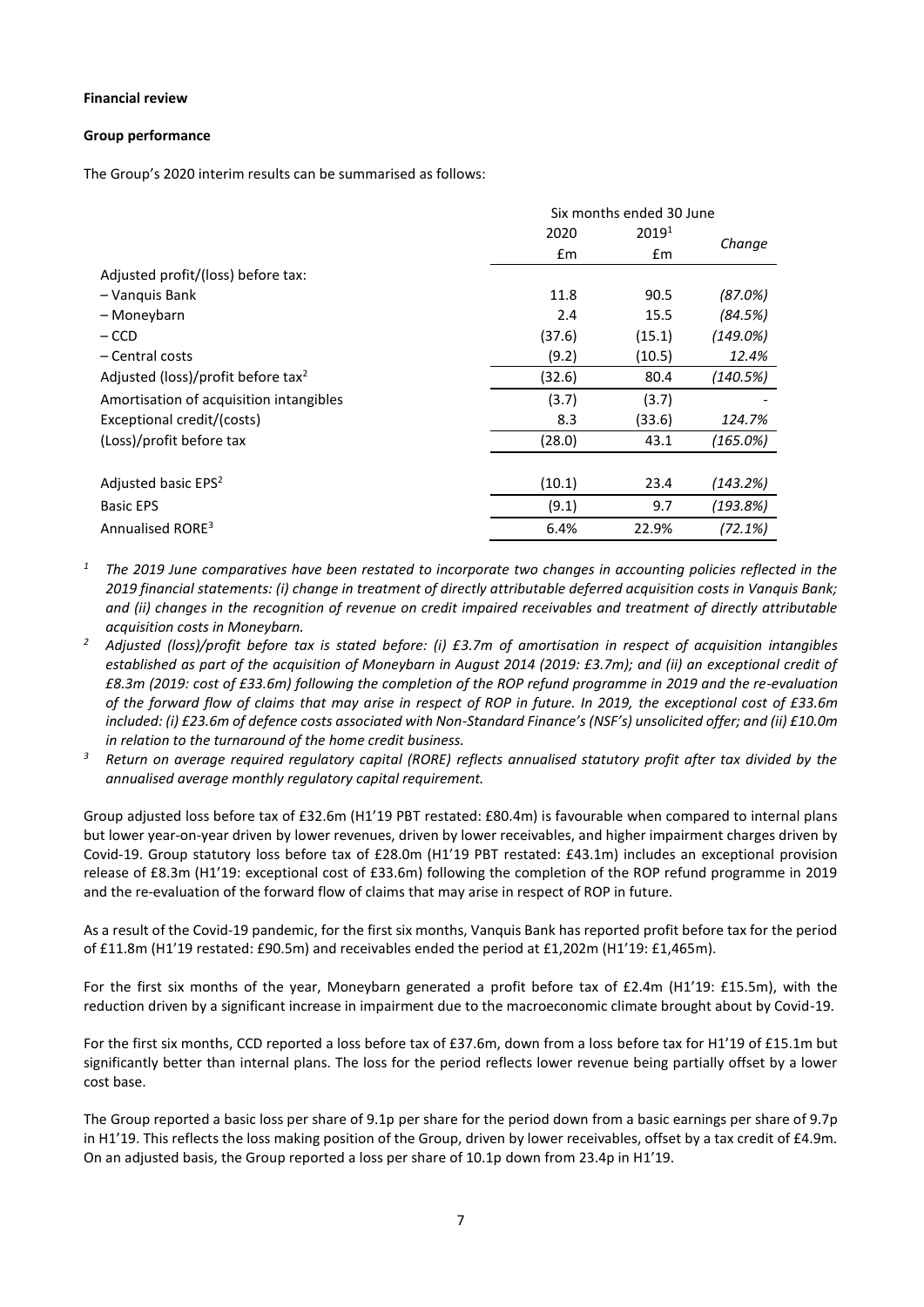**Financial review**

**Group performance**

The Group's 2020 interim results can be summarised as follows:

| | Six months ended 30 June | | |
|---|---|---|---|
| | 2020 £m | 2019[1] £m | *Change* |
| Adjusted profit/(loss) before tax: | | | |
| – Vanquis Bank | 11.8 | 90.5 | *(87.0%)* |
| – Moneybarn | 2.4 | 15.5 | *(84.5%)* |
| – CCD | (37.6) | (15.1) | *(149.0%)* |
| – Central costs | (9.2) | (10.5) | *12.4%* |
| Adjusted (loss)/profit before tax[2] | (32.6) | 80.4 | *(140.5%)* |
| Amortisation of acquisition intangibles | (3.7) | (3.7) | - |
| Exceptional credit/(costs) | 8.3 | (33.6) | *124.7%* |
| (Loss)/profit before tax | (28.0) | 43.1 | *(165.0%)* |
| | | | |
| Adjusted basic EPS[2] | (10.1) | 23.4 | *(143.2%)* |
| Basic EPS | (9.1) | 9.7 | *(193.8%)* |
| Annualised RORE[3] | 6.4% | 22.9% | *(72.1%)* |

[1] *The 2019 June comparatives have been restated to incorporate two changes in accounting policies reflected in the 2019 financial statements: (i) change in treatment of directly attributable deferred acquisition costs in Vanquis Bank; and (ii) changes in the recognition of revenue on credit impaired receivables and treatment of directly attributable acquisition costs in Moneybarn.*

[2] *Adjusted (loss)/profit before tax is stated before: (i) £3.7m of amortisation in respect of acquisition intangibles established as part of the acquisition of Moneybarn in August 2014 (2019: £3.7m); and (ii) an exceptional credit of £8.3m (2019: cost of £33.6m) following the completion of the ROP refund programme in 2019 and the re-evaluation of the forward flow of claims that may arise in respect of ROP in future. In 2019, the exceptional cost of £33.6m included: (i) £23.6m of defence costs associated with Non-Standard Finance's (NSF's) unsolicited offer; and (ii) £10.0m in relation to the turnaround of the home credit business.*

[3] *Return on average required regulatory capital (RORE) reflects annualised statutory profit after tax divided by the annualised average monthly regulatory capital requirement.*

Group adjusted loss before tax of £32.6m (H1'19 PBT restated: £80.4m) is favourable when compared to internal plans but lower year-on-year driven by lower revenues, driven by lower receivables, and higher impairment charges driven by Covid-19. Group statutory loss before tax of £28.0m (H1'19 PBT restated: £43.1m) includes an exceptional provision release of £8.3m (H1'19: exceptional cost of £33.6m) following the completion of the ROP refund programme in 2019 and the re-evaluation of the forward flow of claims that may arise in respect of ROP in future.

As a result of the Covid-19 pandemic, for the first six months, Vanquis Bank has reported profit before tax for the period of £11.8m (H1'19 restated: £90.5m) and receivables ended the period at £1,202m (H1'19: £1,465m).

For the first six months of the year, Moneybarn generated a profit before tax of £2.4m (H1'19: £15.5m), with the reduction driven by a significant increase in impairment due to the macroeconomic climate brought about by Covid-19.

For the first six months, CCD reported a loss before tax of £37.6m, down from a loss before tax for H1'19 of £15.1m but significantly better than internal plans. The loss for the period reflects lower revenue being partially offset by a lower cost base.

The Group reported a basic loss per share of 9.1p per share for the period down from a basic earnings per share of 9.7p in H1'19. This reflects the loss making position of the Group, driven by lower receivables, offset by a tax credit of £4.9m. On an adjusted basis, the Group reported a loss per share of 10.1p down from 23.4p in H1'19.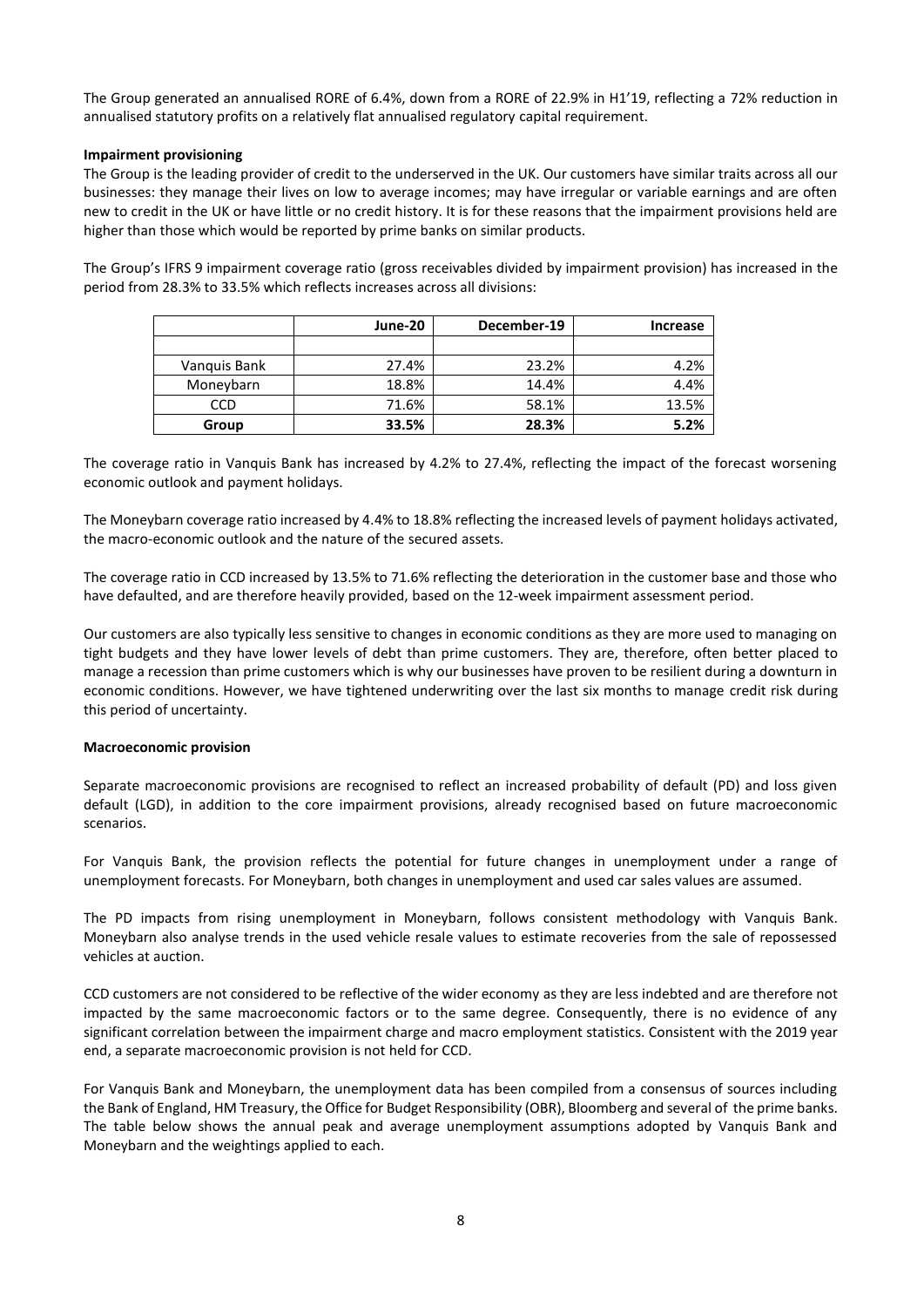The Group generated an annualised RORE of 6.4%, down from a RORE of 22.9% in H1'19, reflecting a 72% reduction in annualised statutory profits on a relatively flat annualised regulatory capital requirement.

**Impairment provisioning**

The Group is the leading provider of credit to the underserved in the UK. Our customers have similar traits across all our businesses: they manage their lives on low to average incomes; may have irregular or variable earnings and are often new to credit in the UK or have little or no credit history. It is for these reasons that the impairment provisions held are higher than those which would be reported by prime banks on similar products.

The Group's IFRS 9 impairment coverage ratio (gross receivables divided by impairment provision) has increased in the period from 28.3% to 33.5% which reflects increases across all divisions:

| | June-20 | December-19 | Increase |
|---|---|---|---|
| | | | |
| Vanquis Bank | 27.4% | 23.2% | 4.2% |
| Moneybarn | 18.8% | 14.4% | 4.4% |
| CCD | 71.6% | 58.1% | 13.5% |
| **Group** | **33.5%** | **28.3%** | **5.2%** |

The coverage ratio in Vanquis Bank has increased by 4.2% to 27.4%, reflecting the impact of the forecast worsening economic outlook and payment holidays.

The Moneybarn coverage ratio increased by 4.4% to 18.8% reflecting the increased levels of payment holidays activated, the macro-economic outlook and the nature of the secured assets.

The coverage ratio in CCD increased by 13.5% to 71.6% reflecting the deterioration in the customer base and those who have defaulted, and are therefore heavily provided, based on the 12-week impairment assessment period.

Our customers are also typically less sensitive to changes in economic conditions as they are more used to managing on tight budgets and they have lower levels of debt than prime customers. They are, therefore, often better placed to manage a recession than prime customers which is why our businesses have proven to be resilient during a downturn in economic conditions. However, we have tightened underwriting over the last six months to manage credit risk during this period of uncertainty.

**Macroeconomic provision**

Separate macroeconomic provisions are recognised to reflect an increased probability of default (PD) and loss given default (LGD), in addition to the core impairment provisions, already recognised based on future macroeconomic scenarios.

For Vanquis Bank, the provision reflects the potential for future changes in unemployment under a range of unemployment forecasts. For Moneybarn, both changes in unemployment and used car sales values are assumed.

The PD impacts from rising unemployment in Moneybarn, follows consistent methodology with Vanquis Bank. Moneybarn also analyse trends in the used vehicle resale values to estimate recoveries from the sale of repossessed vehicles at auction.

CCD customers are not considered to be reflective of the wider economy as they are less indebted and are therefore not impacted by the same macroeconomic factors or to the same degree. Consequently, there is no evidence of any significant correlation between the impairment charge and macro employment statistics. Consistent with the 2019 year end, a separate macroeconomic provision is not held for CCD.

For Vanquis Bank and Moneybarn, the unemployment data has been compiled from a consensus of sources including the Bank of England, HM Treasury, the Office for Budget Responsibility (OBR), Bloomberg and several of the prime banks. The table below shows the annual peak and average unemployment assumptions adopted by Vanquis Bank and Moneybarn and the weightings applied to each.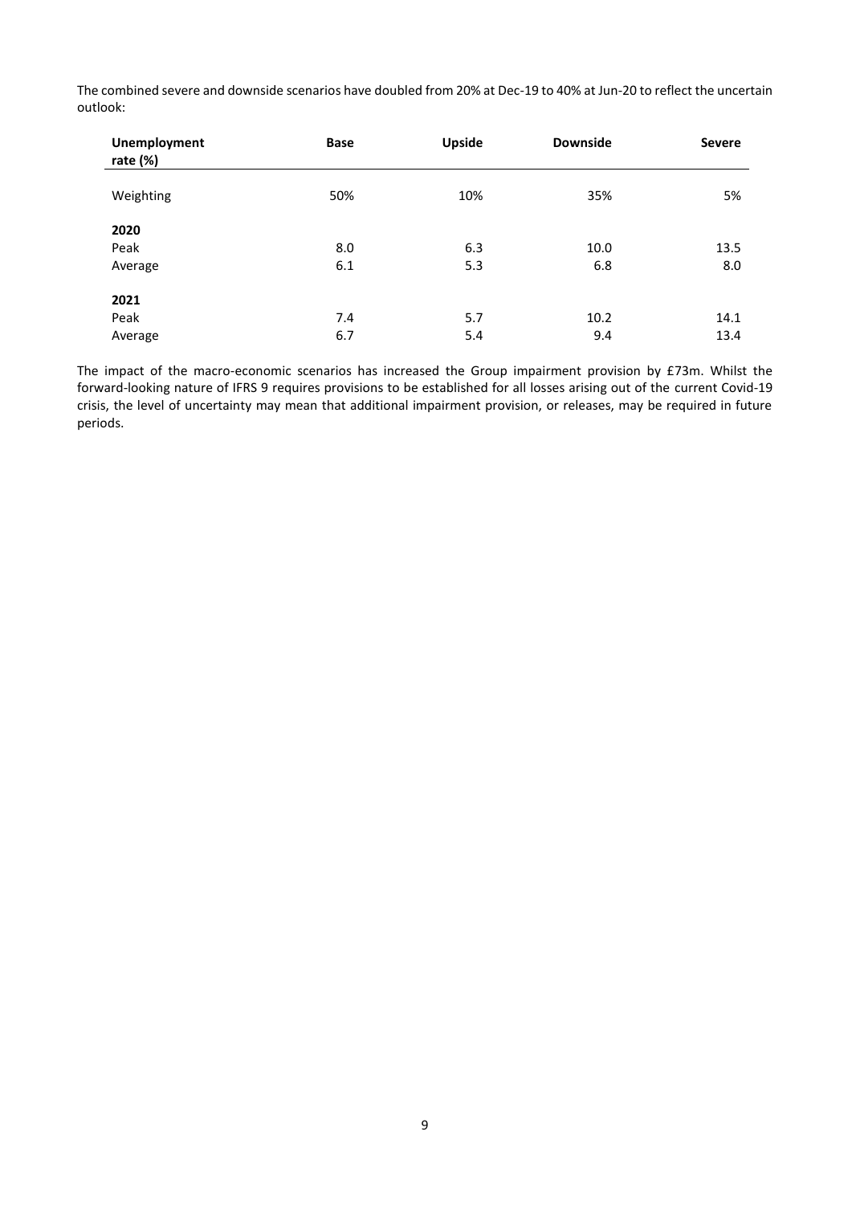The combined severe and downside scenarios have doubled from 20% at Dec-19 to 40% at Jun-20 to reflect the uncertain outlook:

| Unemployment rate (%) | Base | Upside | Downside | Severe |
|---|---|---|---|---|
| Weighting | 50% | 10% | 35% | 5% |
| **2020** | | | | |
| Peak | 8.0 | 6.3 | 10.0 | 13.5 |
| Average | 6.1 | 5.3 | 6.8 | 8.0 |
| **2021** | | | | |
| Peak | 7.4 | 5.7 | 10.2 | 14.1 |
| Average | 6.7 | 5.4 | 9.4 | 13.4 |

The impact of the macro-economic scenarios has increased the Group impairment provision by £73m. Whilst the forward-looking nature of IFRS 9 requires provisions to be established for all losses arising out of the current Covid-19 crisis, the level of uncertainty may mean that additional impairment provision, or releases, may be required in future periods.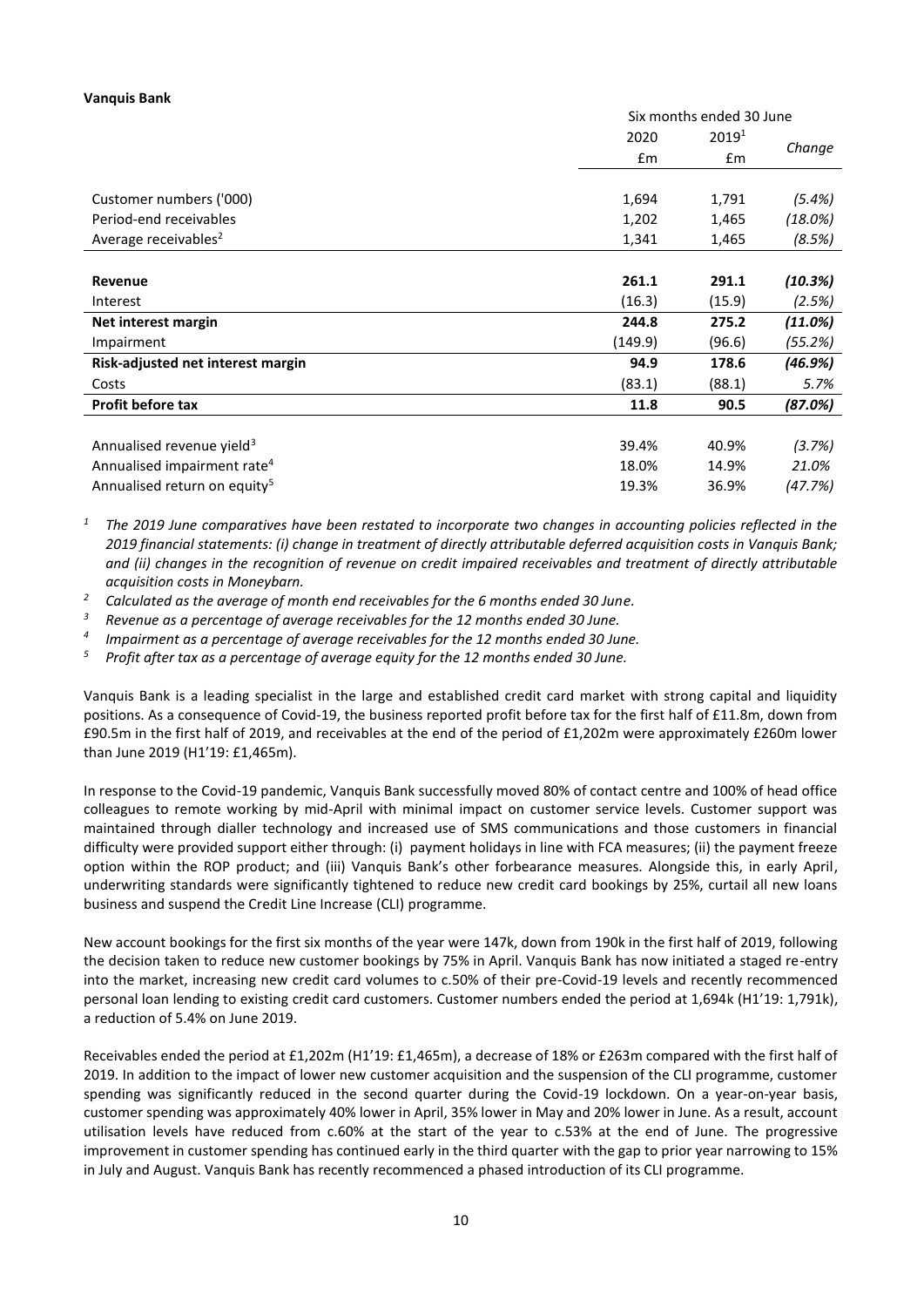**Vanquis Bank**

| | Six months ended 30 June | | |
|---|---|---|---|
| | 2020 | 2019[1] | Change |
| | £m | £m | |
| Customer numbers ('000) | 1,694 | 1,791 | *(5.4%)* |
| Period-end receivables | 1,202 | 1,465 | *(18.0%)* |
| Average receivables[2] | 1,341 | 1,465 | *(8.5%)* |
| **Revenue** | **261.1** | **291.1** | ***(10.3%)*** |
| Interest | (16.3) | (15.9) | *(2.5%)* |
| **Net interest margin** | **244.8** | **275.2** | ***(11.0%)*** |
| Impairment | (149.9) | (96.6) | *(55.2%)* |
| **Risk-adjusted net interest margin** | **94.9** | **178.6** | ***(46.9%)*** |
| Costs | (83.1) | (88.1) | *5.7%* |
| **Profit before tax** | **11.8** | **90.5** | ***(87.0%)*** |
| Annualised revenue yield[3] | 39.4% | 40.9% | *(3.7%)* |
| Annualised impairment rate[4] | 18.0% | 14.9% | *21.0%* |
| Annualised return on equity[5] | 19.3% | 36.9% | *(47.7%)* |

[1] *The 2019 June comparatives have been restated to incorporate two changes in accounting policies reflected in the 2019 financial statements: (i) change in treatment of directly attributable deferred acquisition costs in Vanquis Bank; and (ii) changes in the recognition of revenue on credit impaired receivables and treatment of directly attributable acquisition costs in Moneybarn.*

[2] *Calculated as the average of month end receivables for the 6 months ended 30 June.*

[3] *Revenue as a percentage of average receivables for the 12 months ended 30 June.*

[4] *Impairment as a percentage of average receivables for the 12 months ended 30 June.*

[5] *Profit after tax as a percentage of average equity for the 12 months ended 30 June.*

Vanquis Bank is a leading specialist in the large and established credit card market with strong capital and liquidity positions. As a consequence of Covid-19, the business reported profit before tax for the first half of £11.8m, down from £90.5m in the first half of 2019, and receivables at the end of the period of £1,202m were approximately £260m lower than June 2019 (H1'19: £1,465m).

In response to the Covid-19 pandemic, Vanquis Bank successfully moved 80% of contact centre and 100% of head office colleagues to remote working by mid-April with minimal impact on customer service levels. Customer support was maintained through dialler technology and increased use of SMS communications and those customers in financial difficulty were provided support either through: (i) payment holidays in line with FCA measures; (ii) the payment freeze option within the ROP product; and (iii) Vanquis Bank's other forbearance measures. Alongside this, in early April, underwriting standards were significantly tightened to reduce new credit card bookings by 25%, curtail all new loans business and suspend the Credit Line Increase (CLI) programme.

New account bookings for the first six months of the year were 147k, down from 190k in the first half of 2019, following the decision taken to reduce new customer bookings by 75% in April. Vanquis Bank has now initiated a staged re-entry into the market, increasing new credit card volumes to c.50% of their pre-Covid-19 levels and recently recommenced personal loan lending to existing credit card customers. Customer numbers ended the period at 1,694k (H1'19: 1,791k), a reduction of 5.4% on June 2019.

Receivables ended the period at £1,202m (H1'19: £1,465m), a decrease of 18% or £263m compared with the first half of 2019. In addition to the impact of lower new customer acquisition and the suspension of the CLI programme, customer spending was significantly reduced in the second quarter during the Covid-19 lockdown. On a year-on-year basis, customer spending was approximately 40% lower in April, 35% lower in May and 20% lower in June. As a result, account utilisation levels have reduced from c.60% at the start of the year to c.53% at the end of June. The progressive improvement in customer spending has continued early in the third quarter with the gap to prior year narrowing to 15% in July and August. Vanquis Bank has recently recommenced a phased introduction of its CLI programme.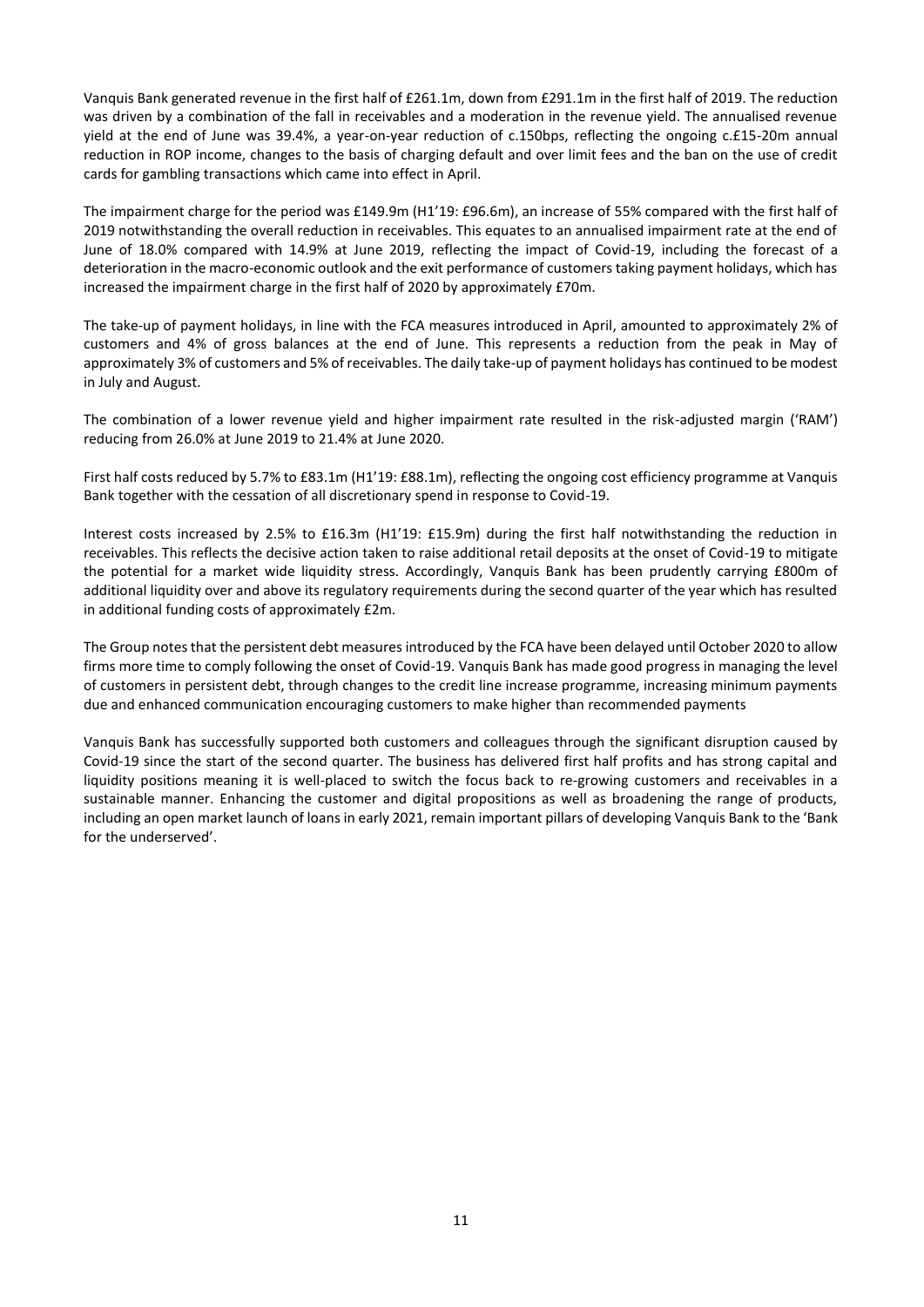Vanquis Bank generated revenue in the first half of £261.1m, down from £291.1m in the first half of 2019. The reduction was driven by a combination of the fall in receivables and a moderation in the revenue yield. The annualised revenue yield at the end of June was 39.4%, a year-on-year reduction of c.150bps, reflecting the ongoing c.£15-20m annual reduction in ROP income, changes to the basis of charging default and over limit fees and the ban on the use of credit cards for gambling transactions which came into effect in April.

The impairment charge for the period was £149.9m (H1'19: £96.6m), an increase of 55% compared with the first half of 2019 notwithstanding the overall reduction in receivables. This equates to an annualised impairment rate at the end of June of 18.0% compared with 14.9% at June 2019, reflecting the impact of Covid-19, including the forecast of a deterioration in the macro-economic outlook and the exit performance of customers taking payment holidays, which has increased the impairment charge in the first half of 2020 by approximately £70m.

The take-up of payment holidays, in line with the FCA measures introduced in April, amounted to approximately 2% of customers and 4% of gross balances at the end of June. This represents a reduction from the peak in May of approximately 3% of customers and 5% of receivables. The daily take-up of payment holidays has continued to be modest in July and August.

The combination of a lower revenue yield and higher impairment rate resulted in the risk-adjusted margin ('RAM') reducing from 26.0% at June 2019 to 21.4% at June 2020.

First half costs reduced by 5.7% to £83.1m (H1'19: £88.1m), reflecting the ongoing cost efficiency programme at Vanquis Bank together with the cessation of all discretionary spend in response to Covid-19.

Interest costs increased by 2.5% to £16.3m (H1'19: £15.9m) during the first half notwithstanding the reduction in receivables. This reflects the decisive action taken to raise additional retail deposits at the onset of Covid-19 to mitigate the potential for a market wide liquidity stress. Accordingly, Vanquis Bank has been prudently carrying £800m of additional liquidity over and above its regulatory requirements during the second quarter of the year which has resulted in additional funding costs of approximately £2m.

The Group notes that the persistent debt measures introduced by the FCA have been delayed until October 2020 to allow firms more time to comply following the onset of Covid-19. Vanquis Bank has made good progress in managing the level of customers in persistent debt, through changes to the credit line increase programme, increasing minimum payments due and enhanced communication encouraging customers to make higher than recommended payments

Vanquis Bank has successfully supported both customers and colleagues through the significant disruption caused by Covid-19 since the start of the second quarter. The business has delivered first half profits and has strong capital and liquidity positions meaning it is well-placed to switch the focus back to re-growing customers and receivables in a sustainable manner. Enhancing the customer and digital propositions as well as broadening the range of products, including an open market launch of loans in early 2021, remain important pillars of developing Vanquis Bank to the 'Bank for the underserved'.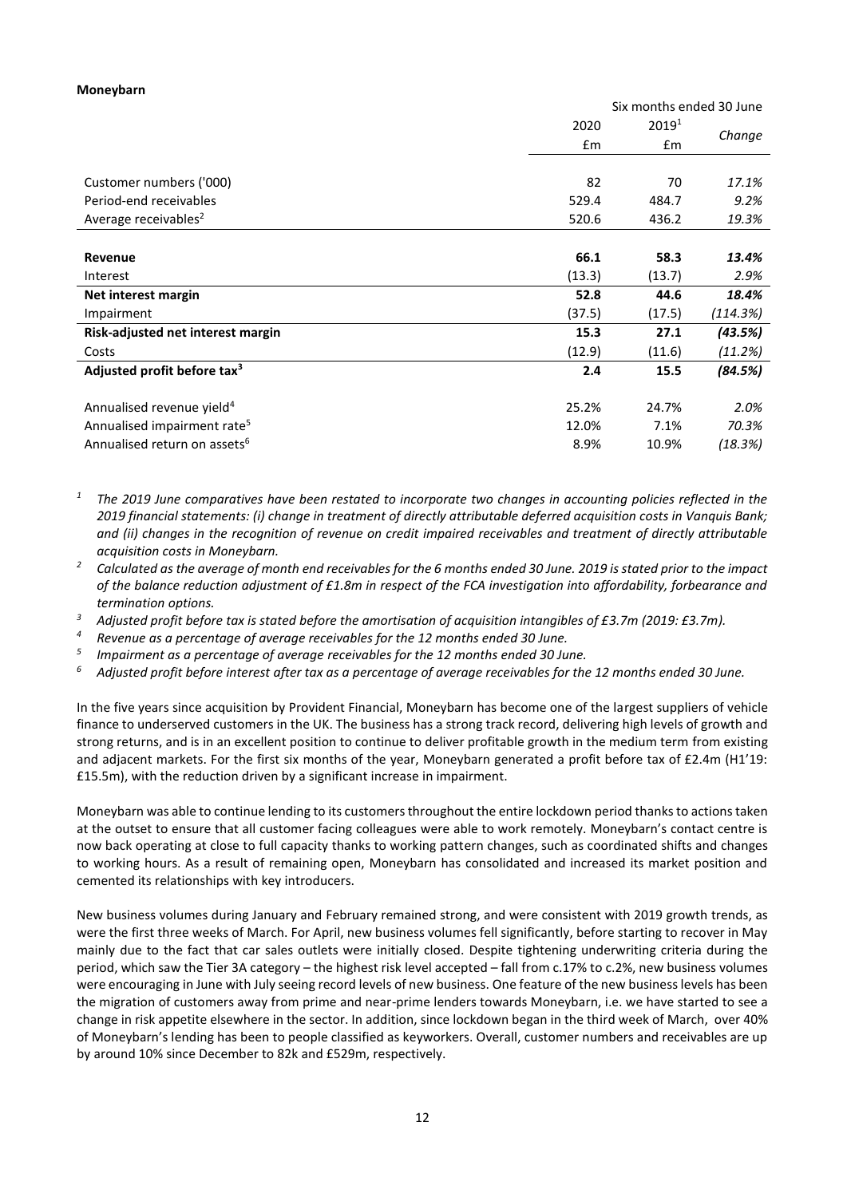**Moneybarn**

| | Six months ended 30 June | | |
|---|---|---|---|
| | 2020 £m | 2019[1] £m | *Change* |
| Customer numbers ('000) | 82 | 70 | *17.1%* |
| Period-end receivables | 529.4 | 484.7 | *9.2%* |
| Average receivables[2] | 520.6 | 436.2 | *19.3%* |
| **Revenue** | **66.1** | **58.3** | ***13.4%*** |
| Interest | (13.3) | (13.7) | *2.9%* |
| **Net interest margin** | **52.8** | **44.6** | ***18.4%*** |
| Impairment | (37.5) | (17.5) | *(114.3%)* |
| **Risk-adjusted net interest margin** | **15.3** | **27.1** | ***(43.5%)*** |
| Costs | (12.9) | (11.6) | *(11.2%)* |
| **Adjusted profit before tax[3]** | **2.4** | **15.5** | ***(84.5%)*** |
| Annualised revenue yield[4] | 25.2% | 24.7% | *2.0%* |
| Annualised impairment rate[5] | 12.0% | 7.1% | *70.3%* |
| Annualised return on assets[6] | 8.9% | 10.9% | *(18.3%)* |

[1] *The 2019 June comparatives have been restated to incorporate two changes in accounting policies reflected in the 2019 financial statements: (i) change in treatment of directly attributable deferred acquisition costs in Vanquis Bank; and (ii) changes in the recognition of revenue on credit impaired receivables and treatment of directly attributable acquisition costs in Moneybarn.*

[2] *Calculated as the average of month end receivables for the 6 months ended 30 June. 2019 is stated prior to the impact of the balance reduction adjustment of £1.8m in respect of the FCA investigation into affordability, forbearance and termination options.*

[3] *Adjusted profit before tax is stated before the amortisation of acquisition intangibles of £3.7m (2019: £3.7m).*

[4] *Revenue as a percentage of average receivables for the 12 months ended 30 June.*

[5] *Impairment as a percentage of average receivables for the 12 months ended 30 June.*

[6] *Adjusted profit before interest after tax as a percentage of average receivables for the 12 months ended 30 June.*

In the five years since acquisition by Provident Financial, Moneybarn has become one of the largest suppliers of vehicle finance to underserved customers in the UK. The business has a strong track record, delivering high levels of growth and strong returns, and is in an excellent position to continue to deliver profitable growth in the medium term from existing and adjacent markets. For the first six months of the year, Moneybarn generated a profit before tax of £2.4m (H1'19: £15.5m), with the reduction driven by a significant increase in impairment.

Moneybarn was able to continue lending to its customers throughout the entire lockdown period thanks to actions taken at the outset to ensure that all customer facing colleagues were able to work remotely. Moneybarn's contact centre is now back operating at close to full capacity thanks to working pattern changes, such as coordinated shifts and changes to working hours. As a result of remaining open, Moneybarn has consolidated and increased its market position and cemented its relationships with key introducers.

New business volumes during January and February remained strong, and were consistent with 2019 growth trends, as were the first three weeks of March. For April, new business volumes fell significantly, before starting to recover in May mainly due to the fact that car sales outlets were initially closed. Despite tightening underwriting criteria during the period, which saw the Tier 3A category – the highest risk level accepted – fall from c.17% to c.2%, new business volumes were encouraging in June with July seeing record levels of new business. One feature of the new business levels has been the migration of customers away from prime and near-prime lenders towards Moneybarn, i.e. we have started to see a change in risk appetite elsewhere in the sector. In addition, since lockdown began in the third week of March, over 40% of Moneybarn's lending has been to people classified as keyworkers. Overall, customer numbers and receivables are up by around 10% since December to 82k and £529m, respectively.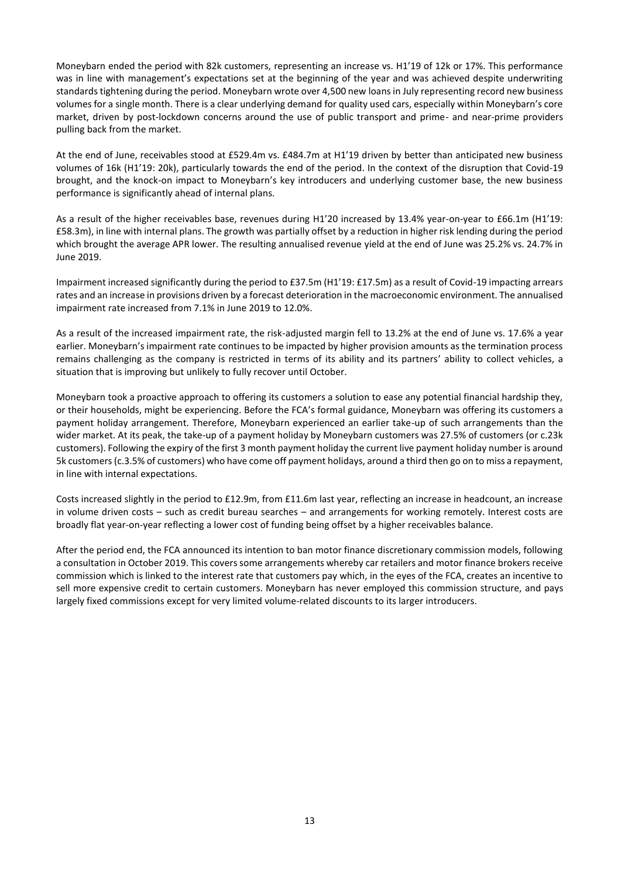Moneybarn ended the period with 82k customers, representing an increase vs. H1'19 of 12k or 17%. This performance was in line with management's expectations set at the beginning of the year and was achieved despite underwriting standards tightening during the period. Moneybarn wrote over 4,500 new loans in July representing record new business volumes for a single month. There is a clear underlying demand for quality used cars, especially within Moneybarn's core market, driven by post-lockdown concerns around the use of public transport and prime- and near-prime providers pulling back from the market.

At the end of June, receivables stood at £529.4m vs. £484.7m at H1'19 driven by better than anticipated new business volumes of 16k (H1'19: 20k), particularly towards the end of the period. In the context of the disruption that Covid-19 brought, and the knock-on impact to Moneybarn's key introducers and underlying customer base, the new business performance is significantly ahead of internal plans.

As a result of the higher receivables base, revenues during H1'20 increased by 13.4% year-on-year to £66.1m (H1'19: £58.3m), in line with internal plans. The growth was partially offset by a reduction in higher risk lending during the period which brought the average APR lower. The resulting annualised revenue yield at the end of June was 25.2% vs. 24.7% in June 2019.

Impairment increased significantly during the period to £37.5m (H1'19: £17.5m) as a result of Covid-19 impacting arrears rates and an increase in provisions driven by a forecast deterioration in the macroeconomic environment. The annualised impairment rate increased from 7.1% in June 2019 to 12.0%.

As a result of the increased impairment rate, the risk-adjusted margin fell to 13.2% at the end of June vs. 17.6% a year earlier. Moneybarn's impairment rate continues to be impacted by higher provision amounts as the termination process remains challenging as the company is restricted in terms of its ability and its partners' ability to collect vehicles, a situation that is improving but unlikely to fully recover until October.

Moneybarn took a proactive approach to offering its customers a solution to ease any potential financial hardship they, or their households, might be experiencing. Before the FCA's formal guidance, Moneybarn was offering its customers a payment holiday arrangement. Therefore, Moneybarn experienced an earlier take-up of such arrangements than the wider market. At its peak, the take-up of a payment holiday by Moneybarn customers was 27.5% of customers (or c.23k customers). Following the expiry of the first 3 month payment holiday the current live payment holiday number is around 5k customers (c.3.5% of customers) who have come off payment holidays, around a third then go on to miss a repayment, in line with internal expectations.

Costs increased slightly in the period to £12.9m, from £11.6m last year, reflecting an increase in headcount, an increase in volume driven costs – such as credit bureau searches – and arrangements for working remotely. Interest costs are broadly flat year-on-year reflecting a lower cost of funding being offset by a higher receivables balance.

After the period end, the FCA announced its intention to ban motor finance discretionary commission models, following a consultation in October 2019. This covers some arrangements whereby car retailers and motor finance brokers receive commission which is linked to the interest rate that customers pay which, in the eyes of the FCA, creates an incentive to sell more expensive credit to certain customers. Moneybarn has never employed this commission structure, and pays largely fixed commissions except for very limited volume-related discounts to its larger introducers.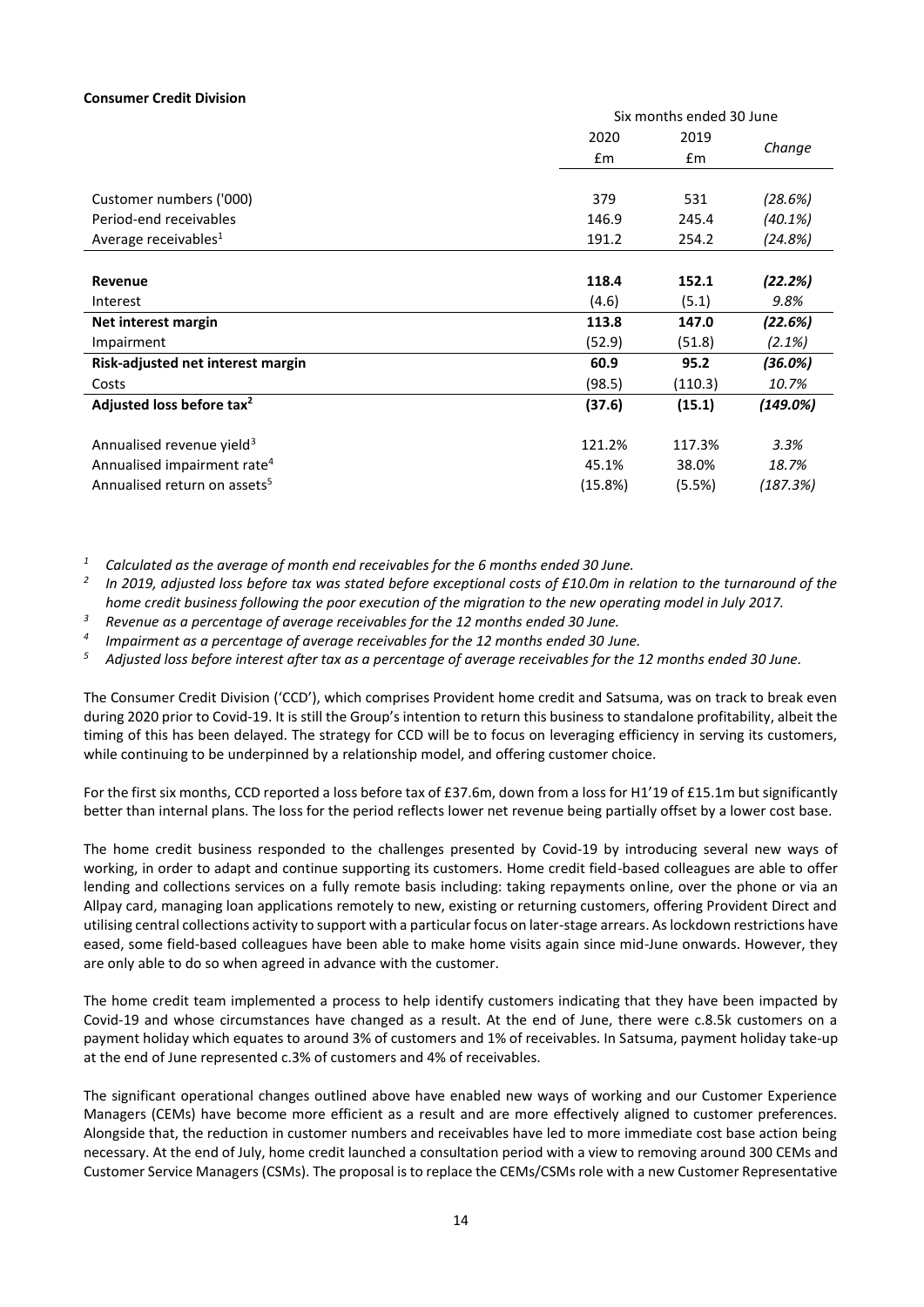**Consumer Credit Division**

| | Six months ended 30 June | | |
|---|---|---|---|
| | 2020 | 2019 | Change |
| | £m | £m | |
| Customer numbers ('000) | 379 | 531 | *(28.6%)* |
| Period-end receivables | 146.9 | 245.4 | *(40.1%)* |
| Average receivables[1] | 191.2 | 254.2 | *(24.8%)* |
| **Revenue** | **118.4** | **152.1** | ***(22.2%)*** |
| Interest | (4.6) | (5.1) | *9.8%* |
| **Net interest margin** | **113.8** | **147.0** | ***(22.6%)*** |
| Impairment | (52.9) | (51.8) | *(2.1%)* |
| **Risk-adjusted net interest margin** | **60.9** | **95.2** | ***(36.0%)*** |
| Costs | (98.5) | (110.3) | *10.7%* |
| **Adjusted loss before tax[2]** | **(37.6)** | **(15.1)** | ***(149.0%)*** |
| Annualised revenue yield[3] | 121.2% | 117.3% | *3.3%* |
| Annualised impairment rate[4] | 45.1% | 38.0% | *18.7%* |
| Annualised return on assets[5] | (15.8%) | (5.5%) | *(187.3%)* |

*[1] Calculated as the average of month end receivables for the 6 months ended 30 June.*

*[2] In 2019, adjusted loss before tax was stated before exceptional costs of £10.0m in relation to the turnaround of the home credit business following the poor execution of the migration to the new operating model in July 2017.*

*[3] Revenue as a percentage of average receivables for the 12 months ended 30 June.*

*[4] Impairment as a percentage of average receivables for the 12 months ended 30 June.*

*[5] Adjusted loss before interest after tax as a percentage of average receivables for the 12 months ended 30 June.*

The Consumer Credit Division ('CCD'), which comprises Provident home credit and Satsuma, was on track to break even during 2020 prior to Covid-19. It is still the Group's intention to return this business to standalone profitability, albeit the timing of this has been delayed. The strategy for CCD will be to focus on leveraging efficiency in serving its customers, while continuing to be underpinned by a relationship model, and offering customer choice.

For the first six months, CCD reported a loss before tax of £37.6m, down from a loss for H1'19 of £15.1m but significantly better than internal plans. The loss for the period reflects lower net revenue being partially offset by a lower cost base.

The home credit business responded to the challenges presented by Covid-19 by introducing several new ways of working, in order to adapt and continue supporting its customers. Home credit field-based colleagues are able to offer lending and collections services on a fully remote basis including: taking repayments online, over the phone or via an Allpay card, managing loan applications remotely to new, existing or returning customers, offering Provident Direct and utilising central collections activity to support with a particular focus on later-stage arrears. As lockdown restrictions have eased, some field-based colleagues have been able to make home visits again since mid-June onwards. However, they are only able to do so when agreed in advance with the customer.

The home credit team implemented a process to help identify customers indicating that they have been impacted by Covid-19 and whose circumstances have changed as a result. At the end of June, there were c.8.5k customers on a payment holiday which equates to around 3% of customers and 1% of receivables. In Satsuma, payment holiday take-up at the end of June represented c.3% of customers and 4% of receivables.

The significant operational changes outlined above have enabled new ways of working and our Customer Experience Managers (CEMs) have become more efficient as a result and are more effectively aligned to customer preferences. Alongside that, the reduction in customer numbers and receivables have led to more immediate cost base action being necessary. At the end of July, home credit launched a consultation period with a view to removing around 300 CEMs and Customer Service Managers (CSMs). The proposal is to replace the CEMs/CSMs role with a new Customer Representative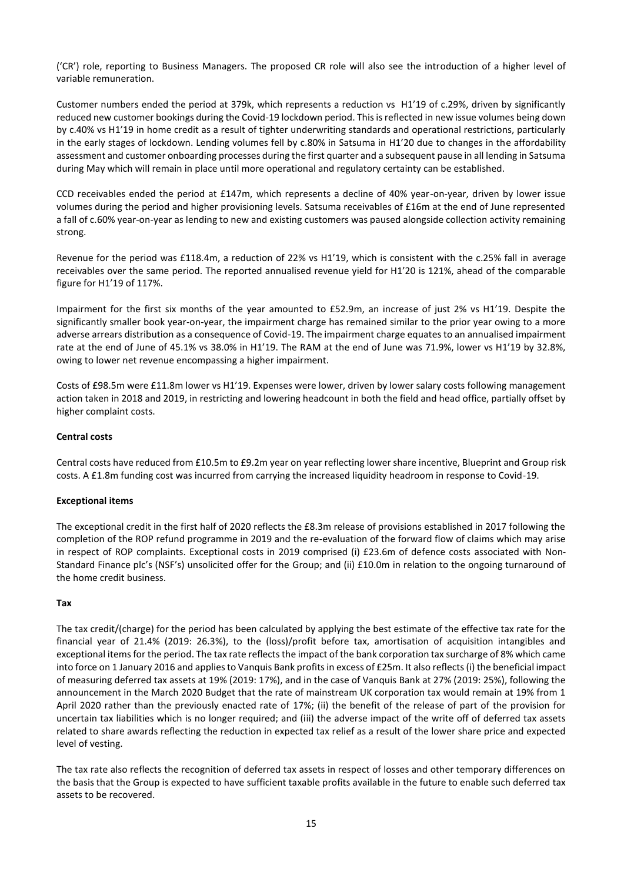('CR') role, reporting to Business Managers. The proposed CR role will also see the introduction of a higher level of variable remuneration.

Customer numbers ended the period at 379k, which represents a reduction vs H1'19 of c.29%, driven by significantly reduced new customer bookings during the Covid-19 lockdown period. This is reflected in new issue volumes being down by c.40% vs H1'19 in home credit as a result of tighter underwriting standards and operational restrictions, particularly in the early stages of lockdown. Lending volumes fell by c.80% in Satsuma in H1'20 due to changes in the affordability assessment and customer onboarding processes during the first quarter and a subsequent pause in all lending in Satsuma during May which will remain in place until more operational and regulatory certainty can be established.

CCD receivables ended the period at £147m, which represents a decline of 40% year-on-year, driven by lower issue volumes during the period and higher provisioning levels. Satsuma receivables of £16m at the end of June represented a fall of c.60% year-on-year as lending to new and existing customers was paused alongside collection activity remaining strong.

Revenue for the period was £118.4m, a reduction of 22% vs H1'19, which is consistent with the c.25% fall in average receivables over the same period. The reported annualised revenue yield for H1'20 is 121%, ahead of the comparable figure for H1'19 of 117%.

Impairment for the first six months of the year amounted to £52.9m, an increase of just 2% vs H1'19. Despite the significantly smaller book year-on-year, the impairment charge has remained similar to the prior year owing to a more adverse arrears distribution as a consequence of Covid-19. The impairment charge equates to an annualised impairment rate at the end of June of 45.1% vs 38.0% in H1'19. The RAM at the end of June was 71.9%, lower vs H1'19 by 32.8%, owing to lower net revenue encompassing a higher impairment.

Costs of £98.5m were £11.8m lower vs H1'19. Expenses were lower, driven by lower salary costs following management action taken in 2018 and 2019, in restricting and lowering headcount in both the field and head office, partially offset by higher complaint costs.

**Central costs**

Central costs have reduced from £10.5m to £9.2m year on year reflecting lower share incentive, Blueprint and Group risk costs. A £1.8m funding cost was incurred from carrying the increased liquidity headroom in response to Covid-19.

**Exceptional items**

The exceptional credit in the first half of 2020 reflects the £8.3m release of provisions established in 2017 following the completion of the ROP refund programme in 2019 and the re-evaluation of the forward flow of claims which may arise in respect of ROP complaints. Exceptional costs in 2019 comprised (i) £23.6m of defence costs associated with Non-Standard Finance plc's (NSF's) unsolicited offer for the Group; and (ii) £10.0m in relation to the ongoing turnaround of the home credit business.

**Tax**

The tax credit/(charge) for the period has been calculated by applying the best estimate of the effective tax rate for the financial year of 21.4% (2019: 26.3%), to the (loss)/profit before tax, amortisation of acquisition intangibles and exceptional items for the period. The tax rate reflects the impact of the bank corporation tax surcharge of 8% which came into force on 1 January 2016 and applies to Vanquis Bank profits in excess of £25m. It also reflects (i) the beneficial impact of measuring deferred tax assets at 19% (2019: 17%), and in the case of Vanquis Bank at 27% (2019: 25%), following the announcement in the March 2020 Budget that the rate of mainstream UK corporation tax would remain at 19% from 1 April 2020 rather than the previously enacted rate of 17%; (ii) the benefit of the release of part of the provision for uncertain tax liabilities which is no longer required; and (iii) the adverse impact of the write off of deferred tax assets related to share awards reflecting the reduction in expected tax relief as a result of the lower share price and expected level of vesting.

The tax rate also reflects the recognition of deferred tax assets in respect of losses and other temporary differences on the basis that the Group is expected to have sufficient taxable profits available in the future to enable such deferred tax assets to be recovered.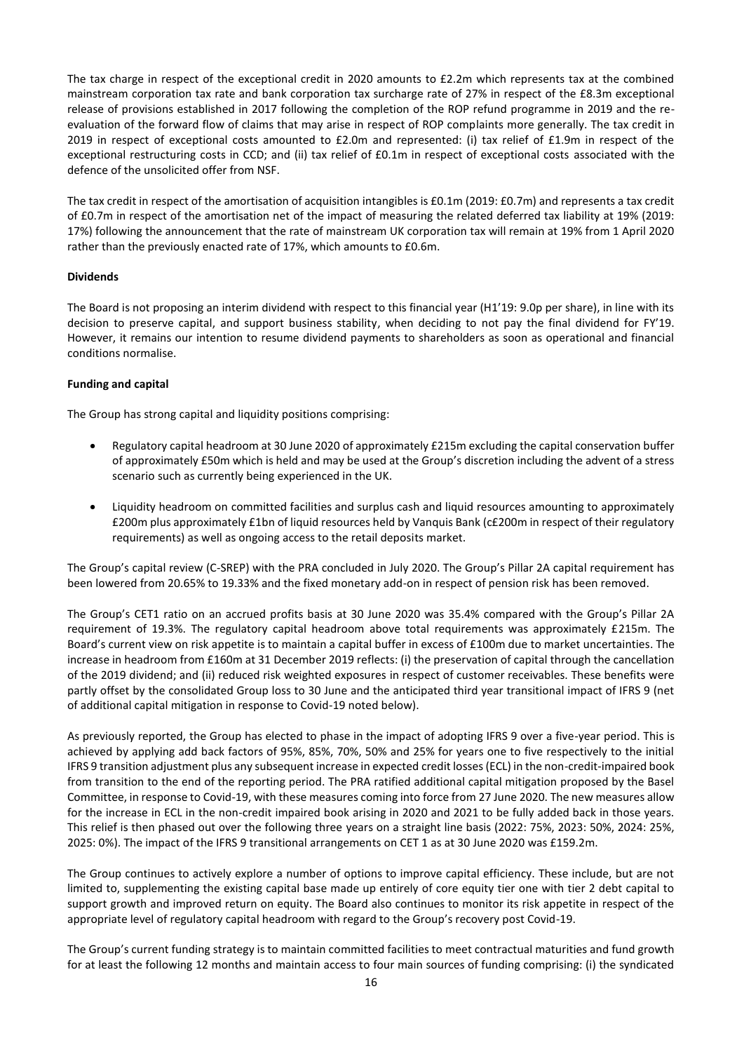The tax charge in respect of the exceptional credit in 2020 amounts to £2.2m which represents tax at the combined mainstream corporation tax rate and bank corporation tax surcharge rate of 27% in respect of the £8.3m exceptional release of provisions established in 2017 following the completion of the ROP refund programme in 2019 and the re-evaluation of the forward flow of claims that may arise in respect of ROP complaints more generally. The tax credit in 2019 in respect of exceptional costs amounted to £2.0m and represented: (i) tax relief of £1.9m in respect of the exceptional restructuring costs in CCD; and (ii) tax relief of £0.1m in respect of exceptional costs associated with the defence of the unsolicited offer from NSF.

The tax credit in respect of the amortisation of acquisition intangibles is £0.1m (2019: £0.7m) and represents a tax credit of £0.7m in respect of the amortisation net of the impact of measuring the related deferred tax liability at 19% (2019: 17%) following the announcement that the rate of mainstream UK corporation tax will remain at 19% from 1 April 2020 rather than the previously enacted rate of 17%, which amounts to £0.6m.

**Dividends**

The Board is not proposing an interim dividend with respect to this financial year (H1'19: 9.0p per share), in line with its decision to preserve capital, and support business stability, when deciding to not pay the final dividend for FY'19. However, it remains our intention to resume dividend payments to shareholders as soon as operational and financial conditions normalise.

**Funding and capital**

The Group has strong capital and liquidity positions comprising:

- Regulatory capital headroom at 30 June 2020 of approximately £215m excluding the capital conservation buffer of approximately £50m which is held and may be used at the Group's discretion including the advent of a stress scenario such as currently being experienced in the UK.

- Liquidity headroom on committed facilities and surplus cash and liquid resources amounting to approximately £200m plus approximately £1bn of liquid resources held by Vanquis Bank (c£200m in respect of their regulatory requirements) as well as ongoing access to the retail deposits market.

The Group's capital review (C-SREP) with the PRA concluded in July 2020. The Group's Pillar 2A capital requirement has been lowered from 20.65% to 19.33% and the fixed monetary add-on in respect of pension risk has been removed.

The Group's CET1 ratio on an accrued profits basis at 30 June 2020 was 35.4% compared with the Group's Pillar 2A requirement of 19.3%. The regulatory capital headroom above total requirements was approximately £215m. The Board's current view on risk appetite is to maintain a capital buffer in excess of £100m due to market uncertainties. The increase in headroom from £160m at 31 December 2019 reflects: (i) the preservation of capital through the cancellation of the 2019 dividend; and (ii) reduced risk weighted exposures in respect of customer receivables. These benefits were partly offset by the consolidated Group loss to 30 June and the anticipated third year transitional impact of IFRS 9 (net of additional capital mitigation in response to Covid-19 noted below).

As previously reported, the Group has elected to phase in the impact of adopting IFRS 9 over a five-year period. This is achieved by applying add back factors of 95%, 85%, 70%, 50% and 25% for years one to five respectively to the initial IFRS 9 transition adjustment plus any subsequent increase in expected credit losses (ECL) in the non-credit-impaired book from transition to the end of the reporting period. The PRA ratified additional capital mitigation proposed by the Basel Committee, in response to Covid-19, with these measures coming into force from 27 June 2020. The new measures allow for the increase in ECL in the non-credit impaired book arising in 2020 and 2021 to be fully added back in those years. This relief is then phased out over the following three years on a straight line basis (2022: 75%, 2023: 50%, 2024: 25%, 2025: 0%). The impact of the IFRS 9 transitional arrangements on CET 1 as at 30 June 2020 was £159.2m.

The Group continues to actively explore a number of options to improve capital efficiency. These include, but are not limited to, supplementing the existing capital base made up entirely of core equity tier one with tier 2 debt capital to support growth and improved return on equity. The Board also continues to monitor its risk appetite in respect of the appropriate level of regulatory capital headroom with regard to the Group's recovery post Covid-19.

The Group's current funding strategy is to maintain committed facilities to meet contractual maturities and fund growth for at least the following 12 months and maintain access to four main sources of funding comprising: (i) the syndicated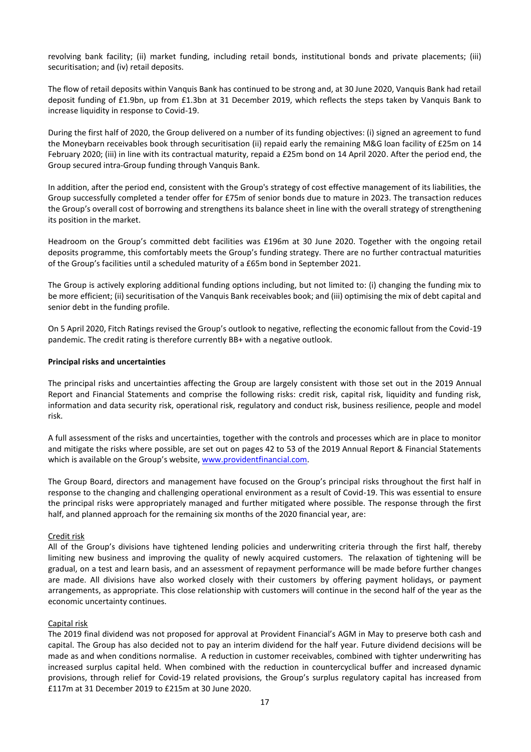revolving bank facility; (ii) market funding, including retail bonds, institutional bonds and private placements; (iii) securitisation; and (iv) retail deposits.

The flow of retail deposits within Vanquis Bank has continued to be strong and, at 30 June 2020, Vanquis Bank had retail deposit funding of £1.9bn, up from £1.3bn at 31 December 2019, which reflects the steps taken by Vanquis Bank to increase liquidity in response to Covid-19.

During the first half of 2020, the Group delivered on a number of its funding objectives: (i) signed an agreement to fund the Moneybarn receivables book through securitisation (ii) repaid early the remaining M&G loan facility of £25m on 14 February 2020; (iii) in line with its contractual maturity, repaid a £25m bond on 14 April 2020. After the period end, the Group secured intra-Group funding through Vanquis Bank.

In addition, after the period end, consistent with the Group's strategy of cost effective management of its liabilities, the Group successfully completed a tender offer for £75m of senior bonds due to mature in 2023. The transaction reduces the Group's overall cost of borrowing and strengthens its balance sheet in line with the overall strategy of strengthening its position in the market.

Headroom on the Group's committed debt facilities was £196m at 30 June 2020. Together with the ongoing retail deposits programme, this comfortably meets the Group's funding strategy. There are no further contractual maturities of the Group's facilities until a scheduled maturity of a £65m bond in September 2021.

The Group is actively exploring additional funding options including, but not limited to: (i) changing the funding mix to be more efficient; (ii) securitisation of the Vanquis Bank receivables book; and (iii) optimising the mix of debt capital and senior debt in the funding profile.

On 5 April 2020, Fitch Ratings revised the Group's outlook to negative, reflecting the economic fallout from the Covid-19 pandemic. The credit rating is therefore currently BB+ with a negative outlook.

**Principal risks and uncertainties**

The principal risks and uncertainties affecting the Group are largely consistent with those set out in the 2019 Annual Report and Financial Statements and comprise the following risks: credit risk, capital risk, liquidity and funding risk, information and data security risk, operational risk, regulatory and conduct risk, business resilience, people and model risk.

A full assessment of the risks and uncertainties, together with the controls and processes which are in place to monitor and mitigate the risks where possible, are set out on pages 42 to 53 of the 2019 Annual Report & Financial Statements which is available on the Group's website, www.providentfinancial.com.

The Group Board, directors and management have focused on the Group's principal risks throughout the first half in response to the changing and challenging operational environment as a result of Covid-19. This was essential to ensure the principal risks were appropriately managed and further mitigated where possible. The response through the first half, and planned approach for the remaining six months of the 2020 financial year, are:

Credit risk

All of the Group's divisions have tightened lending policies and underwriting criteria through the first half, thereby limiting new business and improving the quality of newly acquired customers. The relaxation of tightening will be gradual, on a test and learn basis, and an assessment of repayment performance will be made before further changes are made. All divisions have also worked closely with their customers by offering payment holidays, or payment arrangements, as appropriate. This close relationship with customers will continue in the second half of the year as the economic uncertainty continues.

Capital risk

The 2019 final dividend was not proposed for approval at Provident Financial's AGM in May to preserve both cash and capital. The Group has also decided not to pay an interim dividend for the half year. Future dividend decisions will be made as and when conditions normalise. A reduction in customer receivables, combined with tighter underwriting has increased surplus capital held. When combined with the reduction in countercyclical buffer and increased dynamic provisions, through relief for Covid-19 related provisions, the Group's surplus regulatory capital has increased from £117m at 31 December 2019 to £215m at 30 June 2020.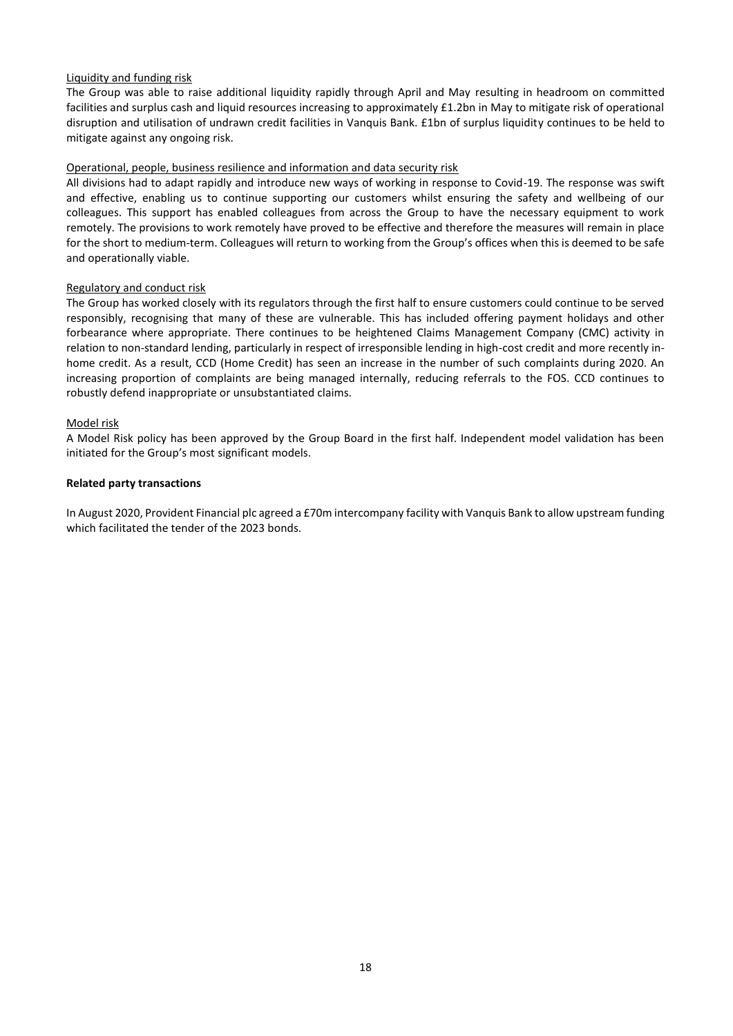Liquidity and funding risk

The Group was able to raise additional liquidity rapidly through April and May resulting in headroom on committed facilities and surplus cash and liquid resources increasing to approximately £1.2bn in May to mitigate risk of operational disruption and utilisation of undrawn credit facilities in Vanquis Bank. £1bn of surplus liquidity continues to be held to mitigate against any ongoing risk.

Operational, people, business resilience and information and data security risk

All divisions had to adapt rapidly and introduce new ways of working in response to Covid-19. The response was swift and effective, enabling us to continue supporting our customers whilst ensuring the safety and wellbeing of our colleagues. This support has enabled colleagues from across the Group to have the necessary equipment to work remotely. The provisions to work remotely have proved to be effective and therefore the measures will remain in place for the short to medium-term. Colleagues will return to working from the Group's offices when this is deemed to be safe and operationally viable.

Regulatory and conduct risk

The Group has worked closely with its regulators through the first half to ensure customers could continue to be served responsibly, recognising that many of these are vulnerable. This has included offering payment holidays and other forbearance where appropriate. There continues to be heightened Claims Management Company (CMC) activity in relation to non-standard lending, particularly in respect of irresponsible lending in high-cost credit and more recently in-home credit. As a result, CCD (Home Credit) has seen an increase in the number of such complaints during 2020. An increasing proportion of complaints are being managed internally, reducing referrals to the FOS. CCD continues to robustly defend inappropriate or unsubstantiated claims.

Model risk

A Model Risk policy has been approved by the Group Board in the first half. Independent model validation has been initiated for the Group's most significant models.

**Related party transactions**

In August 2020, Provident Financial plc agreed a £70m intercompany facility with Vanquis Bank to allow upstream funding which facilitated the tender of the 2023 bonds.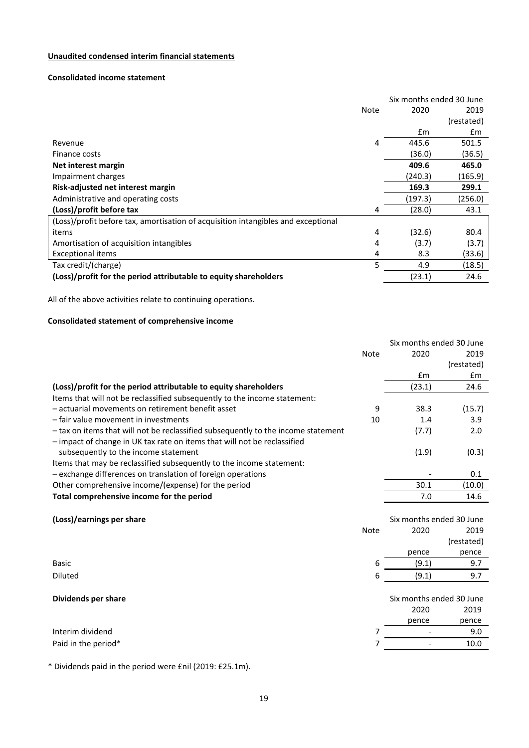**Unaudited condensed interim financial statements**

**Consolidated income statement**

| | Note | Six months ended 30 June 2020 £m | 2019 (restated) £m |
|---|---|---|---|
| Revenue | 4 | 445.6 | 501.5 |
| Finance costs | | (36.0) | (36.5) |
| **Net interest margin** | | **409.6** | **465.0** |
| Impairment charges | | (240.3) | (165.9) |
| **Risk-adjusted net interest margin** | | **169.3** | **299.1** |
| Administrative and operating costs | | (197.3) | (256.0) |
| **(Loss)/profit before tax** | 4 | (28.0) | 43.1 |
| (Loss)/profit before tax, amortisation of acquisition intangibles and exceptional items | 4 | (32.6) | 80.4 |
| Amortisation of acquisition intangibles | 4 | (3.7) | (3.7) |
| Exceptional items | 4 | 8.3 | (33.6) |
| Tax credit/(charge) | 5 | 4.9 | (18.5) |
| **(Loss)/profit for the period attributable to equity shareholders** | | (23.1) | 24.6 |

All of the above activities relate to continuing operations.

**Consolidated statement of comprehensive income**

| | Note | Six months ended 30 June 2020 £m | 2019 (restated) £m |
|---|---|---|---|
| **(Loss)/profit for the period attributable to equity shareholders** | | (23.1) | 24.6 |
| Items that will not be reclassified subsequently to the income statement: | | | |
| – actuarial movements on retirement benefit asset | 9 | 38.3 | (15.7) |
| – fair value movement in investments | 10 | 1.4 | 3.9 |
| – tax on items that will not be reclassified subsequently to the income statement | | (7.7) | 2.0 |
| – impact of change in UK tax rate on items that will not be reclassified subsequently to the income statement | | (1.9) | (0.3) |
| Items that may be reclassified subsequently to the income statement: | | | |
| – exchange differences on translation of foreign operations | | - | 0.1 |
| Other comprehensive income/(expense) for the period | | 30.1 | (10.0) |
| **Total comprehensive income for the period** | | 7.0 | 14.6 |

**(Loss)/earnings per share**

| | Note | Six months ended 30 June 2020 pence | 2019 (restated) pence |
|---|---|---|---|
| Basic | 6 | (9.1) | 9.7 |
| Diluted | 6 | (9.1) | 9.7 |

**Dividends per share**

| | Note | Six months ended 30 June 2020 pence | 2019 pence |
|---|---|---|---|
| Interim dividend | 7 | - | 9.0 |
| Paid in the period* | 7 | - | 10.0 |

\* Dividends paid in the period were £nil (2019: £25.1m).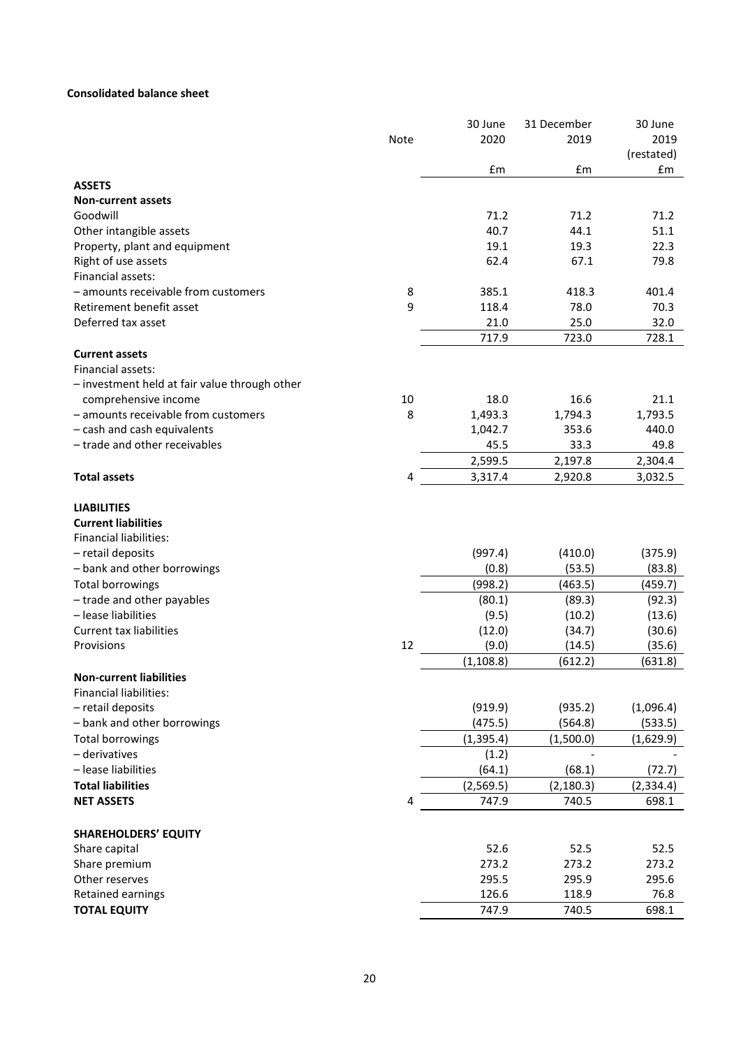**Consolidated balance sheet**

| | Note | 30 June 2020 | 31 December 2019 | 30 June 2019 (restated) |
|---|---|---|---|---|
| | | £m | £m | £m |
| **ASSETS** | | | | |
| **Non-current assets** | | | | |
| Goodwill | | 71.2 | 71.2 | 71.2 |
| Other intangible assets | | 40.7 | 44.1 | 51.1 |
| Property, plant and equipment | | 19.1 | 19.3 | 22.3 |
| Right of use assets | | 62.4 | 67.1 | 79.8 |
| Financial assets: | | | | |
| – amounts receivable from customers | 8 | 385.1 | 418.3 | 401.4 |
| Retirement benefit asset | 9 | 118.4 | 78.0 | 70.3 |
| Deferred tax asset | | 21.0 | 25.0 | 32.0 |
| | | 717.9 | 723.0 | 728.1 |
| **Current assets** | | | | |
| Financial assets: | | | | |
| – investment held at fair value through other comprehensive income | 10 | 18.0 | 16.6 | 21.1 |
| – amounts receivable from customers | 8 | 1,493.3 | 1,794.3 | 1,793.5 |
| – cash and cash equivalents | | 1,042.7 | 353.6 | 440.0 |
| – trade and other receivables | | 45.5 | 33.3 | 49.8 |
| | | 2,599.5 | 2,197.8 | 2,304.4 |
| **Total assets** | 4 | 3,317.4 | 2,920.8 | 3,032.5 |
| **LIABILITIES** | | | | |
| **Current liabilities** | | | | |
| Financial liabilities: | | | | |
| – retail deposits | | (997.4) | (410.0) | (375.9) |
| – bank and other borrowings | | (0.8) | (53.5) | (83.8) |
| Total borrowings | | (998.2) | (463.5) | (459.7) |
| – trade and other payables | | (80.1) | (89.3) | (92.3) |
| – lease liabilities | | (9.5) | (10.2) | (13.6) |
| Current tax liabilities | | (12.0) | (34.7) | (30.6) |
| Provisions | 12 | (9.0) | (14.5) | (35.6) |
| | | (1,108.8) | (612.2) | (631.8) |
| **Non-current liabilities** | | | | |
| Financial liabilities: | | | | |
| – retail deposits | | (919.9) | (935.2) | (1,096.4) |
| – bank and other borrowings | | (475.5) | (564.8) | (533.5) |
| Total borrowings | | (1,395.4) | (1,500.0) | (1,629.9) |
| – derivatives | | (1.2) | - | - |
| – lease liabilities | | (64.1) | (68.1) | (72.7) |
| **Total liabilities** | | (2,569.5) | (2,180.3) | (2,334.4) |
| **NET ASSETS** | 4 | 747.9 | 740.5 | 698.1 |
| **SHAREHOLDERS' EQUITY** | | | | |
| Share capital | | 52.6 | 52.5 | 52.5 |
| Share premium | | 273.2 | 273.2 | 273.2 |
| Other reserves | | 295.5 | 295.9 | 295.6 |
| Retained earnings | | 126.6 | 118.9 | 76.8 |
| **TOTAL EQUITY** | | 747.9 | 740.5 | 698.1 |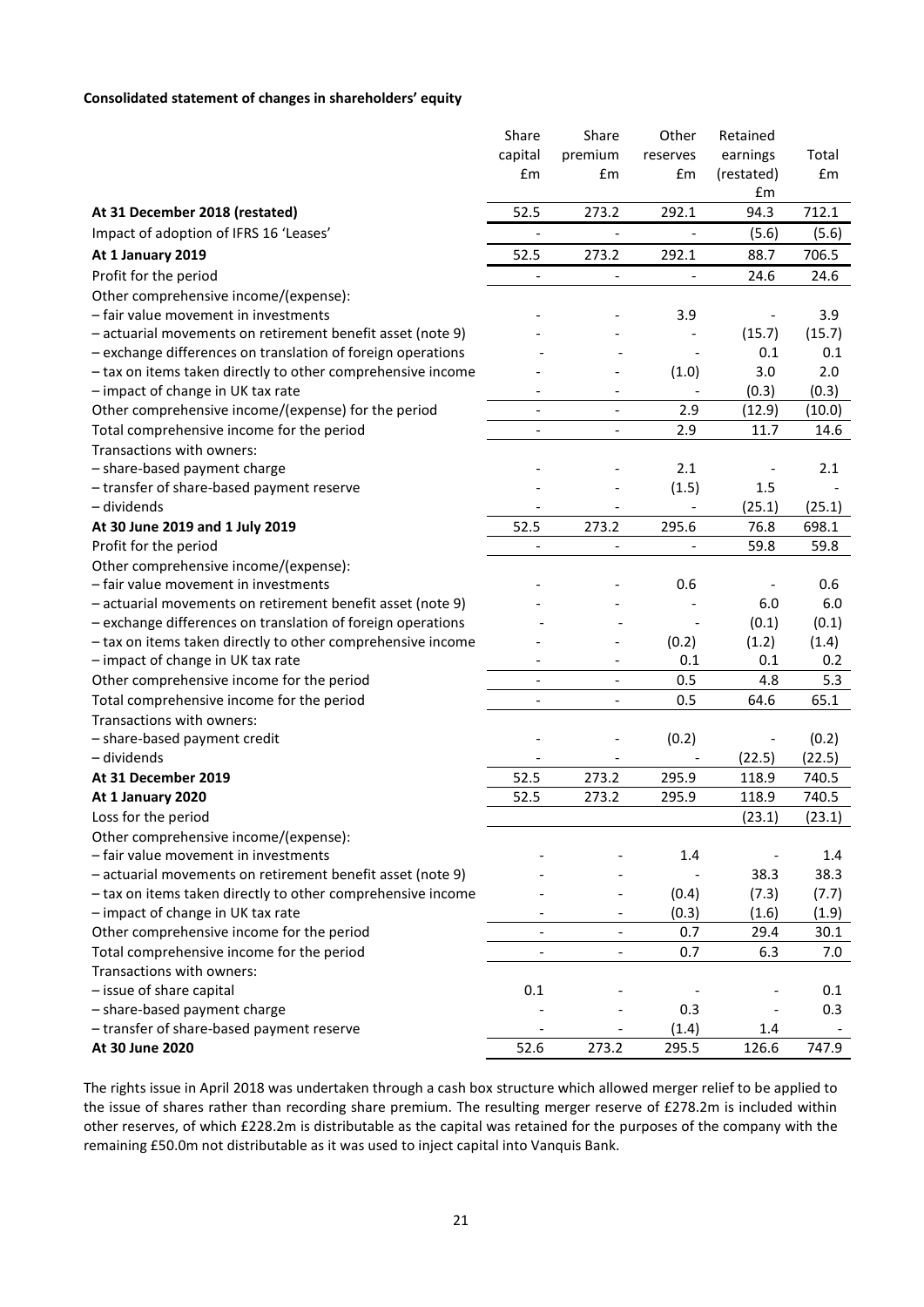**Consolidated statement of changes in shareholders' equity**

| | Share capital £m | Share premium £m | Other reserves £m | Retained earnings (restated) £m | Total £m |
|---|---|---|---|---|---|
| **At 31 December 2018 (restated)** | 52.5 | 273.2 | 292.1 | 94.3 | 712.1 |
| Impact of adoption of IFRS 16 'Leases' | - | - | - | (5.6) | (5.6) |
| **At 1 January 2019** | 52.5 | 273.2 | 292.1 | 88.7 | 706.5 |
| Profit for the period | - | - | - | 24.6 | 24.6 |
| Other comprehensive income/(expense): | | | | | |
| – fair value movement in investments | - | - | 3.9 | - | 3.9 |
| – actuarial movements on retirement benefit asset (note 9) | - | - | - | (15.7) | (15.7) |
| – exchange differences on translation of foreign operations | - | - | - | 0.1 | 0.1 |
| – tax on items taken directly to other comprehensive income | - | - | (1.0) | 3.0 | 2.0 |
| – impact of change in UK tax rate | - | - | - | (0.3) | (0.3) |
| Other comprehensive income/(expense) for the period | - | - | 2.9 | (12.9) | (10.0) |
| Total comprehensive income for the period | - | - | 2.9 | 11.7 | 14.6 |
| Transactions with owners: | | | | | |
| – share-based payment charge | - | - | 2.1 | - | 2.1 |
| – transfer of share-based payment reserve | - | - | (1.5) | 1.5 | - |
| – dividends | - | - | - | (25.1) | (25.1) |
| **At 30 June 2019 and 1 July 2019** | 52.5 | 273.2 | 295.6 | 76.8 | 698.1 |
| Profit for the period | - | - | - | 59.8 | 59.8 |
| Other comprehensive income/(expense): | | | | | |
| – fair value movement in investments | - | - | 0.6 | - | 0.6 |
| – actuarial movements on retirement benefit asset (note 9) | - | - | - | 6.0 | 6.0 |
| – exchange differences on translation of foreign operations | - | - | - | (0.1) | (0.1) |
| – tax on items taken directly to other comprehensive income | - | - | (0.2) | (1.2) | (1.4) |
| – impact of change in UK tax rate | - | - | 0.1 | 0.1 | 0.2 |
| Other comprehensive income for the period | - | - | 0.5 | 4.8 | 5.3 |
| Total comprehensive income for the period | - | - | 0.5 | 64.6 | 65.1 |
| Transactions with owners: | | | | | |
| – share-based payment credit | - | - | (0.2) | - | (0.2) |
| – dividends | - | - | - | (22.5) | (22.5) |
| **At 31 December 2019** | 52.5 | 273.2 | 295.9 | 118.9 | 740.5 |
| **At 1 January 2020** | 52.5 | 273.2 | 295.9 | 118.9 | 740.5 |
| Loss for the period | | | | (23.1) | (23.1) |
| Other comprehensive income/(expense): | | | | | |
| – fair value movement in investments | - | - | 1.4 | - | 1.4 |
| – actuarial movements on retirement benefit asset (note 9) | - | - | - | 38.3 | 38.3 |
| – tax on items taken directly to other comprehensive income | - | - | (0.4) | (7.3) | (7.7) |
| – impact of change in UK tax rate | - | - | (0.3) | (1.6) | (1.9) |
| Other comprehensive income for the period | - | - | 0.7 | 29.4 | 30.1 |
| Total comprehensive income for the period | - | - | 0.7 | 6.3 | 7.0 |
| Transactions with owners: | | | | | |
| – issue of share capital | 0.1 | - | - | - | 0.1 |
| – share-based payment charge | - | - | 0.3 | - | 0.3 |
| – transfer of share-based payment reserve | - | - | (1.4) | 1.4 | - |
| **At 30 June 2020** | 52.6 | 273.2 | 295.5 | 126.6 | 747.9 |

The rights issue in April 2018 was undertaken through a cash box structure which allowed merger relief to be applied to the issue of shares rather than recording share premium. The resulting merger reserve of £278.2m is included within other reserves, of which £228.2m is distributable as the capital was retained for the purposes of the company with the remaining £50.0m not distributable as it was used to inject capital into Vanquis Bank.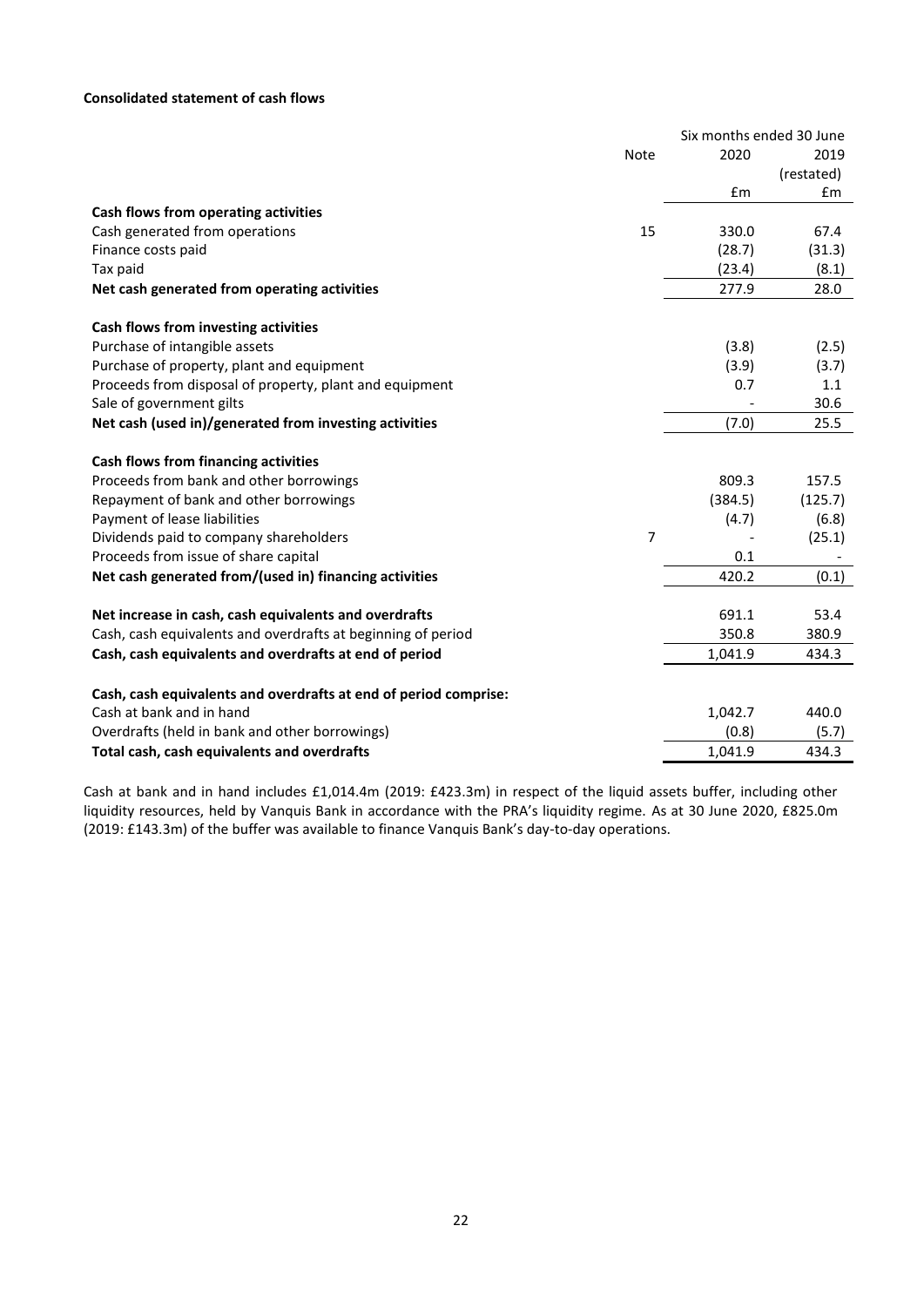**Consolidated statement of cash flows**

| | Note | Six months ended 30 June 2020 | 2019 (restated) |
|---|---|---|---|
| | | £m | £m |
| **Cash flows from operating activities** | | | |
| Cash generated from operations | 15 | 330.0 | 67.4 |
| Finance costs paid | | (28.7) | (31.3) |
| Tax paid | | (23.4) | (8.1) |
| **Net cash generated from operating activities** | | 277.9 | 28.0 |
| | | | |
| **Cash flows from investing activities** | | | |
| Purchase of intangible assets | | (3.8) | (2.5) |
| Purchase of property, plant and equipment | | (3.9) | (3.7) |
| Proceeds from disposal of property, plant and equipment | | 0.7 | 1.1 |
| Sale of government gilts | | - | 30.6 |
| **Net cash (used in)/generated from investing activities** | | (7.0) | 25.5 |
| | | | |
| **Cash flows from financing activities** | | | |
| Proceeds from bank and other borrowings | | 809.3 | 157.5 |
| Repayment of bank and other borrowings | | (384.5) | (125.7) |
| Payment of lease liabilities | | (4.7) | (6.8) |
| Dividends paid to company shareholders | 7 | - | (25.1) |
| Proceeds from issue of share capital | | 0.1 | - |
| **Net cash generated from/(used in) financing activities** | | 420.2 | (0.1) |
| | | | |
| **Net increase in cash, cash equivalents and overdrafts** | | 691.1 | 53.4 |
| Cash, cash equivalents and overdrafts at beginning of period | | 350.8 | 380.9 |
| **Cash, cash equivalents and overdrafts at end of period** | | 1,041.9 | 434.3 |
| | | | |
| **Cash, cash equivalents and overdrafts at end of period comprise:** | | | |
| Cash at bank and in hand | | 1,042.7 | 440.0 |
| Overdrafts (held in bank and other borrowings) | | (0.8) | (5.7) |
| **Total cash, cash equivalents and overdrafts** | | 1,041.9 | 434.3 |

Cash at bank and in hand includes £1,014.4m (2019: £423.3m) in respect of the liquid assets buffer, including other liquidity resources, held by Vanquis Bank in accordance with the PRA's liquidity regime. As at 30 June 2020, £825.0m (2019: £143.3m) of the buffer was available to finance Vanquis Bank's day-to-day operations.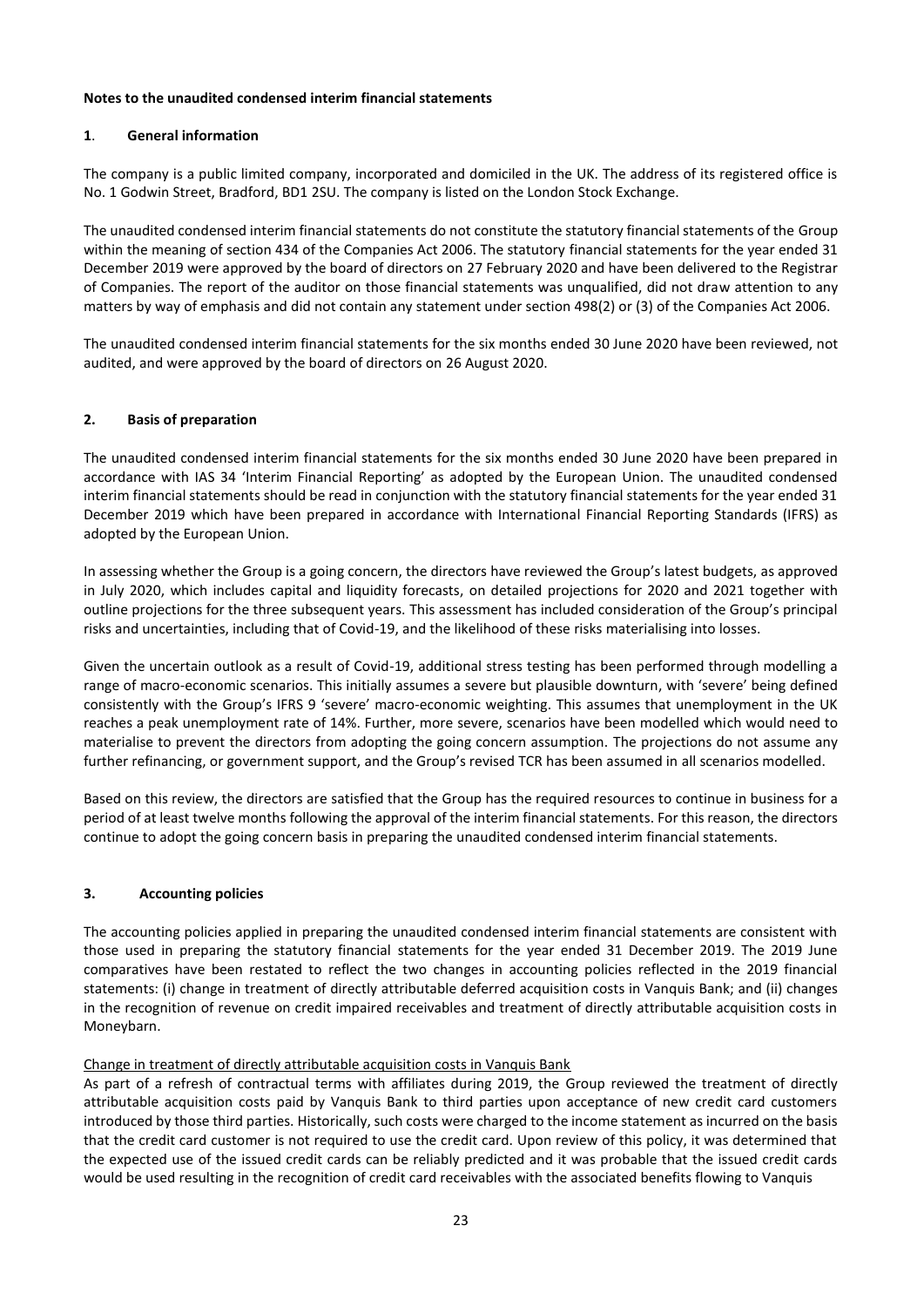**Notes to the unaudited condensed interim financial statements**

## 1. General information

The company is a public limited company, incorporated and domiciled in the UK. The address of its registered office is No. 1 Godwin Street, Bradford, BD1 2SU. The company is listed on the London Stock Exchange.

The unaudited condensed interim financial statements do not constitute the statutory financial statements of the Group within the meaning of section 434 of the Companies Act 2006. The statutory financial statements for the year ended 31 December 2019 were approved by the board of directors on 27 February 2020 and have been delivered to the Registrar of Companies. The report of the auditor on those financial statements was unqualified, did not draw attention to any matters by way of emphasis and did not contain any statement under section 498(2) or (3) of the Companies Act 2006.

The unaudited condensed interim financial statements for the six months ended 30 June 2020 have been reviewed, not audited, and were approved by the board of directors on 26 August 2020.

## 2. Basis of preparation

The unaudited condensed interim financial statements for the six months ended 30 June 2020 have been prepared in accordance with IAS 34 'Interim Financial Reporting' as adopted by the European Union. The unaudited condensed interim financial statements should be read in conjunction with the statutory financial statements for the year ended 31 December 2019 which have been prepared in accordance with International Financial Reporting Standards (IFRS) as adopted by the European Union.

In assessing whether the Group is a going concern, the directors have reviewed the Group's latest budgets, as approved in July 2020, which includes capital and liquidity forecasts, on detailed projections for 2020 and 2021 together with outline projections for the three subsequent years. This assessment has included consideration of the Group's principal risks and uncertainties, including that of Covid-19, and the likelihood of these risks materialising into losses.

Given the uncertain outlook as a result of Covid-19, additional stress testing has been performed through modelling a range of macro-economic scenarios. This initially assumes a severe but plausible downturn, with 'severe' being defined consistently with the Group's IFRS 9 'severe' macro-economic weighting. This assumes that unemployment in the UK reaches a peak unemployment rate of 14%. Further, more severe, scenarios have been modelled which would need to materialise to prevent the directors from adopting the going concern assumption. The projections do not assume any further refinancing, or government support, and the Group's revised TCR has been assumed in all scenarios modelled.

Based on this review, the directors are satisfied that the Group has the required resources to continue in business for a period of at least twelve months following the approval of the interim financial statements. For this reason, the directors continue to adopt the going concern basis in preparing the unaudited condensed interim financial statements.

## 3. Accounting policies

The accounting policies applied in preparing the unaudited condensed interim financial statements are consistent with those used in preparing the statutory financial statements for the year ended 31 December 2019. The 2019 June comparatives have been restated to reflect the two changes in accounting policies reflected in the 2019 financial statements: (i) change in treatment of directly attributable deferred acquisition costs in Vanquis Bank; and (ii) changes in the recognition of revenue on credit impaired receivables and treatment of directly attributable acquisition costs in Moneybarn.

Change in treatment of directly attributable acquisition costs in Vanquis Bank

As part of a refresh of contractual terms with affiliates during 2019, the Group reviewed the treatment of directly attributable acquisition costs paid by Vanquis Bank to third parties upon acceptance of new credit card customers introduced by those third parties. Historically, such costs were charged to the income statement as incurred on the basis that the credit card customer is not required to use the credit card. Upon review of this policy, it was determined that the expected use of the issued credit cards can be reliably predicted and it was probable that the issued credit cards would be used resulting in the recognition of credit card receivables with the associated benefits flowing to Vanquis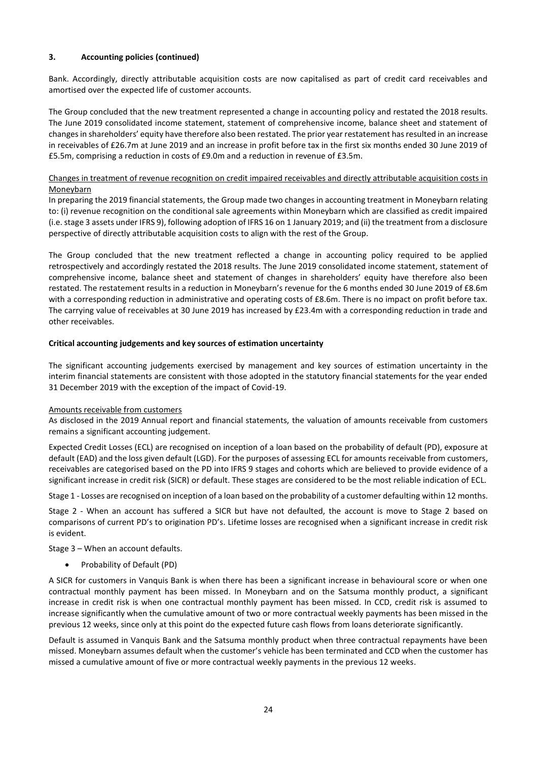### 3. Accounting policies (continued)

Bank. Accordingly, directly attributable acquisition costs are now capitalised as part of credit card receivables and amortised over the expected life of customer accounts.

The Group concluded that the new treatment represented a change in accounting policy and restated the 2018 results. The June 2019 consolidated income statement, statement of comprehensive income, balance sheet and statement of changes in shareholders' equity have therefore also been restated. The prior year restatement has resulted in an increase in receivables of £26.7m at June 2019 and an increase in profit before tax in the first six months ended 30 June 2019 of £5.5m, comprising a reduction in costs of £9.0m and a reduction in revenue of £3.5m.

Changes in treatment of revenue recognition on credit impaired receivables and directly attributable acquisition costs in Moneybarn

In preparing the 2019 financial statements, the Group made two changes in accounting treatment in Moneybarn relating to: (i) revenue recognition on the conditional sale agreements within Moneybarn which are classified as credit impaired (i.e. stage 3 assets under IFRS 9), following adoption of IFRS 16 on 1 January 2019; and (ii) the treatment from a disclosure perspective of directly attributable acquisition costs to align with the rest of the Group.

The Group concluded that the new treatment reflected a change in accounting policy required to be applied retrospectively and accordingly restated the 2018 results. The June 2019 consolidated income statement, statement of comprehensive income, balance sheet and statement of changes in shareholders' equity have therefore also been restated. The restatement results in a reduction in Moneybarn's revenue for the 6 months ended 30 June 2019 of £8.6m with a corresponding reduction in administrative and operating costs of £8.6m. There is no impact on profit before tax. The carrying value of receivables at 30 June 2019 has increased by £23.4m with a corresponding reduction in trade and other receivables.

**Critical accounting judgements and key sources of estimation uncertainty**

The significant accounting judgements exercised by management and key sources of estimation uncertainty in the interim financial statements are consistent with those adopted in the statutory financial statements for the year ended 31 December 2019 with the exception of the impact of Covid-19.

Amounts receivable from customers

As disclosed in the 2019 Annual report and financial statements, the valuation of amounts receivable from customers remains a significant accounting judgement.

Expected Credit Losses (ECL) are recognised on inception of a loan based on the probability of default (PD), exposure at default (EAD) and the loss given default (LGD). For the purposes of assessing ECL for amounts receivable from customers, receivables are categorised based on the PD into IFRS 9 stages and cohorts which are believed to provide evidence of a significant increase in credit risk (SICR) or default. These stages are considered to be the most reliable indication of ECL.

Stage 1 - Losses are recognised on inception of a loan based on the probability of a customer defaulting within 12 months.

Stage 2 - When an account has suffered a SICR but have not defaulted, the account is move to Stage 2 based on comparisons of current PD's to origination PD's. Lifetime losses are recognised when a significant increase in credit risk is evident.

Stage 3 – When an account defaults.

- Probability of Default (PD)

A SICR for customers in Vanquis Bank is when there has been a significant increase in behavioural score or when one contractual monthly payment has been missed. In Moneybarn and on the Satsuma monthly product, a significant increase in credit risk is when one contractual monthly payment has been missed. In CCD, credit risk is assumed to increase significantly when the cumulative amount of two or more contractual weekly payments has been missed in the previous 12 weeks, since only at this point do the expected future cash flows from loans deteriorate significantly.

Default is assumed in Vanquis Bank and the Satsuma monthly product when three contractual repayments have been missed. Moneybarn assumes default when the customer's vehicle has been terminated and CCD when the customer has missed a cumulative amount of five or more contractual weekly payments in the previous 12 weeks.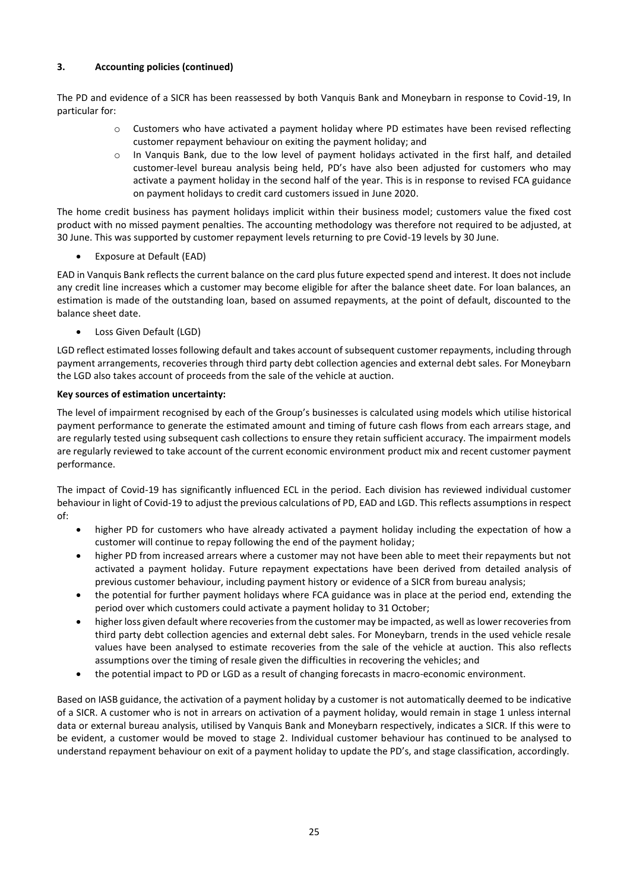**3. Accounting policies (continued)**

The PD and evidence of a SICR has been reassessed by both Vanquis Bank and Moneybarn in response to Covid-19, In particular for:

- Customers who have activated a payment holiday where PD estimates have been revised reflecting customer repayment behaviour on exiting the payment holiday; and
- In Vanquis Bank, due to the low level of payment holidays activated in the first half, and detailed customer-level bureau analysis being held, PD's have also been adjusted for customers who may activate a payment holiday in the second half of the year. This is in response to revised FCA guidance on payment holidays to credit card customers issued in June 2020.

The home credit business has payment holidays implicit within their business model; customers value the fixed cost product with no missed payment penalties. The accounting methodology was therefore not required to be adjusted, at 30 June. This was supported by customer repayment levels returning to pre Covid-19 levels by 30 June.

- Exposure at Default (EAD)

EAD in Vanquis Bank reflects the current balance on the card plus future expected spend and interest. It does not include any credit line increases which a customer may become eligible for after the balance sheet date. For loan balances, an estimation is made of the outstanding loan, based on assumed repayments, at the point of default, discounted to the balance sheet date.

- Loss Given Default (LGD)

LGD reflect estimated losses following default and takes account of subsequent customer repayments, including through payment arrangements, recoveries through third party debt collection agencies and external debt sales. For Moneybarn the LGD also takes account of proceeds from the sale of the vehicle at auction.

**Key sources of estimation uncertainty:**

The level of impairment recognised by each of the Group's businesses is calculated using models which utilise historical payment performance to generate the estimated amount and timing of future cash flows from each arrears stage, and are regularly tested using subsequent cash collections to ensure they retain sufficient accuracy. The impairment models are regularly reviewed to take account of the current economic environment product mix and recent customer payment performance.

The impact of Covid-19 has significantly influenced ECL in the period. Each division has reviewed individual customer behaviour in light of Covid-19 to adjust the previous calculations of PD, EAD and LGD. This reflects assumptions in respect of:

- higher PD for customers who have already activated a payment holiday including the expectation of how a customer will continue to repay following the end of the payment holiday;
- higher PD from increased arrears where a customer may not have been able to meet their repayments but not activated a payment holiday. Future repayment expectations have been derived from detailed analysis of previous customer behaviour, including payment history or evidence of a SICR from bureau analysis;
- the potential for further payment holidays where FCA guidance was in place at the period end, extending the period over which customers could activate a payment holiday to 31 October;
- higher loss given default where recoveries from the customer may be impacted, as well as lower recoveries from third party debt collection agencies and external debt sales. For Moneybarn, trends in the used vehicle resale values have been analysed to estimate recoveries from the sale of the vehicle at auction. This also reflects assumptions over the timing of resale given the difficulties in recovering the vehicles; and
- the potential impact to PD or LGD as a result of changing forecasts in macro-economic environment.

Based on IASB guidance, the activation of a payment holiday by a customer is not automatically deemed to be indicative of a SICR. A customer who is not in arrears on activation of a payment holiday, would remain in stage 1 unless internal data or external bureau analysis, utilised by Vanquis Bank and Moneybarn respectively, indicates a SICR. If this were to be evident, a customer would be moved to stage 2. Individual customer behaviour has continued to be analysed to understand repayment behaviour on exit of a payment holiday to update the PD's, and stage classification, accordingly.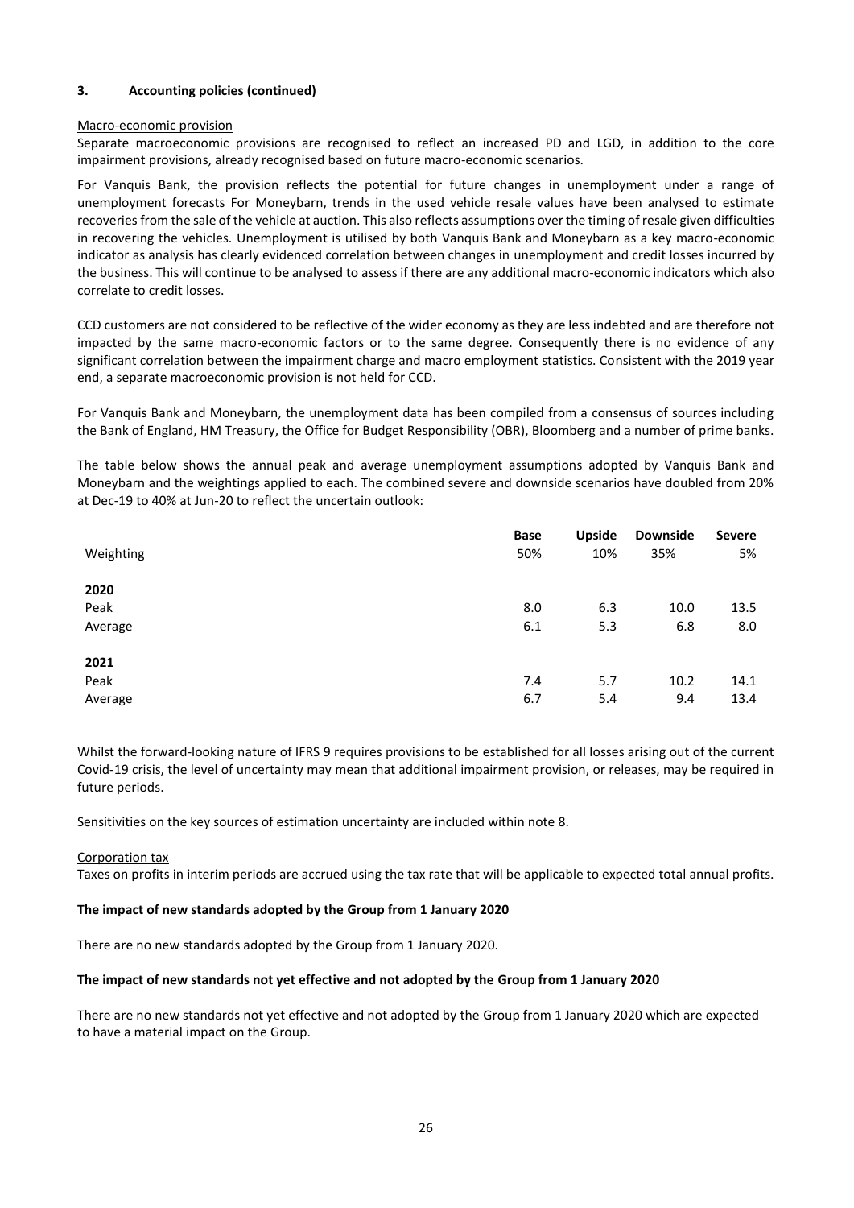### 3. Accounting policies (continued)

Macro-economic provision

Separate macroeconomic provisions are recognised to reflect an increased PD and LGD, in addition to the core impairment provisions, already recognised based on future macro-economic scenarios.

For Vanquis Bank, the provision reflects the potential for future changes in unemployment under a range of unemployment forecasts For Moneybarn, trends in the used vehicle resale values have been analysed to estimate recoveries from the sale of the vehicle at auction. This also reflects assumptions over the timing of resale given difficulties in recovering the vehicles. Unemployment is utilised by both Vanquis Bank and Moneybarn as a key macro-economic indicator as analysis has clearly evidenced correlation between changes in unemployment and credit losses incurred by the business. This will continue to be analysed to assess if there are any additional macro-economic indicators which also correlate to credit losses.

CCD customers are not considered to be reflective of the wider economy as they are less indebted and are therefore not impacted by the same macro-economic factors or to the same degree. Consequently there is no evidence of any significant correlation between the impairment charge and macro employment statistics. Consistent with the 2019 year end, a separate macroeconomic provision is not held for CCD.

For Vanquis Bank and Moneybarn, the unemployment data has been compiled from a consensus of sources including the Bank of England, HM Treasury, the Office for Budget Responsibility (OBR), Bloomberg and a number of prime banks.

The table below shows the annual peak and average unemployment assumptions adopted by Vanquis Bank and Moneybarn and the weightings applied to each. The combined severe and downside scenarios have doubled from 20% at Dec-19 to 40% at Jun-20 to reflect the uncertain outlook:

| | Base | Upside | Downside | Severe |
|---|---|---|---|---|
| Weighting | 50% | 10% | 35% | 5% |
| **2020** | | | | |
| Peak | 8.0 | 6.3 | 10.0 | 13.5 |
| Average | 6.1 | 5.3 | 6.8 | 8.0 |
| **2021** | | | | |
| Peak | 7.4 | 5.7 | 10.2 | 14.1 |
| Average | 6.7 | 5.4 | 9.4 | 13.4 |

Whilst the forward-looking nature of IFRS 9 requires provisions to be established for all losses arising out of the current Covid-19 crisis, the level of uncertainty may mean that additional impairment provision, or releases, may be required in future periods.

Sensitivities on the key sources of estimation uncertainty are included within note 8.

Corporation tax

Taxes on profits in interim periods are accrued using the tax rate that will be applicable to expected total annual profits.

**The impact of new standards adopted by the Group from 1 January 2020**

There are no new standards adopted by the Group from 1 January 2020.

**The impact of new standards not yet effective and not adopted by the Group from 1 January 2020**

There are no new standards not yet effective and not adopted by the Group from 1 January 2020 which are expected to have a material impact on the Group.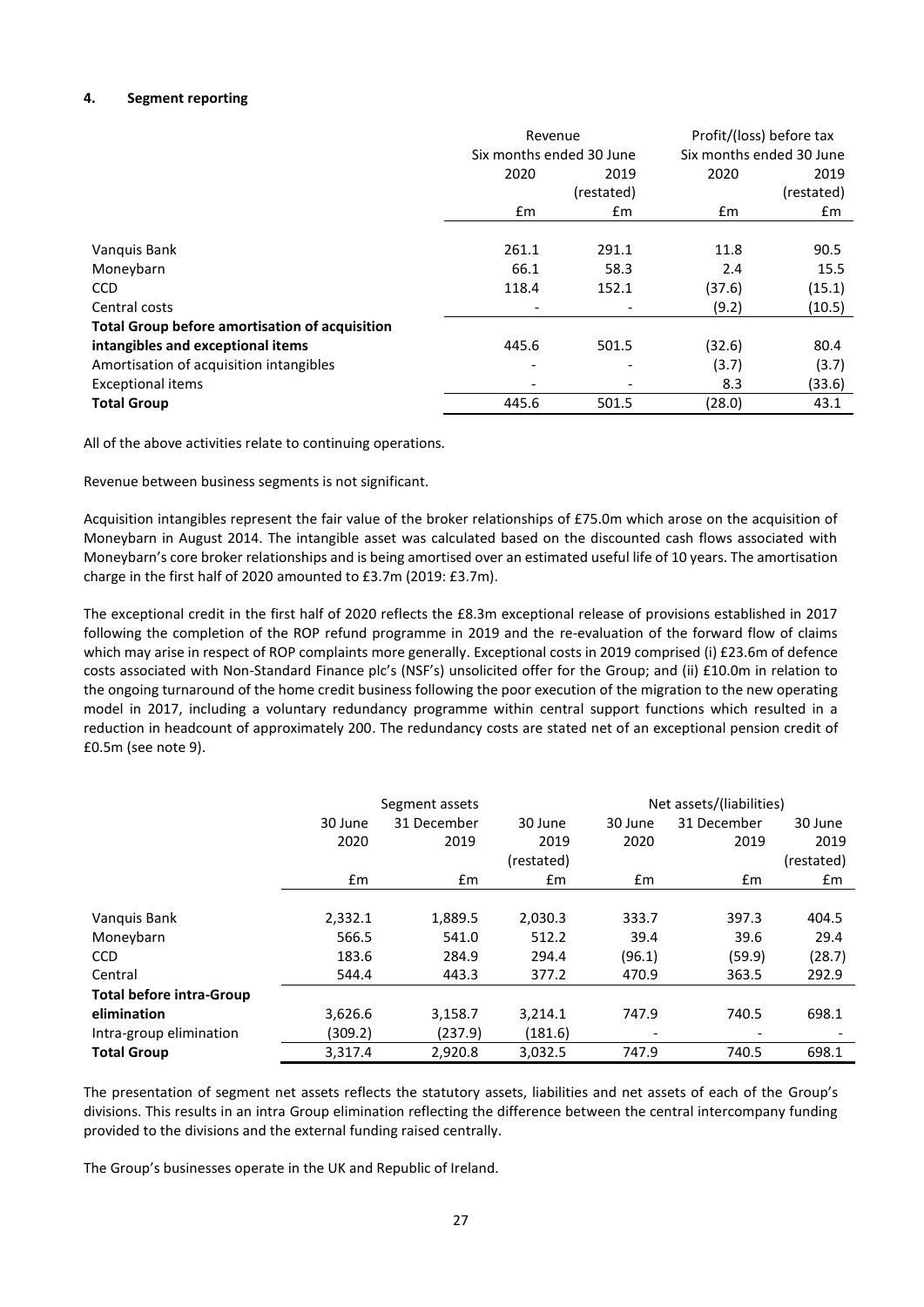#### 4. Segment reporting

| | Revenue | | Profit/(loss) before tax | |
|---|---|---|---|---|
| | Six months ended 30 June | | Six months ended 30 June | |
| | 2020 | 2019 (restated) | 2020 | 2019 (restated) |
| | £m | £m | £m | £m |
| Vanquis Bank | 261.1 | 291.1 | 11.8 | 90.5 |
| Moneybarn | 66.1 | 58.3 | 2.4 | 15.5 |
| CCD | 118.4 | 152.1 | (37.6) | (15.1) |
| Central costs | - | - | (9.2) | (10.5) |
| **Total Group before amortisation of acquisition intangibles and exceptional items** | 445.6 | 501.5 | (32.6) | 80.4 |
| Amortisation of acquisition intangibles | - | - | (3.7) | (3.7) |
| Exceptional items | - | - | 8.3 | (33.6) |
| **Total Group** | 445.6 | 501.5 | (28.0) | 43.1 |

All of the above activities relate to continuing operations.

Revenue between business segments is not significant.

Acquisition intangibles represent the fair value of the broker relationships of £75.0m which arose on the acquisition of Moneybarn in August 2014. The intangible asset was calculated based on the discounted cash flows associated with Moneybarn's core broker relationships and is being amortised over an estimated useful life of 10 years. The amortisation charge in the first half of 2020 amounted to £3.7m (2019: £3.7m).

The exceptional credit in the first half of 2020 reflects the £8.3m exceptional release of provisions established in 2017 following the completion of the ROP refund programme in 2019 and the re-evaluation of the forward flow of claims which may arise in respect of ROP complaints more generally. Exceptional costs in 2019 comprised (i) £23.6m of defence costs associated with Non-Standard Finance plc's (NSF's) unsolicited offer for the Group; and (ii) £10.0m in relation to the ongoing turnaround of the home credit business following the poor execution of the migration to the new operating model in 2017, including a voluntary redundancy programme within central support functions which resulted in a reduction in headcount of approximately 200. The redundancy costs are stated net of an exceptional pension credit of £0.5m (see note 9).

| | Segment assets | | | Net assets/(liabilities) | | |
|---|---|---|---|---|---|---|
| | 30 June 2020 | 31 December 2019 | 30 June 2019 (restated) | 30 June 2020 | 31 December 2019 | 30 June 2019 (restated) |
| | £m | £m | £m | £m | £m | £m |
| Vanquis Bank | 2,332.1 | 1,889.5 | 2,030.3 | 333.7 | 397.3 | 404.5 |
| Moneybarn | 566.5 | 541.0 | 512.2 | 39.4 | 39.6 | 29.4 |
| CCD | 183.6 | 284.9 | 294.4 | (96.1) | (59.9) | (28.7) |
| Central | 544.4 | 443.3 | 377.2 | 470.9 | 363.5 | 292.9 |
| **Total before intra-Group elimination** | 3,626.6 | 3,158.7 | 3,214.1 | 747.9 | 740.5 | 698.1 |
| Intra-group elimination | (309.2) | (237.9) | (181.6) | - | - | - |
| **Total Group** | 3,317.4 | 2,920.8 | 3,032.5 | 747.9 | 740.5 | 698.1 |

The presentation of segment net assets reflects the statutory assets, liabilities and net assets of each of the Group's divisions. This results in an intra Group elimination reflecting the difference between the central intercompany funding provided to the divisions and the external funding raised centrally.

The Group's businesses operate in the UK and Republic of Ireland.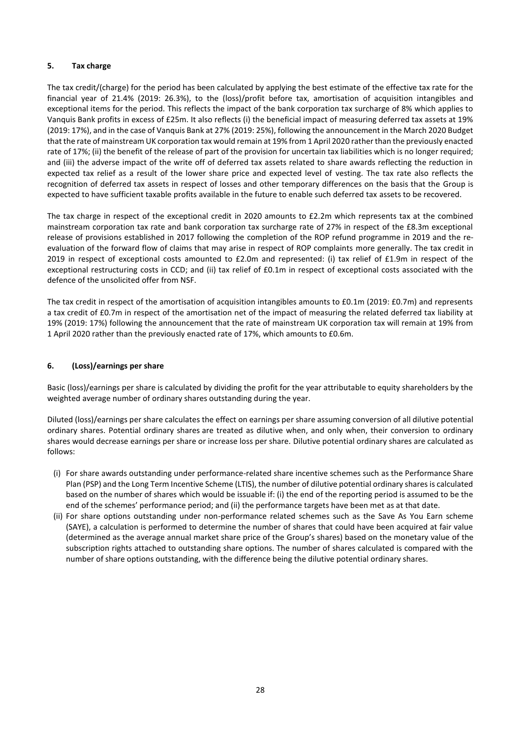## 5. Tax charge

The tax credit/(charge) for the period has been calculated by applying the best estimate of the effective tax rate for the financial year of 21.4% (2019: 26.3%), to the (loss)/profit before tax, amortisation of acquisition intangibles and exceptional items for the period. This reflects the impact of the bank corporation tax surcharge of 8% which applies to Vanquis Bank profits in excess of £25m. It also reflects (i) the beneficial impact of measuring deferred tax assets at 19% (2019: 17%), and in the case of Vanquis Bank at 27% (2019: 25%), following the announcement in the March 2020 Budget that the rate of mainstream UK corporation tax would remain at 19% from 1 April 2020 rather than the previously enacted rate of 17%; (ii) the benefit of the release of part of the provision for uncertain tax liabilities which is no longer required; and (iii) the adverse impact of the write off of deferred tax assets related to share awards reflecting the reduction in expected tax relief as a result of the lower share price and expected level of vesting. The tax rate also reflects the recognition of deferred tax assets in respect of losses and other temporary differences on the basis that the Group is expected to have sufficient taxable profits available in the future to enable such deferred tax assets to be recovered.

The tax charge in respect of the exceptional credit in 2020 amounts to £2.2m which represents tax at the combined mainstream corporation tax rate and bank corporation tax surcharge rate of 27% in respect of the £8.3m exceptional release of provisions established in 2017 following the completion of the ROP refund programme in 2019 and the re-evaluation of the forward flow of claims that may arise in respect of ROP complaints more generally. The tax credit in 2019 in respect of exceptional costs amounted to £2.0m and represented: (i) tax relief of £1.9m in respect of the exceptional restructuring costs in CCD; and (ii) tax relief of £0.1m in respect of exceptional costs associated with the defence of the unsolicited offer from NSF.

The tax credit in respect of the amortisation of acquisition intangibles amounts to £0.1m (2019: £0.7m) and represents a tax credit of £0.7m in respect of the amortisation net of the impact of measuring the related deferred tax liability at 19% (2019: 17%) following the announcement that the rate of mainstream UK corporation tax will remain at 19% from 1 April 2020 rather than the previously enacted rate of 17%, which amounts to £0.6m.

## 6. (Loss)/earnings per share

Basic (loss)/earnings per share is calculated by dividing the profit for the year attributable to equity shareholders by the weighted average number of ordinary shares outstanding during the year.

Diluted (loss)/earnings per share calculates the effect on earnings per share assuming conversion of all dilutive potential ordinary shares. Potential ordinary shares are treated as dilutive when, and only when, their conversion to ordinary shares would decrease earnings per share or increase loss per share. Dilutive potential ordinary shares are calculated as follows:

(i) For share awards outstanding under performance-related share incentive schemes such as the Performance Share Plan (PSP) and the Long Term Incentive Scheme (LTIS), the number of dilutive potential ordinary shares is calculated based on the number of shares which would be issuable if: (i) the end of the reporting period is assumed to be the end of the schemes' performance period; and (ii) the performance targets have been met as at that date.

(ii) For share options outstanding under non-performance related schemes such as the Save As You Earn scheme (SAYE), a calculation is performed to determine the number of shares that could have been acquired at fair value (determined as the average annual market share price of the Group's shares) based on the monetary value of the subscription rights attached to outstanding share options. The number of shares calculated is compared with the number of share options outstanding, with the difference being the dilutive potential ordinary shares.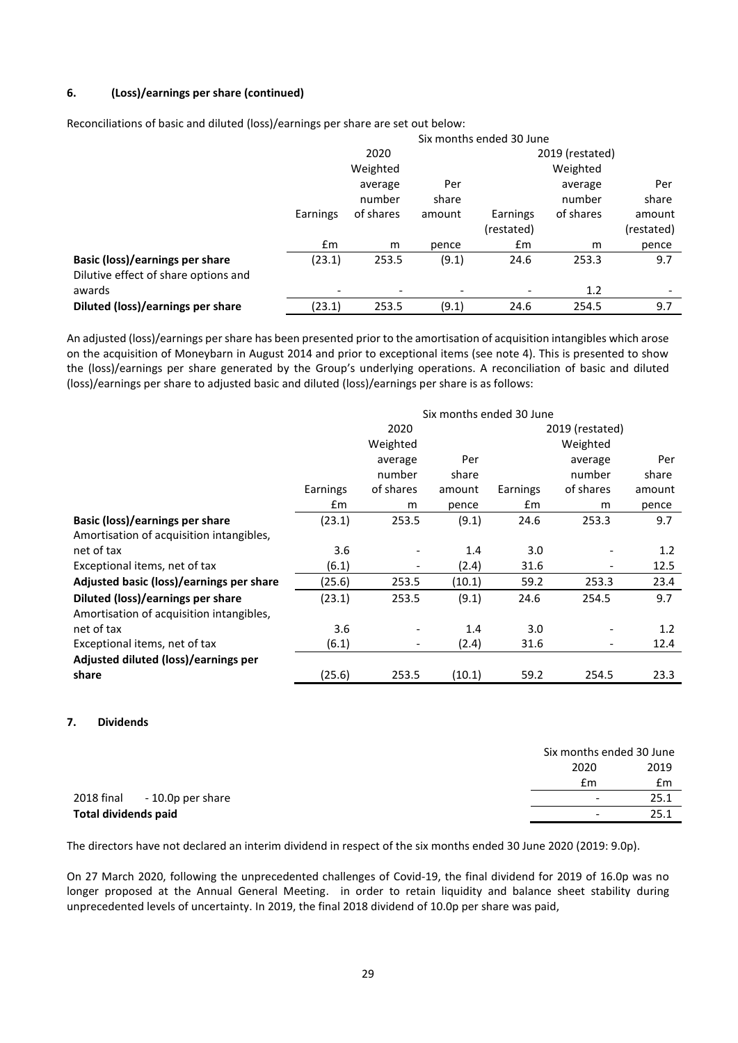### 6. (Loss)/earnings per share (continued)

Reconciliations of basic and diluted (loss)/earnings per share are set out below:

| | Six months ended 30 June | | | | | |
|---|---|---|---|---|---|---|
| | 2020 | | | 2019 (restated) | | |
| | Earnings | Weighted average number of shares | Per share amount | Earnings (restated) | Weighted average number of shares | Per share amount (restated) |
| | £m | m | pence | £m | m | pence |
| **Basic (loss)/earnings per share** | (23.1) | 253.5 | (9.1) | 24.6 | 253.3 | 9.7 |
| Dilutive effect of share options and awards | - | - | - | - | 1.2 | - |
| **Diluted (loss)/earnings per share** | (23.1) | 253.5 | (9.1) | 24.6 | 254.5 | 9.7 |

An adjusted (loss)/earnings per share has been presented prior to the amortisation of acquisition intangibles which arose on the acquisition of Moneybarn in August 2014 and prior to exceptional items (see note 4). This is presented to show the (loss)/earnings per share generated by the Group's underlying operations. A reconciliation of basic and diluted (loss)/earnings per share to adjusted basic and diluted (loss)/earnings per share is as follows:

| | Six months ended 30 June | | | | | |
|---|---|---|---|---|---|---|
| | 2020 | | | 2019 (restated) | | |
| | Earnings | Weighted average number of shares | Per share amount | Earnings | Weighted average number of shares | Per share amount |
| | £m | m | pence | £m | m | pence |
| **Basic (loss)/earnings per share** | (23.1) | 253.5 | (9.1) | 24.6 | 253.3 | 9.7 |
| Amortisation of acquisition intangibles, net of tax | 3.6 | - | 1.4 | 3.0 | - | 1.2 |
| Exceptional items, net of tax | (6.1) | - | (2.4) | 31.6 | - | 12.5 |
| **Adjusted basic (loss)/earnings per share** | (25.6) | 253.5 | (10.1) | 59.2 | 253.3 | 23.4 |
| **Diluted (loss)/earnings per share** | (23.1) | 253.5 | (9.1) | 24.6 | 254.5 | 9.7 |
| Amortisation of acquisition intangibles, net of tax | 3.6 | - | 1.4 | 3.0 | - | 1.2 |
| Exceptional items, net of tax | (6.1) | - | (2.4) | 31.6 | - | 12.4 |
| **Adjusted diluted (loss)/earnings per share** | (25.6) | 253.5 | (10.1) | 59.2 | 254.5 | 23.3 |

### 7. Dividends

| | Six months ended 30 June | |
|---|---|---|
| | 2020 | 2019 |
| | £m | £m |
| 2018 final - 10.0p per share | - | 25.1 |
| **Total dividends paid** | - | 25.1 |

The directors have not declared an interim dividend in respect of the six months ended 30 June 2020 (2019: 9.0p).

On 27 March 2020, following the unprecedented challenges of Covid-19, the final dividend for 2019 of 16.0p was no longer proposed at the Annual General Meeting. in order to retain liquidity and balance sheet stability during unprecedented levels of uncertainty. In 2019, the final 2018 dividend of 10.0p per share was paid,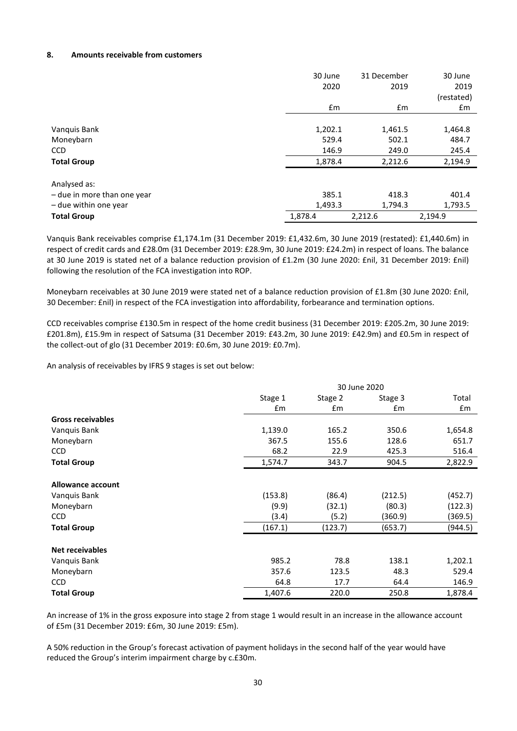### 8. Amounts receivable from customers

| | 30 June 2020 | 31 December 2019 | 30 June 2019 (restated) |
|---|---|---|---|
| | £m | £m | £m |
| Vanquis Bank | 1,202.1 | 1,461.5 | 1,464.8 |
| Moneybarn | 529.4 | 502.1 | 484.7 |
| CCD | 146.9 | 249.0 | 245.4 |
| **Total Group** | 1,878.4 | 2,212.6 | 2,194.9 |
| Analysed as: | | | |
| – due in more than one year | 385.1 | 418.3 | 401.4 |
| – due within one year | 1,493.3 | 1,794.3 | 1,793.5 |
| **Total Group** | 1,878.4 | 2,212.6 | 2,194.9 |

Vanquis Bank receivables comprise £1,174.1m (31 December 2019: £1,432.6m, 30 June 2019 (restated): £1,440.6m) in respect of credit cards and £28.0m (31 December 2019: £28.9m, 30 June 2019: £24.2m) in respect of loans. The balance at 30 June 2019 is stated net of a balance reduction provision of £1.2m (30 June 2020: £nil, 31 December 2019: £nil) following the resolution of the FCA investigation into ROP.

Moneybarn receivables at 30 June 2019 were stated net of a balance reduction provision of £1.8m (30 June 2020: £nil, 30 December: £nil) in respect of the FCA investigation into affordability, forbearance and termination options.

CCD receivables comprise £130.5m in respect of the home credit business (31 December 2019: £205.2m, 30 June 2019: £201.8m), £15.9m in respect of Satsuma (31 December 2019: £43.2m, 30 June 2019: £42.9m) and £0.5m in respect of the collect-out of glo (31 December 2019: £0.6m, 30 June 2019: £0.7m).

An analysis of receivables by IFRS 9 stages is set out below:

| | 30 June 2020 | | | |
|---|---|---|---|---|
| | Stage 1 | Stage 2 | Stage 3 | Total |
| | £m | £m | £m | £m |
| **Gross receivables** | | | | |
| Vanquis Bank | 1,139.0 | 165.2 | 350.6 | 1,654.8 |
| Moneybarn | 367.5 | 155.6 | 128.6 | 651.7 |
| CCD | 68.2 | 22.9 | 425.3 | 516.4 |
| **Total Group** | 1,574.7 | 343.7 | 904.5 | 2,822.9 |
| **Allowance account** | | | | |
| Vanquis Bank | (153.8) | (86.4) | (212.5) | (452.7) |
| Moneybarn | (9.9) | (32.1) | (80.3) | (122.3) |
| CCD | (3.4) | (5.2) | (360.9) | (369.5) |
| **Total Group** | (167.1) | (123.7) | (653.7) | (944.5) |
| **Net receivables** | | | | |
| Vanquis Bank | 985.2 | 78.8 | 138.1 | 1,202.1 |
| Moneybarn | 357.6 | 123.5 | 48.3 | 529.4 |
| CCD | 64.8 | 17.7 | 64.4 | 146.9 |
| **Total Group** | 1,407.6 | 220.0 | 250.8 | 1,878.4 |

An increase of 1% in the gross exposure into stage 2 from stage 1 would result in an increase in the allowance account of £5m (31 December 2019: £6m, 30 June 2019: £5m).

A 50% reduction in the Group's forecast activation of payment holidays in the second half of the year would have reduced the Group's interim impairment charge by c.£30m.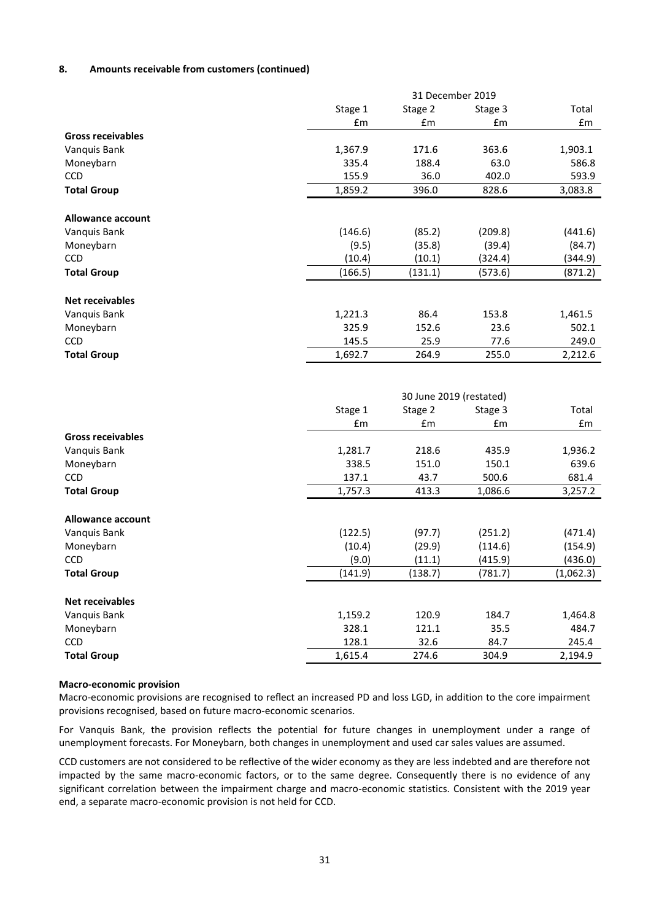### 8. Amounts receivable from customers (continued)

| | 31 December 2019 | | | |
|---|---|---|---|---|
| | Stage 1 | Stage 2 | Stage 3 | Total |
| | £m | £m | £m | £m |
| **Gross receivables** | | | | |
| Vanquis Bank | 1,367.9 | 171.6 | 363.6 | 1,903.1 |
| Moneybarn | 335.4 | 188.4 | 63.0 | 586.8 |
| CCD | 155.9 | 36.0 | 402.0 | 593.9 |
| **Total Group** | 1,859.2 | 396.0 | 828.6 | 3,083.8 |
| **Allowance account** | | | | |
| Vanquis Bank | (146.6) | (85.2) | (209.8) | (441.6) |
| Moneybarn | (9.5) | (35.8) | (39.4) | (84.7) |
| CCD | (10.4) | (10.1) | (324.4) | (344.9) |
| **Total Group** | (166.5) | (131.1) | (573.6) | (871.2) |
| **Net receivables** | | | | |
| Vanquis Bank | 1,221.3 | 86.4 | 153.8 | 1,461.5 |
| Moneybarn | 325.9 | 152.6 | 23.6 | 502.1 |
| CCD | 145.5 | 25.9 | 77.6 | 249.0 |
| **Total Group** | 1,692.7 | 264.9 | 255.0 | 2,212.6 |

| | 30 June 2019 (restated) | | | |
|---|---|---|---|---|
| | Stage 1 | Stage 2 | Stage 3 | Total |
| | £m | £m | £m | £m |
| **Gross receivables** | | | | |
| Vanquis Bank | 1,281.7 | 218.6 | 435.9 | 1,936.2 |
| Moneybarn | 338.5 | 151.0 | 150.1 | 639.6 |
| CCD | 137.1 | 43.7 | 500.6 | 681.4 |
| **Total Group** | 1,757.3 | 413.3 | 1,086.6 | 3,257.2 |
| **Allowance account** | | | | |
| Vanquis Bank | (122.5) | (97.7) | (251.2) | (471.4) |
| Moneybarn | (10.4) | (29.9) | (114.6) | (154.9) |
| CCD | (9.0) | (11.1) | (415.9) | (436.0) |
| **Total Group** | (141.9) | (138.7) | (781.7) | (1,062.3) |
| **Net receivables** | | | | |
| Vanquis Bank | 1,159.2 | 120.9 | 184.7 | 1,464.8 |
| Moneybarn | 328.1 | 121.1 | 35.5 | 484.7 |
| CCD | 128.1 | 32.6 | 84.7 | 245.4 |
| **Total Group** | 1,615.4 | 274.6 | 304.9 | 2,194.9 |

**Macro-economic provision**

Macro-economic provisions are recognised to reflect an increased PD and loss LGD, in addition to the core impairment provisions recognised, based on future macro-economic scenarios.

For Vanquis Bank, the provision reflects the potential for future changes in unemployment under a range of unemployment forecasts. For Moneybarn, both changes in unemployment and used car sales values are assumed.

CCD customers are not considered to be reflective of the wider economy as they are less indebted and are therefore not impacted by the same macro-economic factors, or to the same degree. Consequently there is no evidence of any significant correlation between the impairment charge and macro-economic statistics. Consistent with the 2019 year end, a separate macro-economic provision is not held for CCD.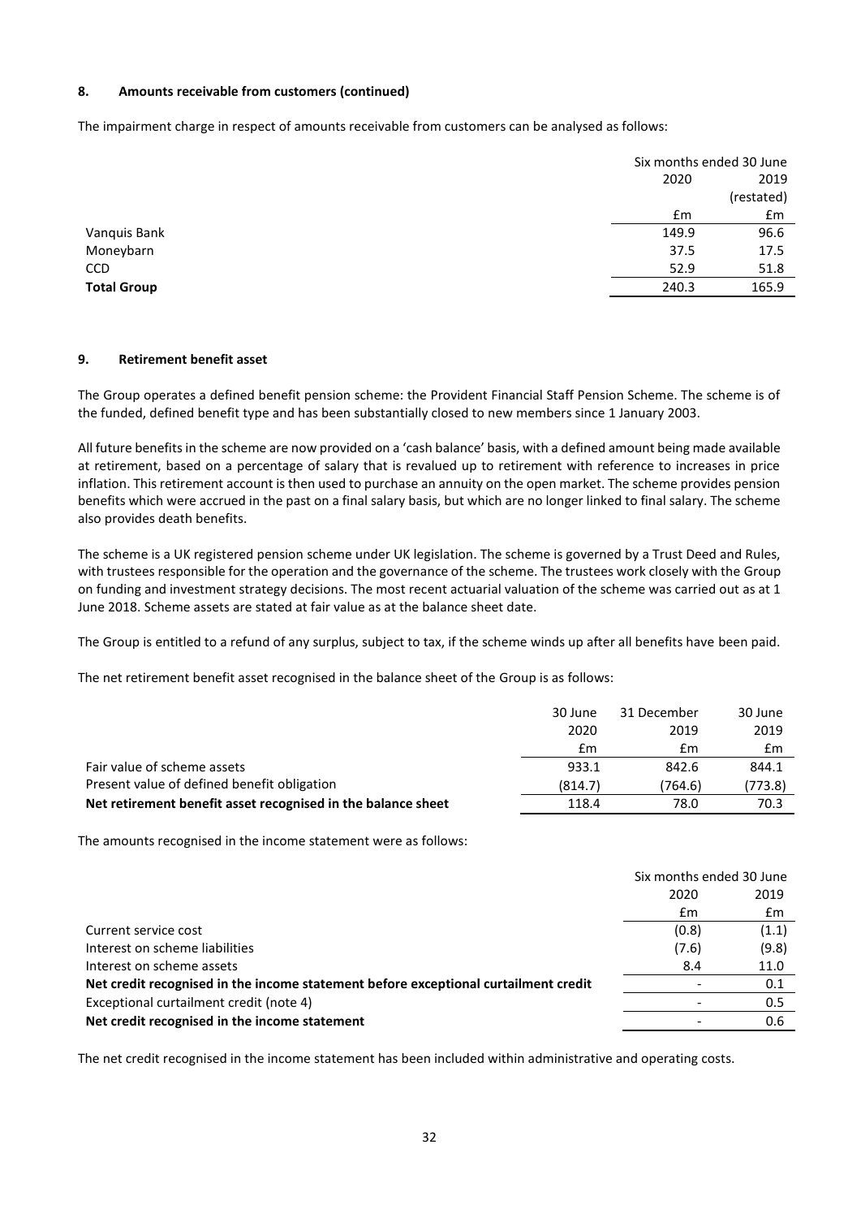### 8. Amounts receivable from customers (continued)

The impairment charge in respect of amounts receivable from customers can be analysed as follows:

| | Six months ended 30 June | |
|---|---|---|
| | 2020 | 2019 (restated) |
| | £m | £m |
| Vanquis Bank | 149.9 | 96.6 |
| Moneybarn | 37.5 | 17.5 |
| CCD | 52.9 | 51.8 |
| **Total Group** | 240.3 | 165.9 |

### 9. Retirement benefit asset

The Group operates a defined benefit pension scheme: the Provident Financial Staff Pension Scheme. The scheme is of the funded, defined benefit type and has been substantially closed to new members since 1 January 2003.

All future benefits in the scheme are now provided on a 'cash balance' basis, with a defined amount being made available at retirement, based on a percentage of salary that is revalued up to retirement with reference to increases in price inflation. This retirement account is then used to purchase an annuity on the open market. The scheme provides pension benefits which were accrued in the past on a final salary basis, but which are no longer linked to final salary. The scheme also provides death benefits.

The scheme is a UK registered pension scheme under UK legislation. The scheme is governed by a Trust Deed and Rules, with trustees responsible for the operation and the governance of the scheme. The trustees work closely with the Group on funding and investment strategy decisions. The most recent actuarial valuation of the scheme was carried out as at 1 June 2018. Scheme assets are stated at fair value as at the balance sheet date.

The Group is entitled to a refund of any surplus, subject to tax, if the scheme winds up after all benefits have been paid.

The net retirement benefit asset recognised in the balance sheet of the Group is as follows:

| | 30 June 2020 | 31 December 2019 | 30 June 2019 |
|---|---|---|---|
| | £m | £m | £m |
| Fair value of scheme assets | 933.1 | 842.6 | 844.1 |
| Present value of defined benefit obligation | (814.7) | (764.6) | (773.8) |
| **Net retirement benefit asset recognised in the balance sheet** | 118.4 | 78.0 | 70.3 |

The amounts recognised in the income statement were as follows:

| | Six months ended 30 June | |
|---|---|---|
| | 2020 | 2019 |
| | £m | £m |
| Current service cost | (0.8) | (1.1) |
| Interest on scheme liabilities | (7.6) | (9.8) |
| Interest on scheme assets | 8.4 | 11.0 |
| **Net credit recognised in the income statement before exceptional curtailment credit** | - | 0.1 |
| Exceptional curtailment credit (note 4) | - | 0.5 |
| **Net credit recognised in the income statement** | - | 0.6 |

The net credit recognised in the income statement has been included within administrative and operating costs.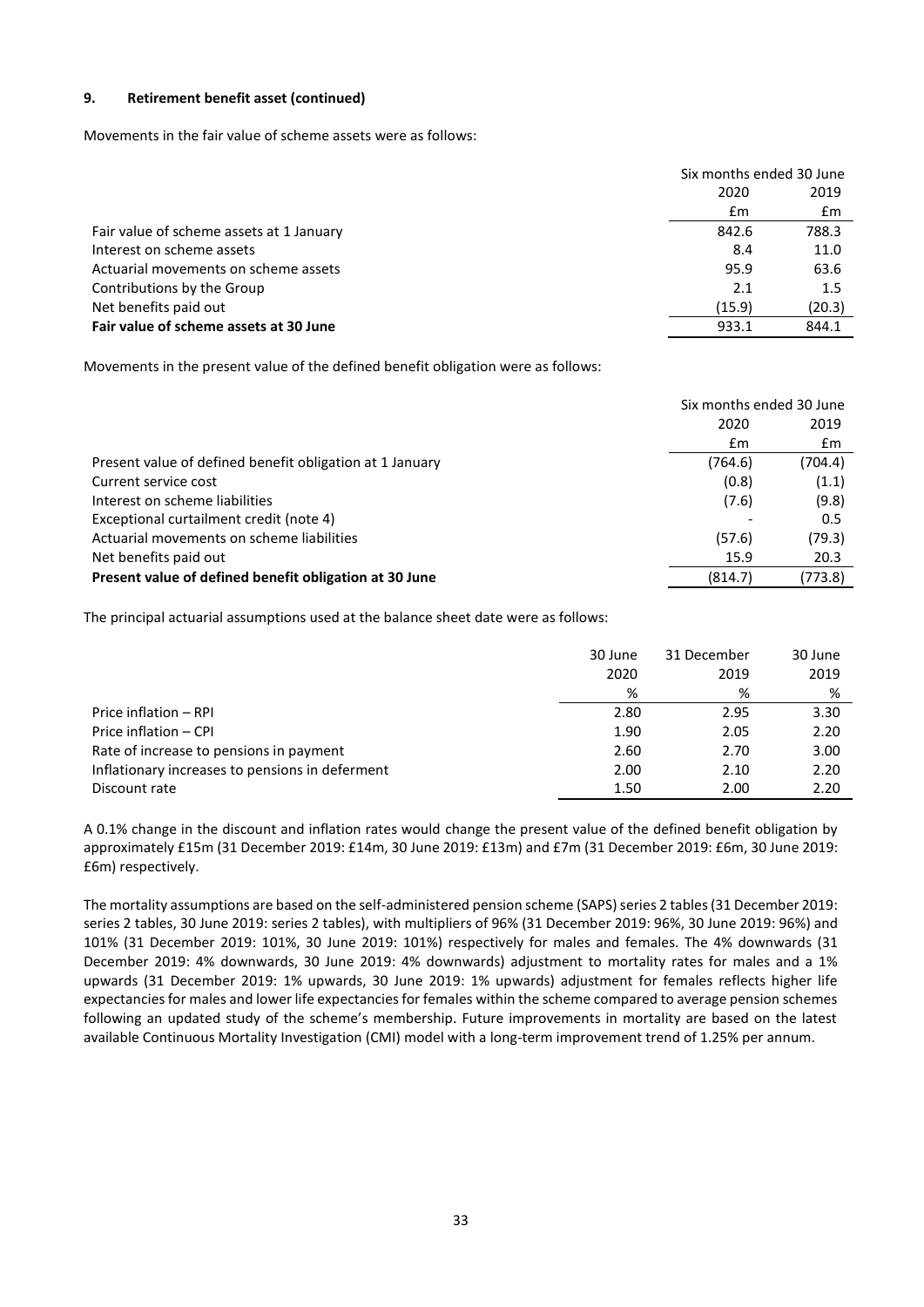## 9. Retirement benefit asset (continued)

Movements in the fair value of scheme assets were as follows:

| | Six months ended 30 June | |
|---|---|---|
| | 2020 | 2019 |
| | £m | £m |
| Fair value of scheme assets at 1 January | 842.6 | 788.3 |
| Interest on scheme assets | 8.4 | 11.0 |
| Actuarial movements on scheme assets | 95.9 | 63.6 |
| Contributions by the Group | 2.1 | 1.5 |
| Net benefits paid out | (15.9) | (20.3) |
| **Fair value of scheme assets at 30 June** | 933.1 | 844.1 |

Movements in the present value of the defined benefit obligation were as follows:

| | Six months ended 30 June | |
|---|---|---|
| | 2020 | 2019 |
| | £m | £m |
| Present value of defined benefit obligation at 1 January | (764.6) | (704.4) |
| Current service cost | (0.8) | (1.1) |
| Interest on scheme liabilities | (7.6) | (9.8) |
| Exceptional curtailment credit (note 4) | - | 0.5 |
| Actuarial movements on scheme liabilities | (57.6) | (79.3) |
| Net benefits paid out | 15.9 | 20.3 |
| **Present value of defined benefit obligation at 30 June** | (814.7) | (773.8) |

The principal actuarial assumptions used at the balance sheet date were as follows:

| | 30 June 2020 | 31 December 2019 | 30 June 2019 |
|---|---|---|---|
| | % | % | % |
| Price inflation – RPI | 2.80 | 2.95 | 3.30 |
| Price inflation – CPI | 1.90 | 2.05 | 2.20 |
| Rate of increase to pensions in payment | 2.60 | 2.70 | 3.00 |
| Inflationary increases to pensions in deferment | 2.00 | 2.10 | 2.20 |
| Discount rate | 1.50 | 2.00 | 2.20 |

A 0.1% change in the discount and inflation rates would change the present value of the defined benefit obligation by approximately £15m (31 December 2019: £14m, 30 June 2019: £13m) and £7m (31 December 2019: £6m, 30 June 2019: £6m) respectively.

The mortality assumptions are based on the self-administered pension scheme (SAPS) series 2 tables (31 December 2019: series 2 tables, 30 June 2019: series 2 tables), with multipliers of 96% (31 December 2019: 96%, 30 June 2019: 96%) and 101% (31 December 2019: 101%, 30 June 2019: 101%) respectively for males and females. The 4% downwards (31 December 2019: 4% downwards, 30 June 2019: 4% downwards) adjustment to mortality rates for males and a 1% upwards (31 December 2019: 1% upwards, 30 June 2019: 1% upwards) adjustment for females reflects higher life expectancies for males and lower life expectancies for females within the scheme compared to average pension schemes following an updated study of the scheme's membership. Future improvements in mortality are based on the latest available Continuous Mortality Investigation (CMI) model with a long-term improvement trend of 1.25% per annum.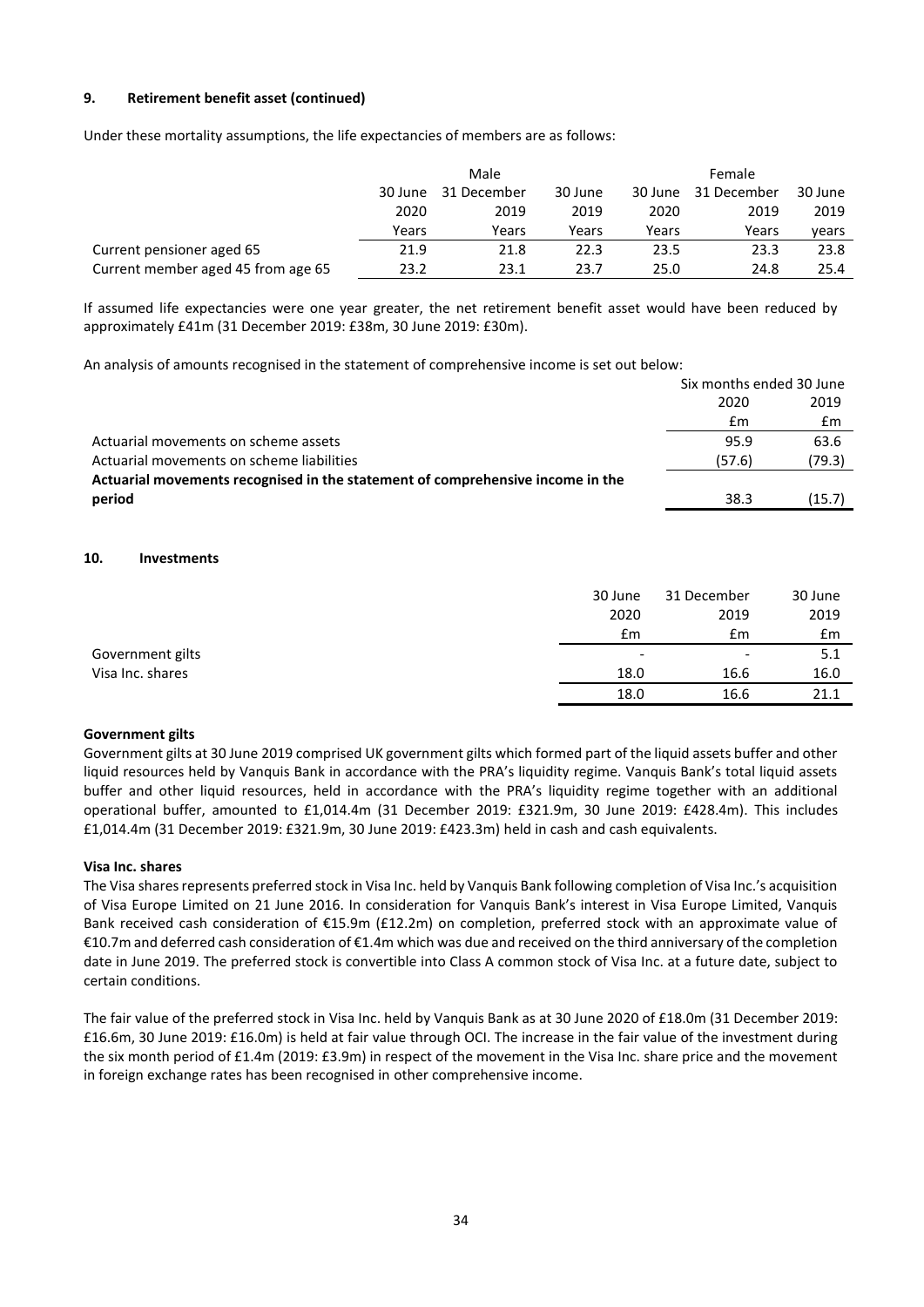### 9. Retirement benefit asset (continued)

Under these mortality assumptions, the life expectancies of members are as follows:

| | Male | | | Female | | |
|---|---|---|---|---|---|---|
| | 30 June 2020 | 31 December 2019 | 30 June 2019 | 30 June 2020 | 31 December 2019 | 30 June 2019 |
| | Years | Years | Years | Years | Years | years |
| Current pensioner aged 65 | 21.9 | 21.8 | 22.3 | 23.5 | 23.3 | 23.8 |
| Current member aged 45 from age 65 | 23.2 | 23.1 | 23.7 | 25.0 | 24.8 | 25.4 |

If assumed life expectancies were one year greater, the net retirement benefit asset would have been reduced by approximately £41m (31 December 2019: £38m, 30 June 2019: £30m).

An analysis of amounts recognised in the statement of comprehensive income is set out below:

| | Six months ended 30 June | |
|---|---|---|
| | 2020 | 2019 |
| | £m | £m |
| Actuarial movements on scheme assets | 95.9 | 63.6 |
| Actuarial movements on scheme liabilities | (57.6) | (79.3) |
| **Actuarial movements recognised in the statement of comprehensive income in the period** | 38.3 | (15.7) |

### 10. Investments

| | 30 June 2020 | 31 December 2019 | 30 June 2019 |
|---|---|---|---|
| | £m | £m | £m |
| Government gilts | - | - | 5.1 |
| Visa Inc. shares | 18.0 | 16.6 | 16.0 |
| | 18.0 | 16.6 | 21.1 |

**Government gilts**

Government gilts at 30 June 2019 comprised UK government gilts which formed part of the liquid assets buffer and other liquid resources held by Vanquis Bank in accordance with the PRA's liquidity regime. Vanquis Bank's total liquid assets buffer and other liquid resources, held in accordance with the PRA's liquidity regime together with an additional operational buffer, amounted to £1,014.4m (31 December 2019: £321.9m, 30 June 2019: £428.4m). This includes £1,014.4m (31 December 2019: £321.9m, 30 June 2019: £423.3m) held in cash and cash equivalents.

**Visa Inc. shares**

The Visa shares represents preferred stock in Visa Inc. held by Vanquis Bank following completion of Visa Inc.'s acquisition of Visa Europe Limited on 21 June 2016. In consideration for Vanquis Bank's interest in Visa Europe Limited, Vanquis Bank received cash consideration of €15.9m (£12.2m) on completion, preferred stock with an approximate value of €10.7m and deferred cash consideration of €1.4m which was due and received on the third anniversary of the completion date in June 2019. The preferred stock is convertible into Class A common stock of Visa Inc. at a future date, subject to certain conditions.

The fair value of the preferred stock in Visa Inc. held by Vanquis Bank as at 30 June 2020 of £18.0m (31 December 2019: £16.6m, 30 June 2019: £16.0m) is held at fair value through OCI. The increase in the fair value of the investment during the six month period of £1.4m (2019: £3.9m) in respect of the movement in the Visa Inc. share price and the movement in foreign exchange rates has been recognised in other comprehensive income.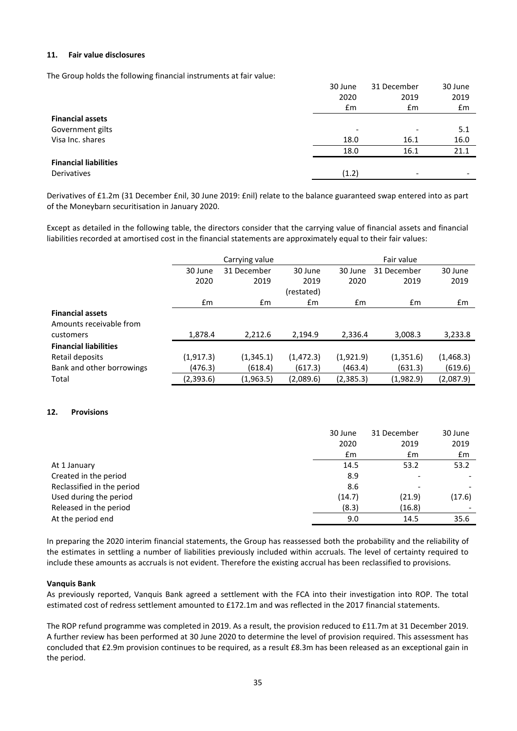#### 11. Fair value disclosures

The Group holds the following financial instruments at fair value:

| | 30 June 2020 £m | 31 December 2019 £m | 30 June 2019 £m |
|---|---|---|---|
| **Financial assets** | | | |
| Government gilts | - | - | 5.1 |
| Visa Inc. shares | 18.0 | 16.1 | 16.0 |
| | 18.0 | 16.1 | 21.1 |
| **Financial liabilities** | | | |
| Derivatives | (1.2) | - | - |

Derivatives of £1.2m (31 December £nil, 30 June 2019: £nil) relate to the balance guaranteed swap entered into as part of the Moneybarn securitisation in January 2020.

Except as detailed in the following table, the directors consider that the carrying value of financial assets and financial liabilities recorded at amortised cost in the financial statements are approximately equal to their fair values:

| | Carrying value | | | Fair value | | |
|---|---|---|---|---|---|---|
| | 30 June 2020 | 31 December 2019 | 30 June 2019 (restated) | 30 June 2020 | 31 December 2019 | 30 June 2019 |
| | £m | £m | £m | £m | £m | £m |
| **Financial assets** | | | | | | |
| Amounts receivable from customers | 1,878.4 | 2,212.6 | 2,194.9 | 2,336.4 | 3,008.3 | 3,233.8 |
| **Financial liabilities** | | | | | | |
| Retail deposits | (1,917.3) | (1,345.1) | (1,472.3) | (1,921.9) | (1,351.6) | (1,468.3) |
| Bank and other borrowings | (476.3) | (618.4) | (617.3) | (463.4) | (631.3) | (619.6) |
| Total | (2,393.6) | (1,963.5) | (2,089.6) | (2,385.3) | (1,982.9) | (2,087.9) |

#### 12. Provisions

| | 30 June 2020 £m | 31 December 2019 £m | 30 June 2019 £m |
|---|---|---|---|
| At 1 January | 14.5 | 53.2 | 53.2 |
| Created in the period | 8.9 | - | - |
| Reclassified in the period | 8.6 | - | - |
| Used during the period | (14.7) | (21.9) | (17.6) |
| Released in the period | (8.3) | (16.8) | - |
| At the period end | 9.0 | 14.5 | 35.6 |

In preparing the 2020 interim financial statements, the Group has reassessed both the probability and the reliability of the estimates in settling a number of liabilities previously included within accruals. The level of certainty required to include these amounts as accruals is not evident. Therefore the existing accrual has been reclassified to provisions.

**Vanquis Bank**

As previously reported, Vanquis Bank agreed a settlement with the FCA into their investigation into ROP. The total estimated cost of redress settlement amounted to £172.1m and was reflected in the 2017 financial statements.

The ROP refund programme was completed in 2019. As a result, the provision reduced to £11.7m at 31 December 2019. A further review has been performed at 30 June 2020 to determine the level of provision required. This assessment has concluded that £2.9m provision continues to be required, as a result £8.3m has been released as an exceptional gain in the period.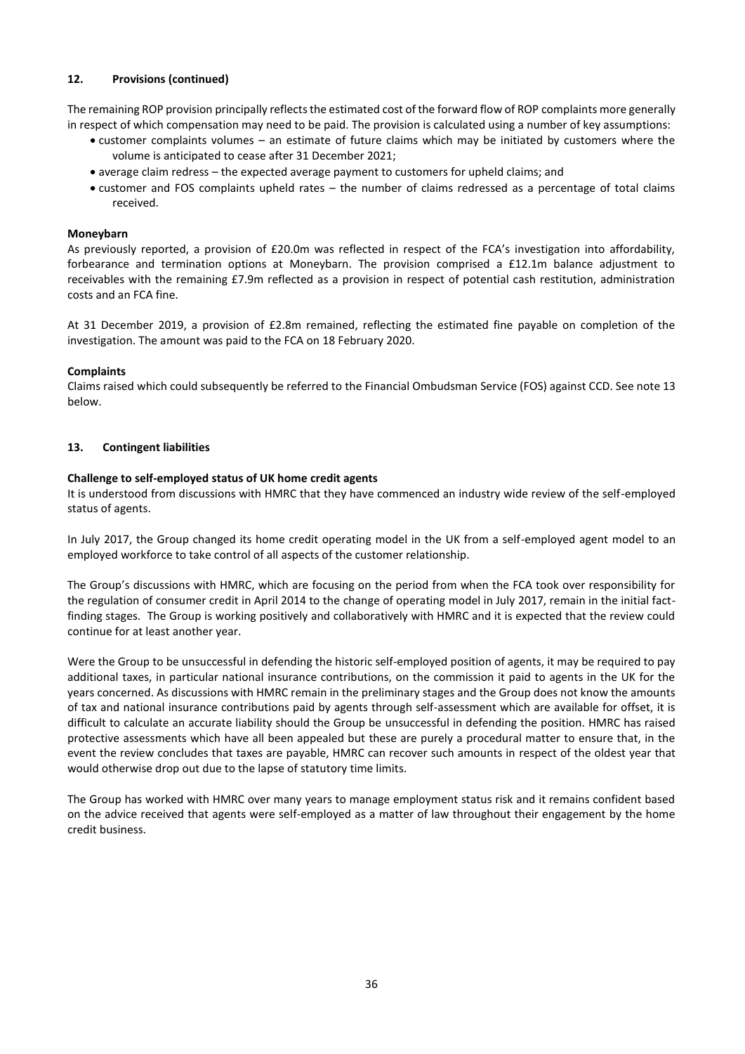## 12. Provisions (continued)

The remaining ROP provision principally reflects the estimated cost of the forward flow of ROP complaints more generally in respect of which compensation may need to be paid. The provision is calculated using a number of key assumptions:

- customer complaints volumes – an estimate of future claims which may be initiated by customers where the volume is anticipated to cease after 31 December 2021;
- average claim redress – the expected average payment to customers for upheld claims; and
- customer and FOS complaints upheld rates – the number of claims redressed as a percentage of total claims received.

**Moneybarn**

As previously reported, a provision of £20.0m was reflected in respect of the FCA's investigation into affordability, forbearance and termination options at Moneybarn. The provision comprised a £12.1m balance adjustment to receivables with the remaining £7.9m reflected as a provision in respect of potential cash restitution, administration costs and an FCA fine.

At 31 December 2019, a provision of £2.8m remained, reflecting the estimated fine payable on completion of the investigation. The amount was paid to the FCA on 18 February 2020.

**Complaints**

Claims raised which could subsequently be referred to the Financial Ombudsman Service (FOS) against CCD. See note 13 below.

## 13. Contingent liabilities

**Challenge to self-employed status of UK home credit agents**

It is understood from discussions with HMRC that they have commenced an industry wide review of the self-employed status of agents.

In July 2017, the Group changed its home credit operating model in the UK from a self-employed agent model to an employed workforce to take control of all aspects of the customer relationship.

The Group's discussions with HMRC, which are focusing on the period from when the FCA took over responsibility for the regulation of consumer credit in April 2014 to the change of operating model in July 2017, remain in the initial fact-finding stages. The Group is working positively and collaboratively with HMRC and it is expected that the review could continue for at least another year.

Were the Group to be unsuccessful in defending the historic self-employed position of agents, it may be required to pay additional taxes, in particular national insurance contributions, on the commission it paid to agents in the UK for the years concerned. As discussions with HMRC remain in the preliminary stages and the Group does not know the amounts of tax and national insurance contributions paid by agents through self-assessment which are available for offset, it is difficult to calculate an accurate liability should the Group be unsuccessful in defending the position. HMRC has raised protective assessments which have all been appealed but these are purely a procedural matter to ensure that, in the event the review concludes that taxes are payable, HMRC can recover such amounts in respect of the oldest year that would otherwise drop out due to the lapse of statutory time limits.

The Group has worked with HMRC over many years to manage employment status risk and it remains confident based on the advice received that agents were self-employed as a matter of law throughout their engagement by the home credit business.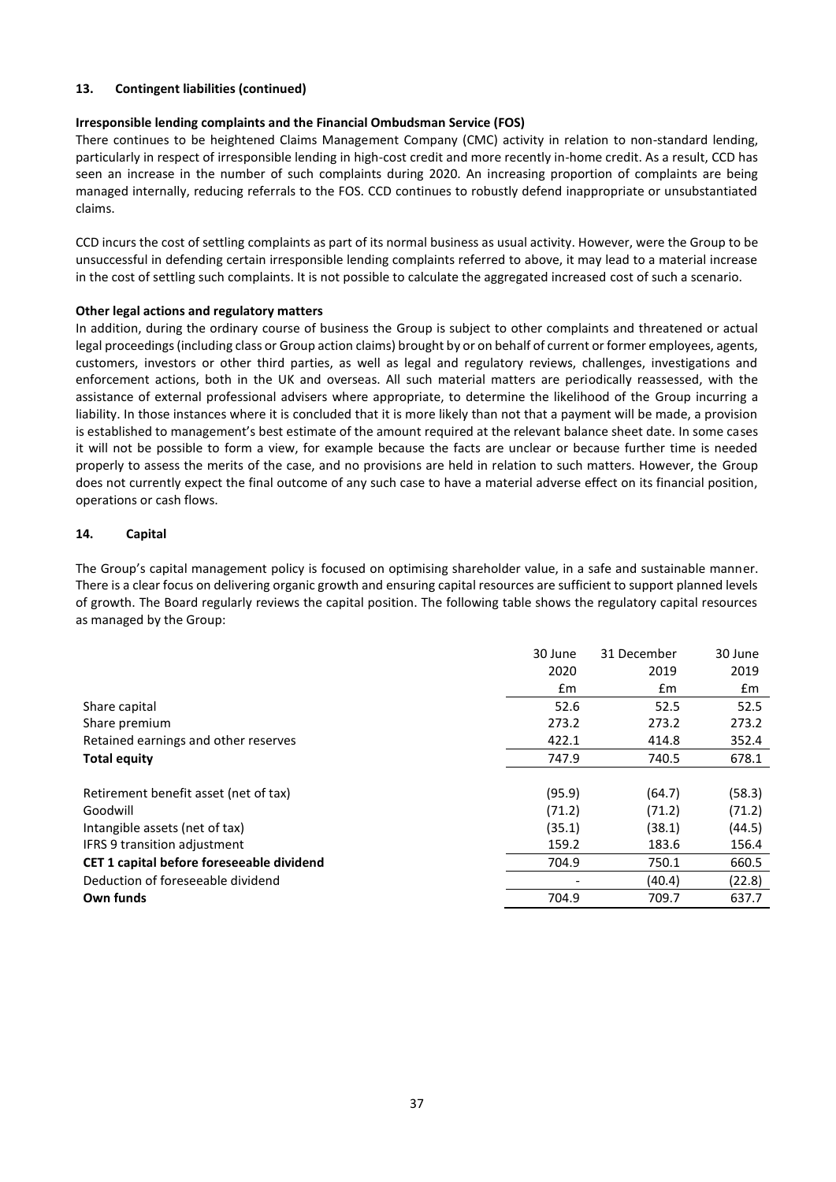## 13. Contingent liabilities (continued)

**Irresponsible lending complaints and the Financial Ombudsman Service (FOS)**

There continues to be heightened Claims Management Company (CMC) activity in relation to non-standard lending, particularly in respect of irresponsible lending in high-cost credit and more recently in-home credit. As a result, CCD has seen an increase in the number of such complaints during 2020. An increasing proportion of complaints are being managed internally, reducing referrals to the FOS. CCD continues to robustly defend inappropriate or unsubstantiated claims.

CCD incurs the cost of settling complaints as part of its normal business as usual activity. However, were the Group to be unsuccessful in defending certain irresponsible lending complaints referred to above, it may lead to a material increase in the cost of settling such complaints. It is not possible to calculate the aggregated increased cost of such a scenario.

**Other legal actions and regulatory matters**

In addition, during the ordinary course of business the Group is subject to other complaints and threatened or actual legal proceedings (including class or Group action claims) brought by or on behalf of current or former employees, agents, customers, investors or other third parties, as well as legal and regulatory reviews, challenges, investigations and enforcement actions, both in the UK and overseas. All such material matters are periodically reassessed, with the assistance of external professional advisers where appropriate, to determine the likelihood of the Group incurring a liability. In those instances where it is concluded that it is more likely than not that a payment will be made, a provision is established to management's best estimate of the amount required at the relevant balance sheet date. In some cases it will not be possible to form a view, for example because the facts are unclear or because further time is needed properly to assess the merits of the case, and no provisions are held in relation to such matters. However, the Group does not currently expect the final outcome of any such case to have a material adverse effect on its financial position, operations or cash flows.

## 14. Capital

The Group's capital management policy is focused on optimising shareholder value, in a safe and sustainable manner. There is a clear focus on delivering organic growth and ensuring capital resources are sufficient to support planned levels of growth. The Board regularly reviews the capital position. The following table shows the regulatory capital resources as managed by the Group:

| | 30 June 2020 £m | 31 December 2019 £m | 30 June 2019 £m |
|---|---|---|---|
| Share capital | 52.6 | 52.5 | 52.5 |
| Share premium | 273.2 | 273.2 | 273.2 |
| Retained earnings and other reserves | 422.1 | 414.8 | 352.4 |
| **Total equity** | 747.9 | 740.5 | 678.1 |
| | | | |
| Retirement benefit asset (net of tax) | (95.9) | (64.7) | (58.3) |
| Goodwill | (71.2) | (71.2) | (71.2) |
| Intangible assets (net of tax) | (35.1) | (38.1) | (44.5) |
| IFRS 9 transition adjustment | 159.2 | 183.6 | 156.4 |
| **CET 1 capital before foreseeable dividend** | 704.9 | 750.1 | 660.5 |
| Deduction of foreseeable dividend | - | (40.4) | (22.8) |
| **Own funds** | 704.9 | 709.7 | 637.7 |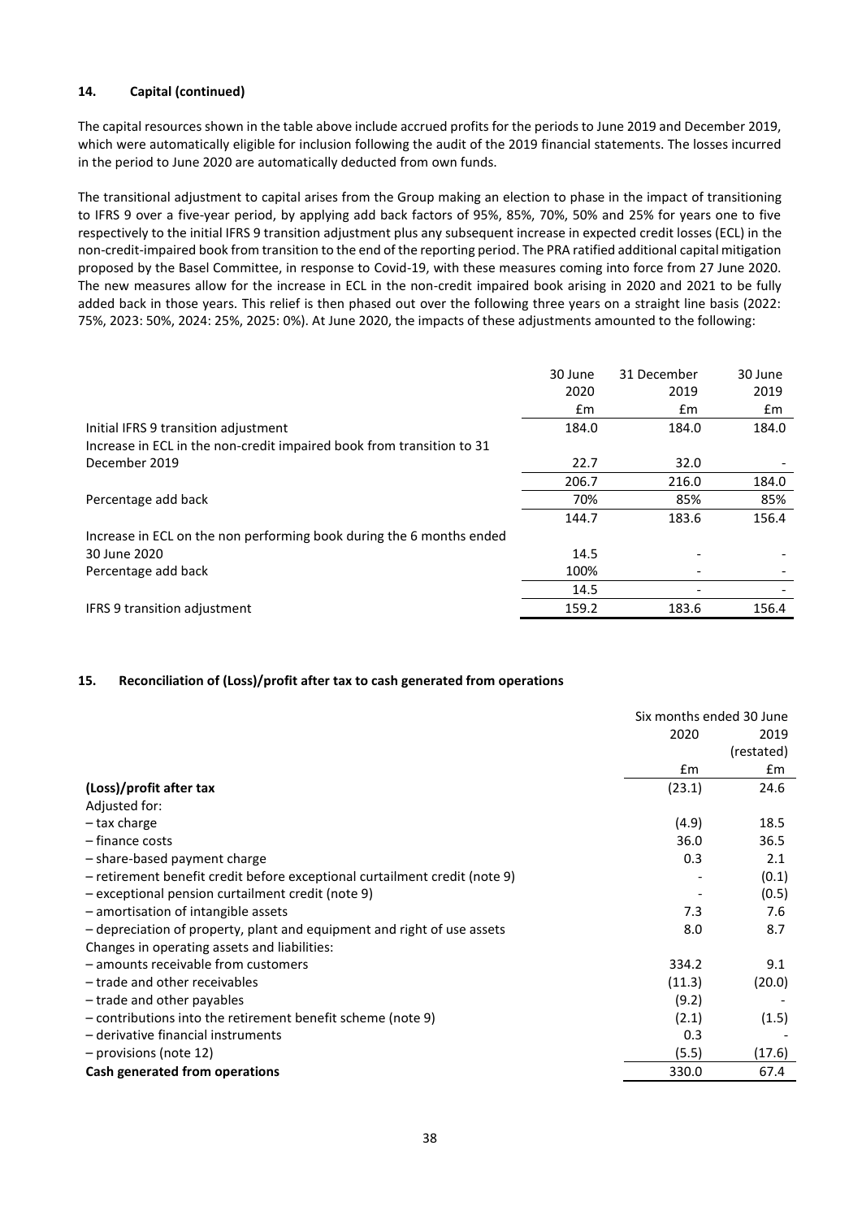**14. Capital (continued)**

The capital resources shown in the table above include accrued profits for the periods to June 2019 and December 2019, which were automatically eligible for inclusion following the audit of the 2019 financial statements. The losses incurred in the period to June 2020 are automatically deducted from own funds.

The transitional adjustment to capital arises from the Group making an election to phase in the impact of transitioning to IFRS 9 over a five-year period, by applying add back factors of 95%, 85%, 70%, 50% and 25% for years one to five respectively to the initial IFRS 9 transition adjustment plus any subsequent increase in expected credit losses (ECL) in the non-credit-impaired book from transition to the end of the reporting period. The PRA ratified additional capital mitigation proposed by the Basel Committee, in response to Covid-19, with these measures coming into force from 27 June 2020. The new measures allow for the increase in ECL in the non-credit impaired book arising in 2020 and 2021 to be fully added back in those years. This relief is then phased out over the following three years on a straight line basis (2022: 75%, 2023: 50%, 2024: 25%, 2025: 0%). At June 2020, the impacts of these adjustments amounted to the following:

| | 30 June 2020 | 31 December 2019 | 30 June 2019 |
|---|---|---|---|
| | £m | £m | £m |
| Initial IFRS 9 transition adjustment | 184.0 | 184.0 | 184.0 |
| Increase in ECL in the non-credit impaired book from transition to 31 December 2019 | 22.7 | 32.0 | - |
| | 206.7 | 216.0 | 184.0 |
| Percentage add back | 70% | 85% | 85% |
| | 144.7 | 183.6 | 156.4 |
| Increase in ECL on the non performing book during the 6 months ended 30 June 2020 | 14.5 | - | - |
| Percentage add back | 100% | - | - |
| | 14.5 | - | - |
| IFRS 9 transition adjustment | 159.2 | 183.6 | 156.4 |

**15. Reconciliation of (Loss)/profit after tax to cash generated from operations**

| | Six months ended 30 June 2020 | Six months ended 30 June 2019 (restated) |
|---|---|---|
| | £m | £m |
| **(Loss)/profit after tax** | (23.1) | 24.6 |
| Adjusted for: | | |
| – tax charge | (4.9) | 18.5 |
| – finance costs | 36.0 | 36.5 |
| – share-based payment charge | 0.3 | 2.1 |
| – retirement benefit credit before exceptional curtailment credit (note 9) | - | (0.1) |
| – exceptional pension curtailment credit (note 9) | - | (0.5) |
| – amortisation of intangible assets | 7.3 | 7.6 |
| – depreciation of property, plant and equipment and right of use assets | 8.0 | 8.7 |
| Changes in operating assets and liabilities: | | |
| – amounts receivable from customers | 334.2 | 9.1 |
| – trade and other receivables | (11.3) | (20.0) |
| – trade and other payables | (9.2) | - |
| – contributions into the retirement benefit scheme (note 9) | (2.1) | (1.5) |
| – derivative financial instruments | 0.3 | - |
| – provisions (note 12) | (5.5) | (17.6) |
| **Cash generated from operations** | 330.0 | 67.4 |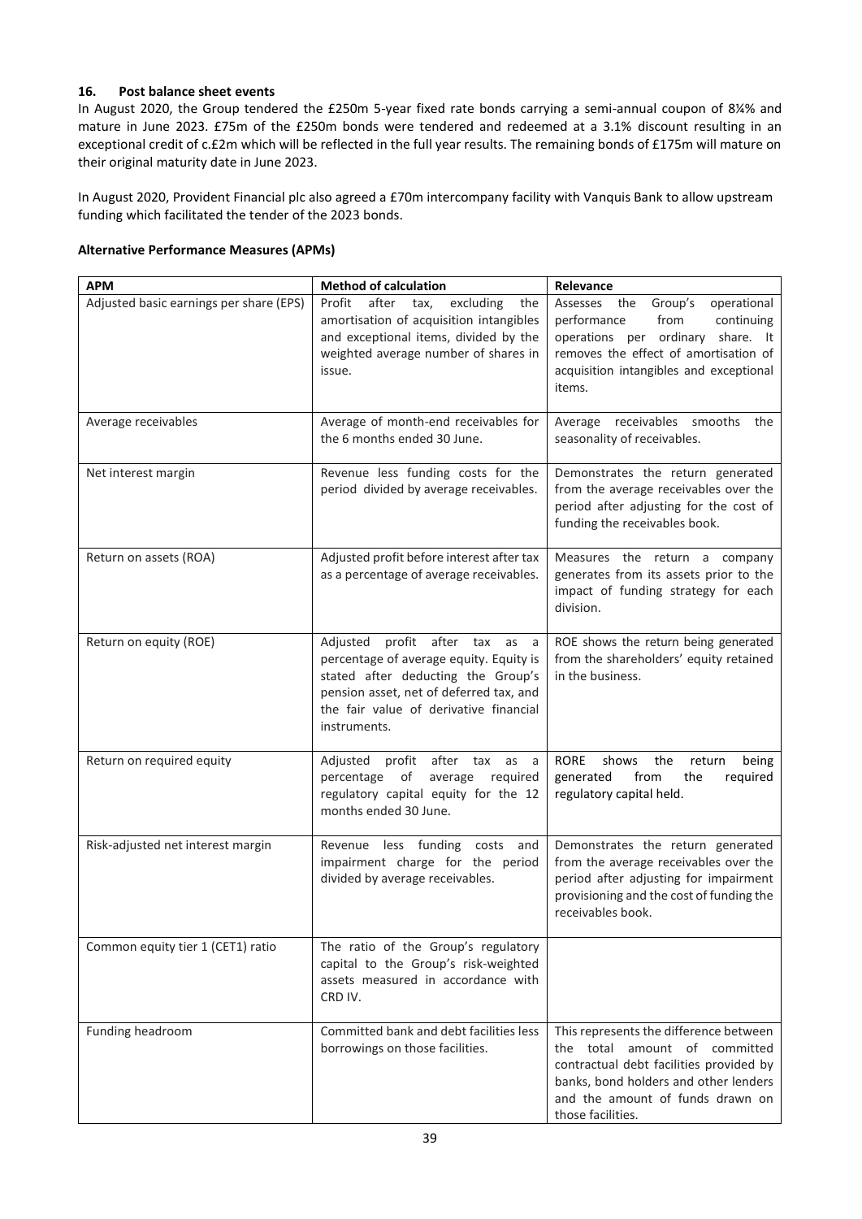### 16. Post balance sheet events

In August 2020, the Group tendered the £250m 5-year fixed rate bonds carrying a semi-annual coupon of 8¼% and mature in June 2023. £75m of the £250m bonds were tendered and redeemed at a 3.1% discount resulting in an exceptional credit of c.£2m which will be reflected in the full year results. The remaining bonds of £175m will mature on their original maturity date in June 2023.

In August 2020, Provident Financial plc also agreed a £70m intercompany facility with Vanquis Bank to allow upstream funding which facilitated the tender of the 2023 bonds.

**Alternative Performance Measures (APMs)**

| APM | Method of calculation | Relevance |
|---|---|---|
| Adjusted basic earnings per share (EPS) | Profit after tax, excluding the amortisation of acquisition intangibles and exceptional items, divided by the weighted average number of shares in issue. | Assesses the Group's operational performance from continuing operations per ordinary share. It removes the effect of amortisation of acquisition intangibles and exceptional items. |
| Average receivables | Average of month-end receivables for the 6 months ended 30 June. | Average receivables smooths the seasonality of receivables. |
| Net interest margin | Revenue less funding costs for the period divided by average receivables. | Demonstrates the return generated from the average receivables over the period after adjusting for the cost of funding the receivables book. |
| Return on assets (ROA) | Adjusted profit before interest after tax as a percentage of average receivables. | Measures the return a company generates from its assets prior to the impact of funding strategy for each division. |
| Return on equity (ROE) | Adjusted profit after tax as a percentage of average equity. Equity is stated after deducting the Group's pension asset, net of deferred tax, and the fair value of derivative financial instruments. | ROE shows the return being generated from the shareholders' equity retained in the business. |
| Return on required equity | Adjusted profit after tax as a percentage of average required regulatory capital equity for the 12 months ended 30 June. | RORE shows the return being generated from the required regulatory capital held. |
| Risk-adjusted net interest margin | Revenue less funding costs and impairment charge for the period divided by average receivables. | Demonstrates the return generated from the average receivables over the period after adjusting for impairment provisioning and the cost of funding the receivables book. |
| Common equity tier 1 (CET1) ratio | The ratio of the Group's regulatory capital to the Group's risk-weighted assets measured in accordance with CRD IV. | |
| Funding headroom | Committed bank and debt facilities less borrowings on those facilities. | This represents the difference between the total amount of committed contractual debt facilities provided by banks, bond holders and other lenders and the amount of funds drawn on those facilities. |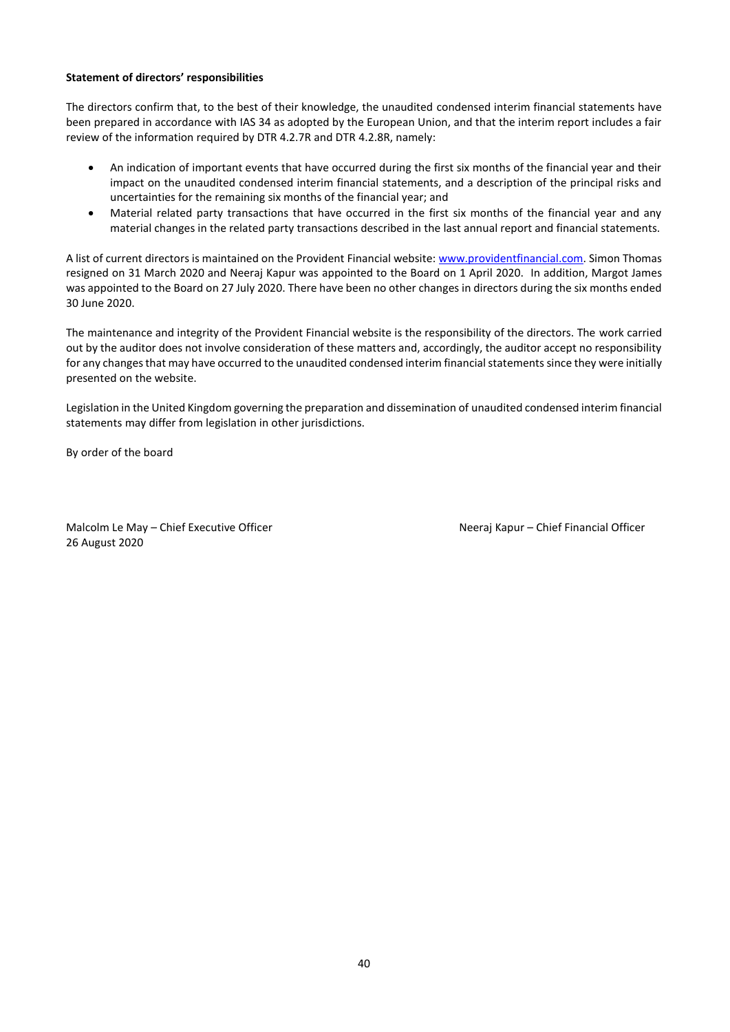**Statement of directors' responsibilities**

The directors confirm that, to the best of their knowledge, the unaudited condensed interim financial statements have been prepared in accordance with IAS 34 as adopted by the European Union, and that the interim report includes a fair review of the information required by DTR 4.2.7R and DTR 4.2.8R, namely:

- An indication of important events that have occurred during the first six months of the financial year and their impact on the unaudited condensed interim financial statements, and a description of the principal risks and uncertainties for the remaining six months of the financial year; and
- Material related party transactions that have occurred in the first six months of the financial year and any material changes in the related party transactions described in the last annual report and financial statements.

A list of current directors is maintained on the Provident Financial website: www.providentfinancial.com. Simon Thomas resigned on 31 March 2020 and Neeraj Kapur was appointed to the Board on 1 April 2020. In addition, Margot James was appointed to the Board on 27 July 2020. There have been no other changes in directors during the six months ended 30 June 2020.

The maintenance and integrity of the Provident Financial website is the responsibility of the directors. The work carried out by the auditor does not involve consideration of these matters and, accordingly, the auditor accept no responsibility for any changes that may have occurred to the unaudited condensed interim financial statements since they were initially presented on the website.

Legislation in the United Kingdom governing the preparation and dissemination of unaudited condensed interim financial statements may differ from legislation in other jurisdictions.

By order of the board

Malcolm Le May – Chief Executive Officer
26 August 2020

Neeraj Kapur – Chief Financial Officer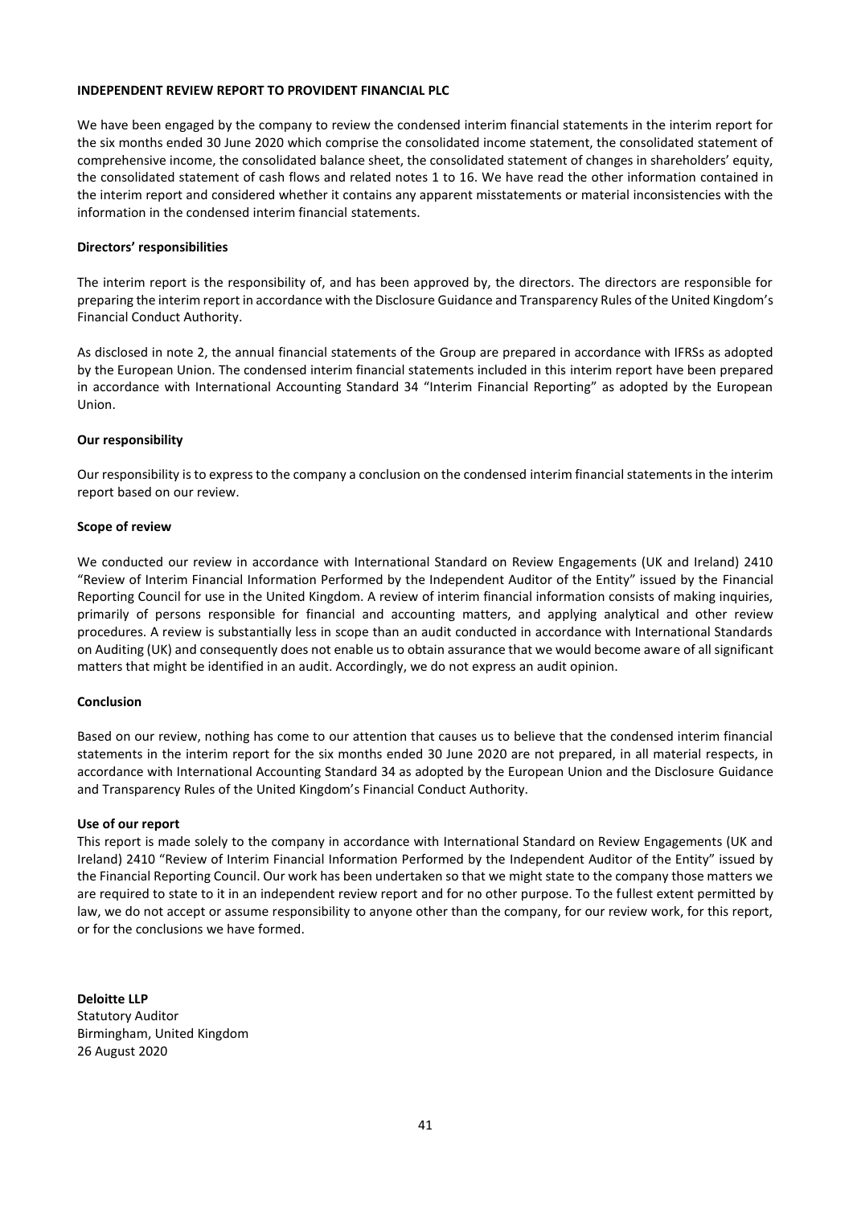## INDEPENDENT REVIEW REPORT TO PROVIDENT FINANCIAL PLC

We have been engaged by the company to review the condensed interim financial statements in the interim report for the six months ended 30 June 2020 which comprise the consolidated income statement, the consolidated statement of comprehensive income, the consolidated balance sheet, the consolidated statement of changes in shareholders' equity, the consolidated statement of cash flows and related notes 1 to 16. We have read the other information contained in the interim report and considered whether it contains any apparent misstatements or material inconsistencies with the information in the condensed interim financial statements.

### Directors' responsibilities

The interim report is the responsibility of, and has been approved by, the directors. The directors are responsible for preparing the interim report in accordance with the Disclosure Guidance and Transparency Rules of the United Kingdom's Financial Conduct Authority.

As disclosed in note 2, the annual financial statements of the Group are prepared in accordance with IFRSs as adopted by the European Union. The condensed interim financial statements included in this interim report have been prepared in accordance with International Accounting Standard 34 "Interim Financial Reporting" as adopted by the European Union.

### Our responsibility

Our responsibility is to express to the company a conclusion on the condensed interim financial statements in the interim report based on our review.

### Scope of review

We conducted our review in accordance with International Standard on Review Engagements (UK and Ireland) 2410 "Review of Interim Financial Information Performed by the Independent Auditor of the Entity" issued by the Financial Reporting Council for use in the United Kingdom. A review of interim financial information consists of making inquiries, primarily of persons responsible for financial and accounting matters, and applying analytical and other review procedures. A review is substantially less in scope than an audit conducted in accordance with International Standards on Auditing (UK) and consequently does not enable us to obtain assurance that we would become aware of all significant matters that might be identified in an audit. Accordingly, we do not express an audit opinion.

### Conclusion

Based on our review, nothing has come to our attention that causes us to believe that the condensed interim financial statements in the interim report for the six months ended 30 June 2020 are not prepared, in all material respects, in accordance with International Accounting Standard 34 as adopted by the European Union and the Disclosure Guidance and Transparency Rules of the United Kingdom's Financial Conduct Authority.

### Use of our report

This report is made solely to the company in accordance with International Standard on Review Engagements (UK and Ireland) 2410 "Review of Interim Financial Information Performed by the Independent Auditor of the Entity" issued by the Financial Reporting Council. Our work has been undertaken so that we might state to the company those matters we are required to state to it in an independent review report and for no other purpose. To the fullest extent permitted by law, we do not accept or assume responsibility to anyone other than the company, for our review work, for this report, or for the conclusions we have formed.

**Deloitte LLP**
Statutory Auditor
Birmingham, United Kingdom
26 August 2020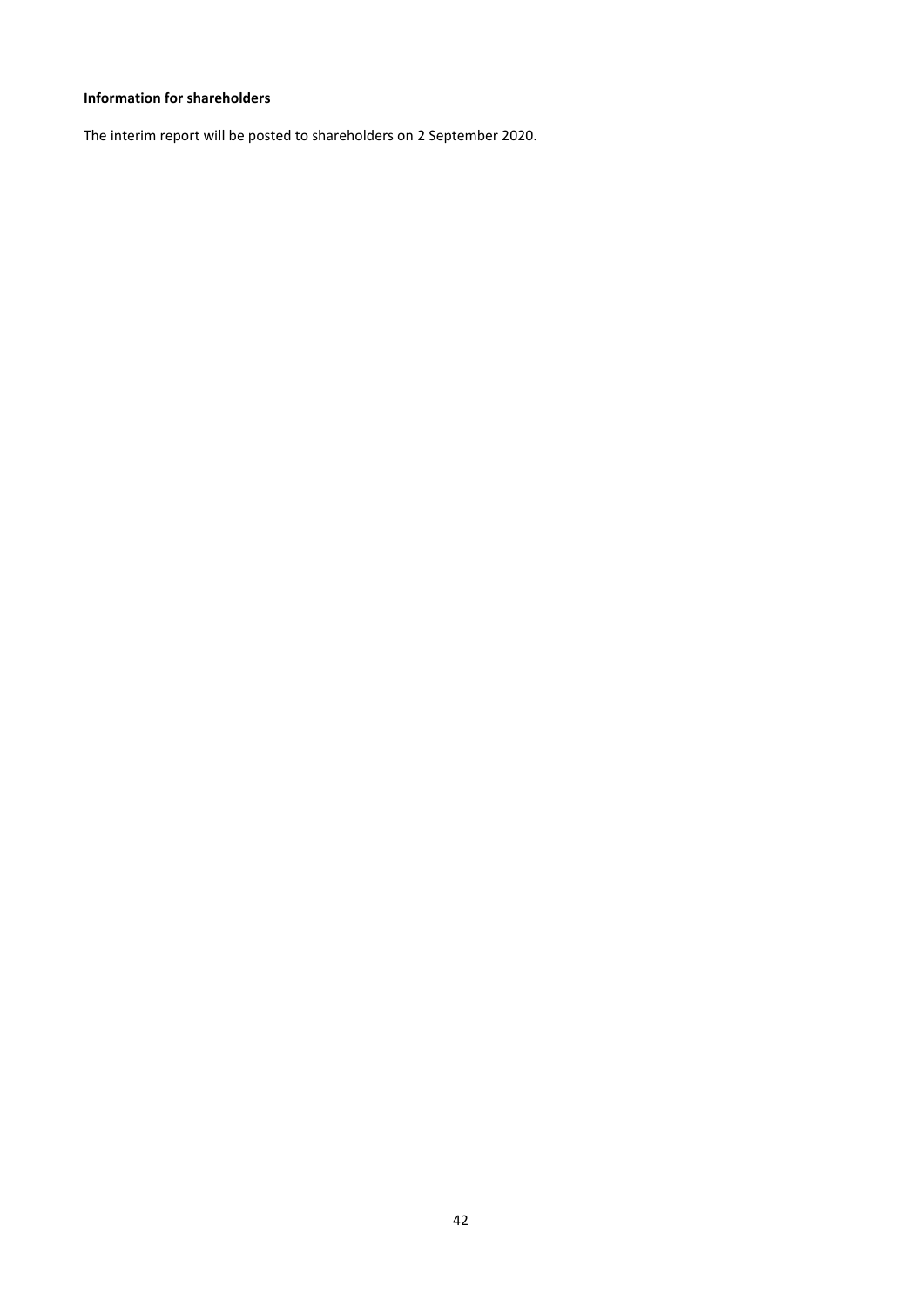**Information for shareholders**

The interim report will be posted to shareholders on 2 September 2020.